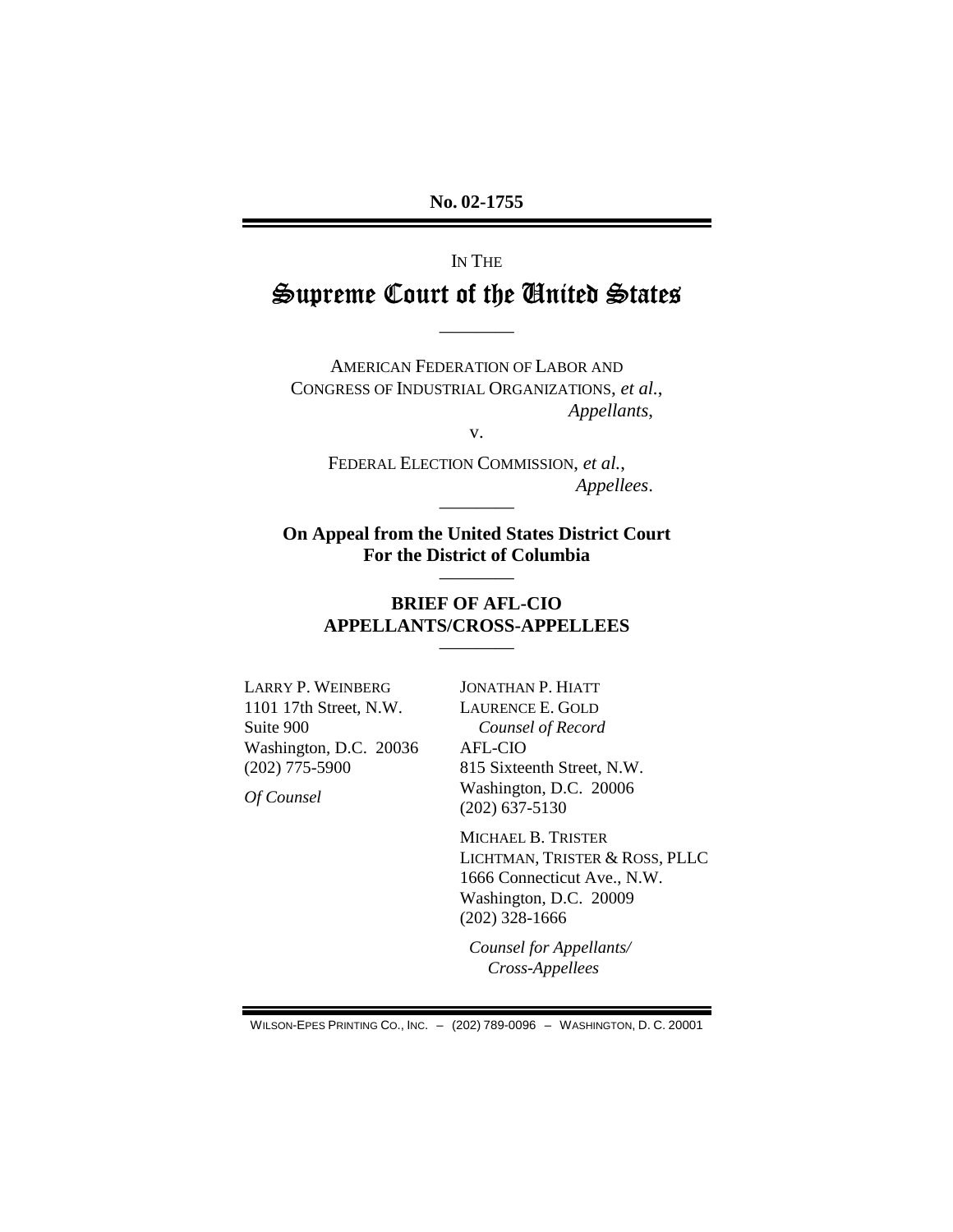**No. 02-1755**

IN THE

# Supreme Court of the United States

---

AMERICAN FEDERATION OF LABOR AND CONGRESS OF INDUSTRIAL ORGANIZATIONS, *et al.*,
*Appellants*,

v.

FEDERAL ELECTION COMMISSION, *et al.*,
*Appellees*.

---

**On Appeal from the United States District Court For the District of Columbia**

---

**BRIEF OF AFL-CIO APPELLANTS/CROSS-APPELLEES**

---

LARRY P. WEINBERG
1101 17th Street, N.W.
Suite 900
Washington, D.C. 20036
(202) 775-5900

*Of Counsel*

JONATHAN P. HIATT
LAURENCE E. GOLD
*Counsel of Record*
AFL-CIO
815 Sixteenth Street, N.W.
Washington, D.C. 20006
(202) 637-5130

MICHAEL B. TRISTER
LICHTMAN, TRISTER & ROSS, PLLC
1666 Connecticut Ave., N.W.
Washington, D.C. 20009
(202) 328-1666

*Counsel for Appellants/ Cross-Appellees*

WILSON-EPES PRINTING CO., INC. – (202) 789-0096 – WASHINGTON, D. C. 20001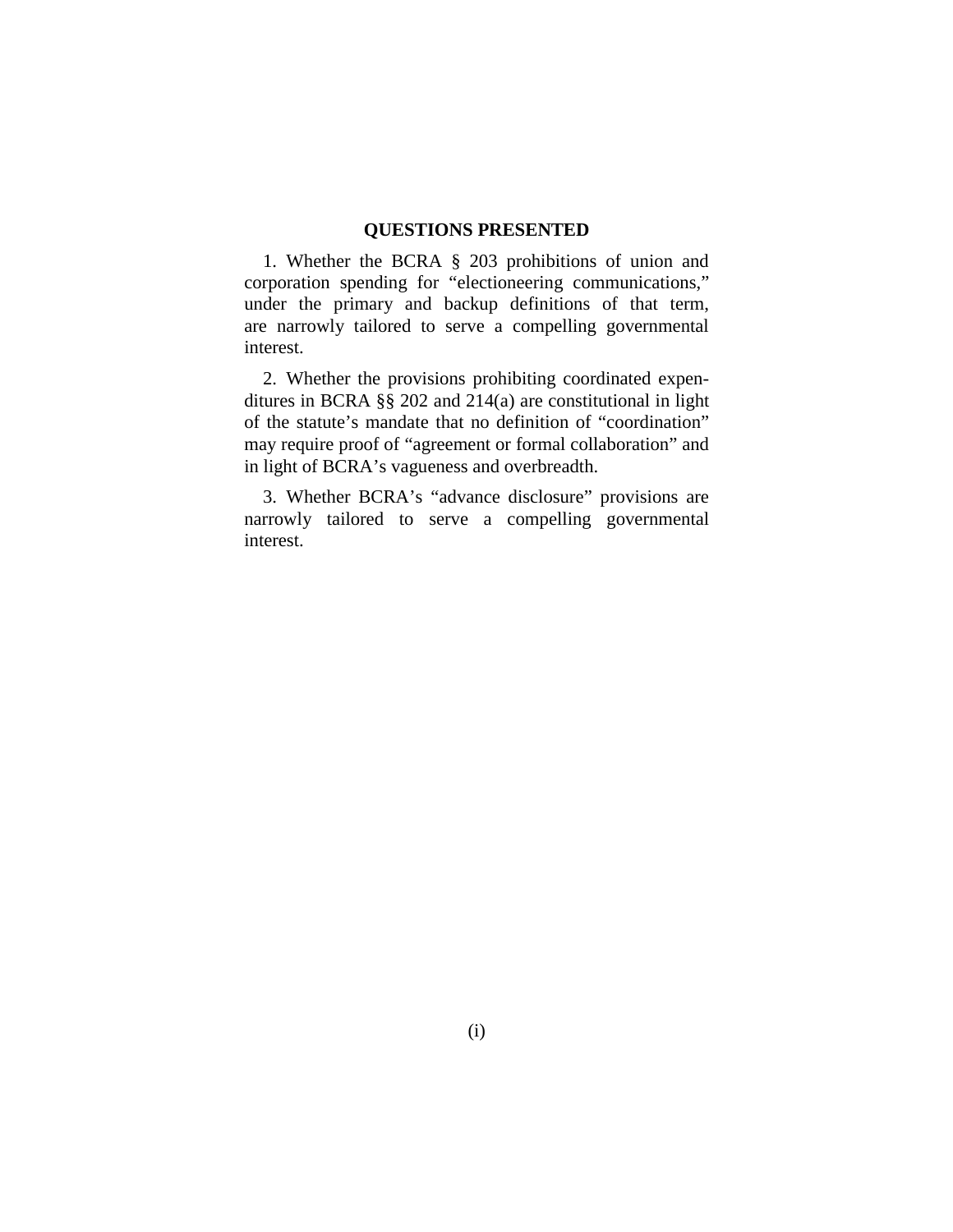## QUESTIONS PRESENTED

1. Whether the BCRA § 203 prohibitions of union and corporation spending for "electioneering communications," under the primary and backup definitions of that term, are narrowly tailored to serve a compelling governmental interest.

2. Whether the provisions prohibiting coordinated expenditures in BCRA §§ 202 and 214(a) are constitutional in light of the statute's mandate that no definition of "coordination" may require proof of "agreement or formal collaboration" and in light of BCRA's vagueness and overbreadth.

3. Whether BCRA's "advance disclosure" provisions are narrowly tailored to serve a compelling governmental interest.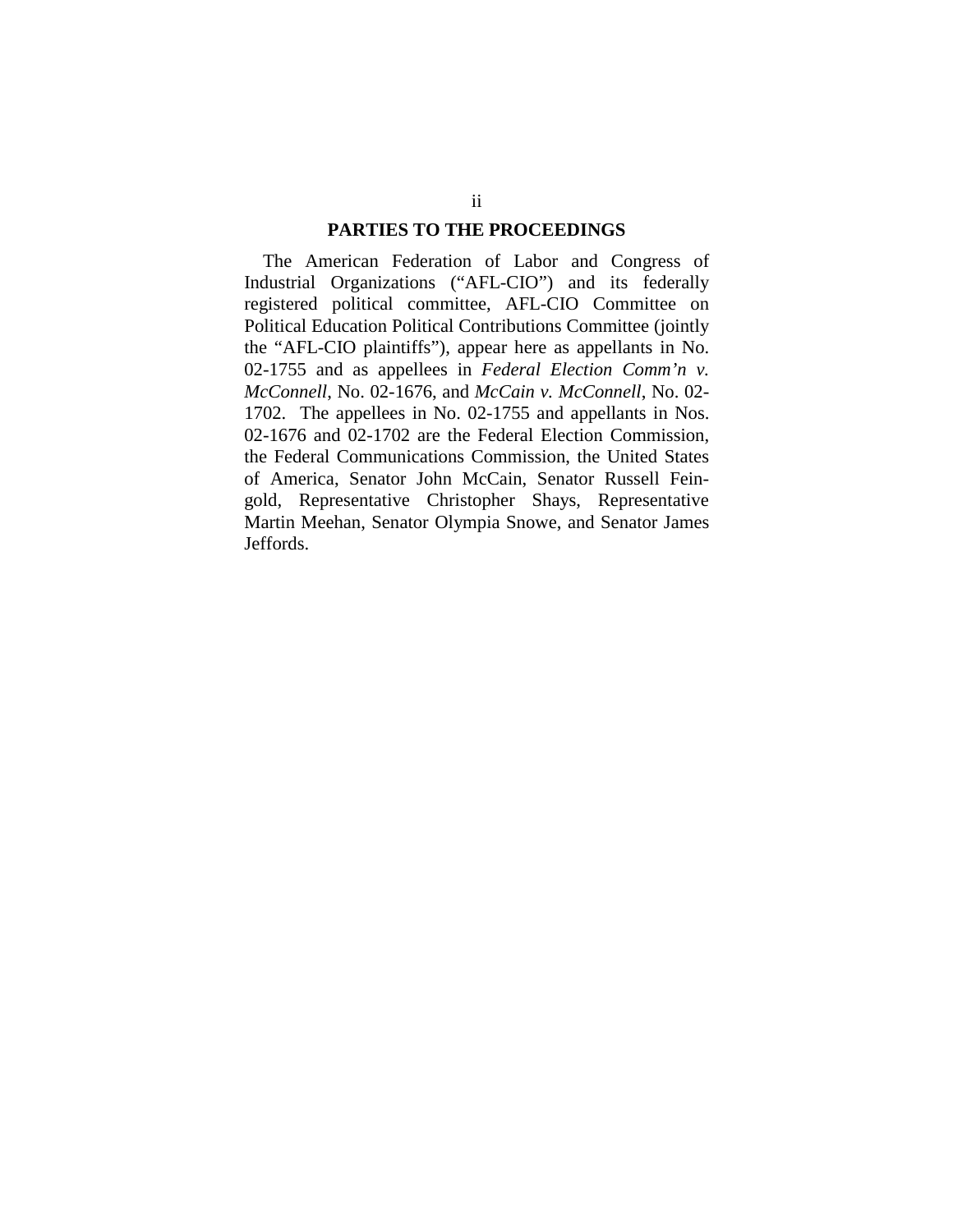## PARTIES TO THE PROCEEDINGS

The American Federation of Labor and Congress of Industrial Organizations ("AFL-CIO") and its federally registered political committee, AFL-CIO Committee on Political Education Political Contributions Committee (jointly the "AFL-CIO plaintiffs"), appear here as appellants in No. 02-1755 and as appellees in *Federal Election Comm'n v. McConnell*, No. 02-1676, and *McCain v. McConnell*, No. 02-1702. The appellees in No. 02-1755 and appellants in Nos. 02-1676 and 02-1702 are the Federal Election Commission, the Federal Communications Commission, the United States of America, Senator John McCain, Senator Russell Feingold, Representative Christopher Shays, Representative Martin Meehan, Senator Olympia Snowe, and Senator James Jeffords.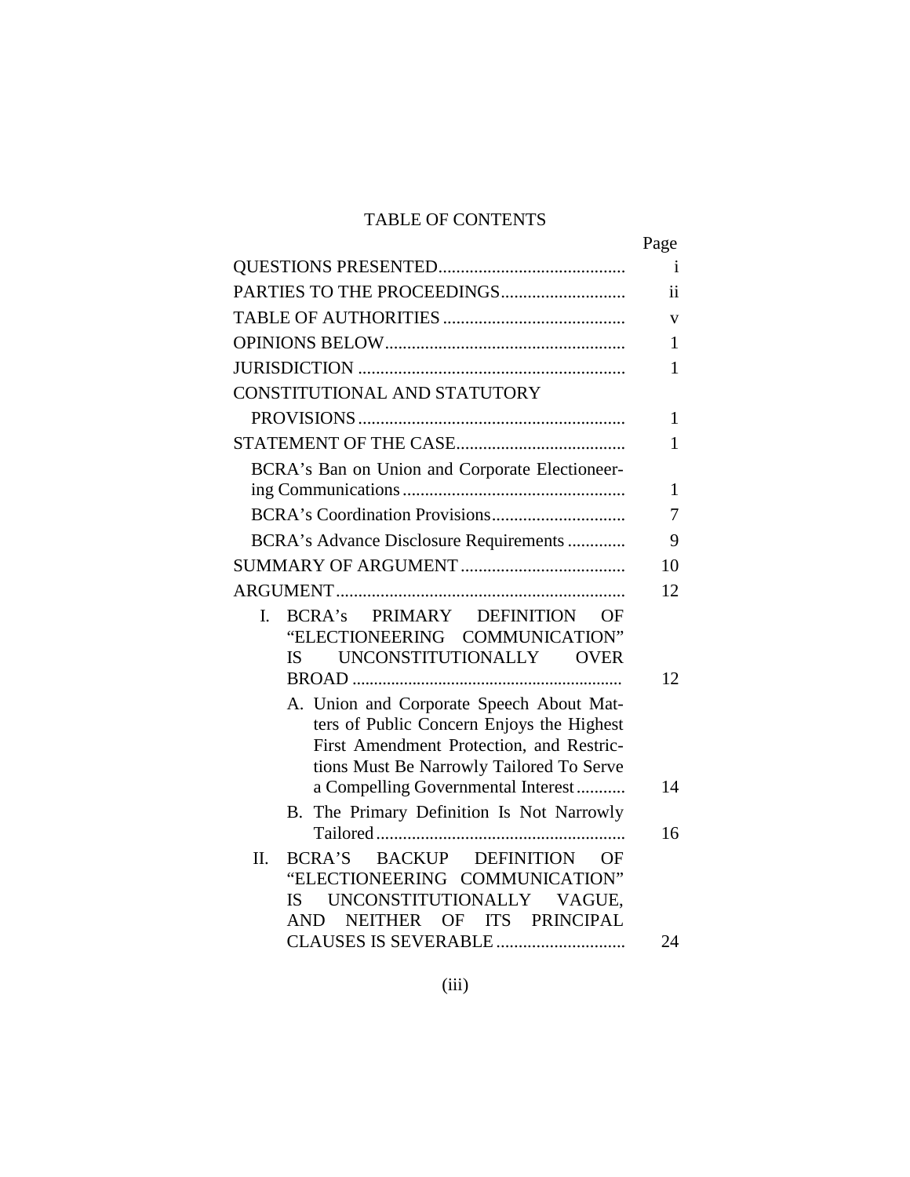# TABLE OF CONTENTS

| | Page |
|---|---|
| QUESTIONS PRESENTED | i |
| PARTIES TO THE PROCEEDINGS | ii |
| TABLE OF AUTHORITIES | v |
| OPINIONS BELOW | 1 |
| JURISDICTION | 1 |
| CONSTITUTIONAL AND STATUTORY PROVISIONS | 1 |
| STATEMENT OF THE CASE | 1 |
| BCRA's Ban on Union and Corporate Electioneering Communications | 1 |
| BCRA's Coordination Provisions | 7 |
| BCRA's Advance Disclosure Requirements | 9 |
| SUMMARY OF ARGUMENT | 10 |
| ARGUMENT | 12 |
| I. BCRA's PRIMARY DEFINITION OF "ELECTIONEERING COMMUNICATION" IS UNCONSTITUTIONALLY OVER BROAD | 12 |
| A. Union and Corporate Speech About Matters of Public Concern Enjoys the Highest First Amendment Protection, and Restrictions Must Be Narrowly Tailored To Serve a Compelling Governmental Interest | 14 |
| B. The Primary Definition Is Not Narrowly Tailored | 16 |
| II. BCRA'S BACKUP DEFINITION OF "ELECTIONEERING COMMUNICATION" IS UNCONSTITUTIONALLY VAGUE, AND NEITHER OF ITS PRINCIPAL CLAUSES IS SEVERABLE | 24 |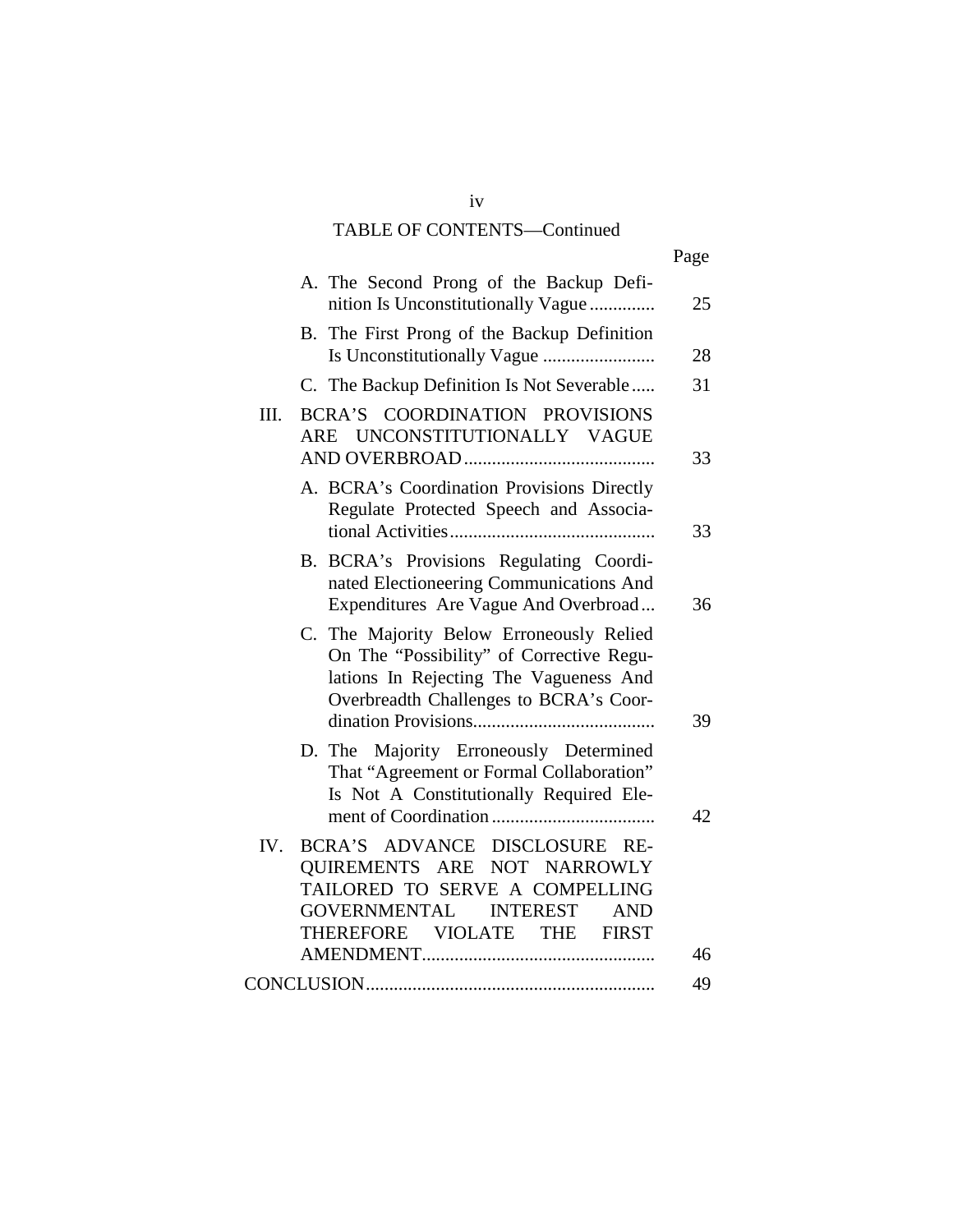## TABLE OF CONTENTS—Continued

| | Page |
|---|---|
| A. The Second Prong of the Backup Definition Is Unconstitutionally Vague | 25 |
| B. The First Prong of the Backup Definition Is Unconstitutionally Vague | 28 |
| C. The Backup Definition Is Not Severable | 31 |
| III. BCRA'S COORDINATION PROVISIONS ARE UNCONSTITUTIONALLY VAGUE AND OVERBROAD | 33 |
| A. BCRA's Coordination Provisions Directly Regulate Protected Speech and Associational Activities | 33 |
| B. BCRA's Provisions Regulating Coordinated Electioneering Communications And Expenditures Are Vague And Overbroad | 36 |
| C. The Majority Below Erroneously Relied On The "Possibility" of Corrective Regulations In Rejecting The Vagueness And Overbreadth Challenges to BCRA's Coordination Provisions | 39 |
| D. The Majority Erroneously Determined That "Agreement or Formal Collaboration" Is Not A Constitutionally Required Element of Coordination | 42 |
| IV. BCRA'S ADVANCE DISCLOSURE REQUIREMENTS ARE NOT NARROWLY TAILORED TO SERVE A COMPELLING GOVERNMENTAL INTEREST AND THEREFORE VIOLATE THE FIRST AMENDMENT | 46 |
| CONCLUSION | 49 |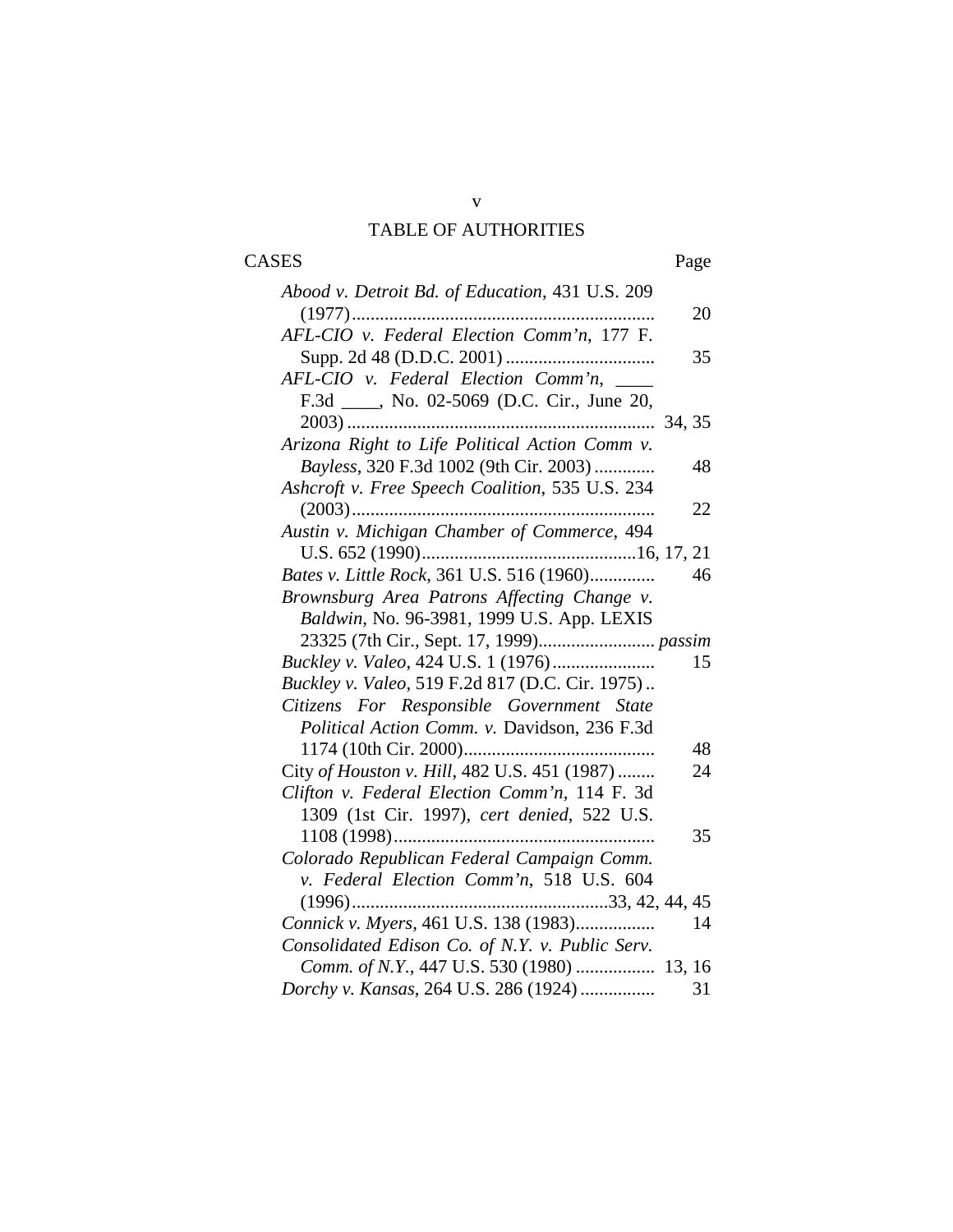# TABLE OF AUTHORITIES

| CASES | Page |
|---|---|
| *Abood v. Detroit Bd. of Education*, 431 U.S. 209 (1977) | 20 |
| *AFL-CIO v. Federal Election Comm'n*, 177 F. Supp. 2d 48 (D.D.C. 2001) | 35 |
| *AFL-CIO v. Federal Election Comm'n*, ____ F.3d ____, No. 02-5069 (D.C. Cir., June 20, 2003) | 34, 35 |
| *Arizona Right to Life Political Action Comm v. Bayless*, 320 F.3d 1002 (9th Cir. 2003) | 48 |
| *Ashcroft v. Free Speech Coalition*, 535 U.S. 234 (2003) | 22 |
| *Austin v. Michigan Chamber of Commerce*, 494 U.S. 652 (1990) | 16, 17, 21 |
| *Bates v. Little Rock*, 361 U.S. 516 (1960) | 46 |
| *Brownsburg Area Patrons Affecting Change v. Baldwin,* No. 96-3981, 1999 U.S. App. LEXIS 23325 (7th Cir., Sept. 17, 1999) | *passim* |
| *Buckley v. Valeo*, 424 U.S. 1 (1976) | 15 |
| *Buckley v. Valeo*, 519 F.2d 817 (D.C. Cir. 1975) | |
| *Citizens For Responsible Government State Political Action Comm. v.* Davidson, 236 F.3d 1174 (10th Cir. 2000) | 48 |
| City *of Houston v. Hill*, 482 U.S. 451 (1987) | 24 |
| *Clifton v. Federal Election Comm'n*, 114 F. 3d 1309 (1st Cir. 1997), *cert denied*, 522 U.S. 1108 (1998) | 35 |
| *Colorado Republican Federal Campaign Comm. v. Federal Election Comm'n*, 518 U.S. 604 (1996) | 33, 42, 44, 45 |
| *Connick v. Myers*, 461 U.S. 138 (1983) | 14 |
| *Consolidated Edison Co. of N.Y. v. Public Serv. Comm. of N.Y.*, 447 U.S. 530 (1980) | 13, 16 |
| *Dorchy v. Kansas*, 264 U.S. 286 (1924) | 31 |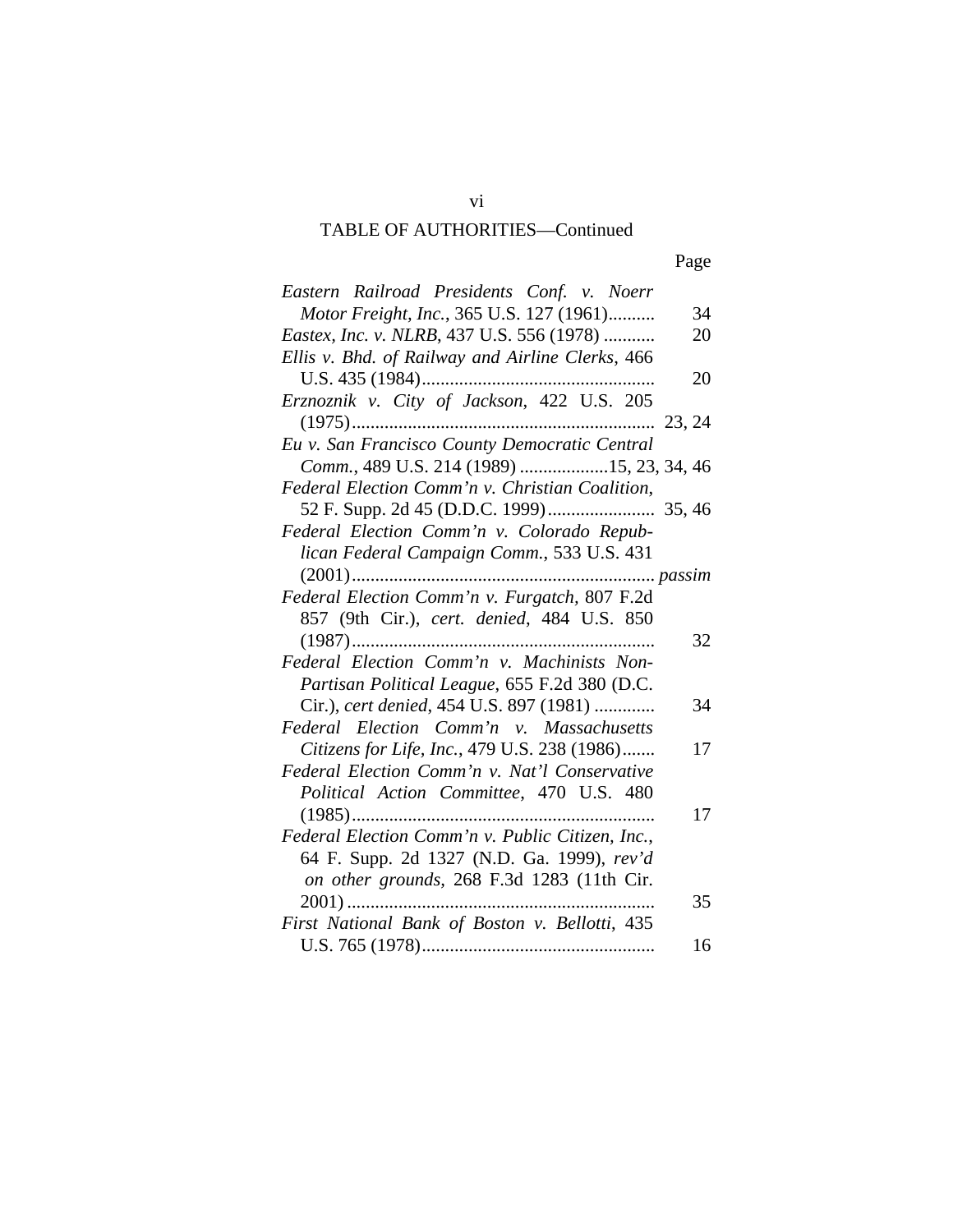## TABLE OF AUTHORITIES—Continued

| | Page |
|---|---|
| *Eastern Railroad Presidents Conf. v. Noerr Motor Freight, Inc.*, 365 U.S. 127 (1961).......... | 34 |
| *Eastex, Inc. v. NLRB*, 437 U.S. 556 (1978) ........... | 20 |
| *Ellis v. Bhd. of Railway and Airline Clerks*, 466 U.S. 435 (1984)................................................. | 20 |
| *Erznoznik v. City of Jackson*, 422 U.S. 205 (1975)................................................................ | 23, 24 |
| *Eu v. San Francisco County Democratic Central Comm.*, 489 U.S. 214 (1989) ................... | 15, 23, 34, 46 |
| *Federal Election Comm'n v. Christian Coalition*, 52 F. Supp. 2d 45 (D.D.C. 1999)....................... | 35, 46 |
| *Federal Election Comm'n v. Colorado Republican Federal Campaign Comm.*, 533 U.S. 431 (2001)................................................................ | *passim* |
| *Federal Election Comm'n v. Furgatch*, 807 F.2d 857 (9th Cir.), *cert. denied*, 484 U.S. 850 (1987)................................................................ | 32 |
| *Federal Election Comm'n v. Machinists Non-Partisan Political League*, 655 F.2d 380 (D.C. Cir.), *cert denied*, 454 U.S. 897 (1981) ............ | 34 |
| *Federal Election Comm'n v. Massachusetts Citizens for Life, Inc.*, 479 U.S. 238 (1986)....... | 17 |
| *Federal Election Comm'n v. Nat'l Conservative Political Action Committee*, 470 U.S. 480 (1985)................................................................ | 17 |
| *Federal Election Comm'n v. Public Citizen, Inc.*, 64 F. Supp. 2d 1327 (N.D. Ga. 1999), *rev'd on other grounds*, 268 F.3d 1283 (11th Cir. 2001) ................................................................ | 35 |
| *First National Bank of Boston v. Bellotti*, 435 U.S. 765 (1978)................................................. | 16 |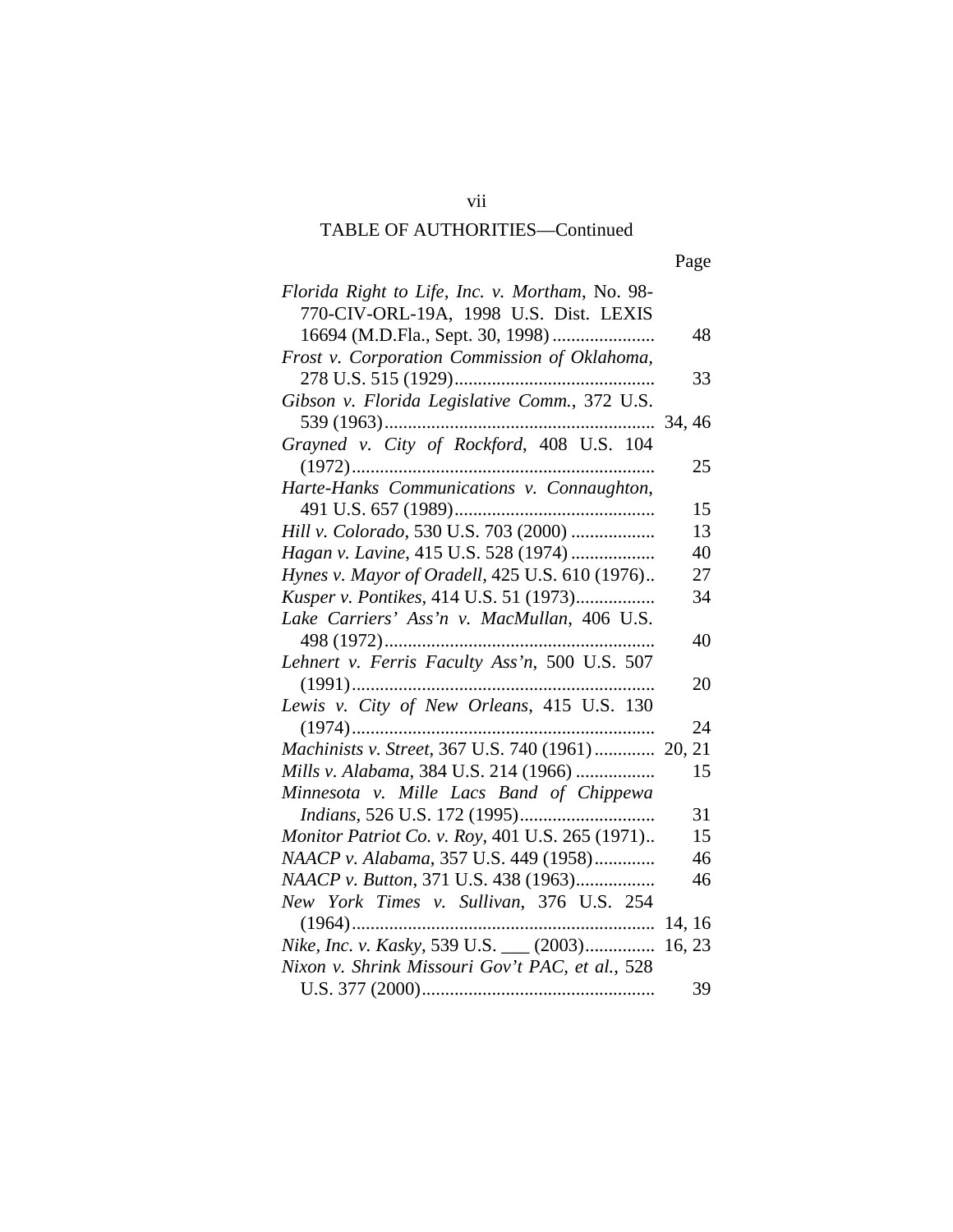## TABLE OF AUTHORITIES—Continued

| | Page |
|---|---|
| *Florida Right to Life, Inc. v. Mortham*, No. 98-770-CIV-ORL-19A, 1998 U.S. Dist. LEXIS 16694 (M.D.Fla., Sept. 30, 1998) | 48 |
| *Frost v. Corporation Commission of Oklahoma*, 278 U.S. 515 (1929) | 33 |
| *Gibson v. Florida Legislative Comm.*, 372 U.S. 539 (1963) | 34, 46 |
| *Grayned v. City of Rockford*, 408 U.S. 104 (1972) | 25 |
| *Harte-Hanks Communications v. Connaughton*, 491 U.S. 657 (1989) | 15 |
| *Hill v. Colorado*, 530 U.S. 703 (2000) | 13 |
| *Hagan v. Lavine*, 415 U.S. 528 (1974) | 40 |
| *Hynes v. Mayor of Oradell*, 425 U.S. 610 (1976) | 27 |
| *Kusper v. Pontikes*, 414 U.S. 51 (1973) | 34 |
| *Lake Carriers' Ass'n v. MacMullan*, 406 U.S. 498 (1972) | 40 |
| *Lehnert v. Ferris Faculty Ass'n*, 500 U.S. 507 (1991) | 20 |
| *Lewis v. City of New Orleans*, 415 U.S. 130 (1974) | 24 |
| *Machinists v. Street*, 367 U.S. 740 (1961) | 20, 21 |
| *Mills v. Alabama*, 384 U.S. 214 (1966) | 15 |
| *Minnesota v. Mille Lacs Band of Chippewa Indians*, 526 U.S. 172 (1995) | 31 |
| *Monitor Patriot Co. v. Roy*, 401 U.S. 265 (1971) | 15 |
| *NAACP v. Alabama*, 357 U.S. 449 (1958) | 46 |
| *NAACP v. Button*, 371 U.S. 438 (1963) | 46 |
| *New York Times v. Sullivan*, 376 U.S. 254 (1964) | 14, 16 |
| *Nike, Inc. v. Kasky*, 539 U.S. ___ (2003) | 16, 23 |
| *Nixon v. Shrink Missouri Gov't PAC, et al.*, 528 U.S. 377 (2000) | 39 |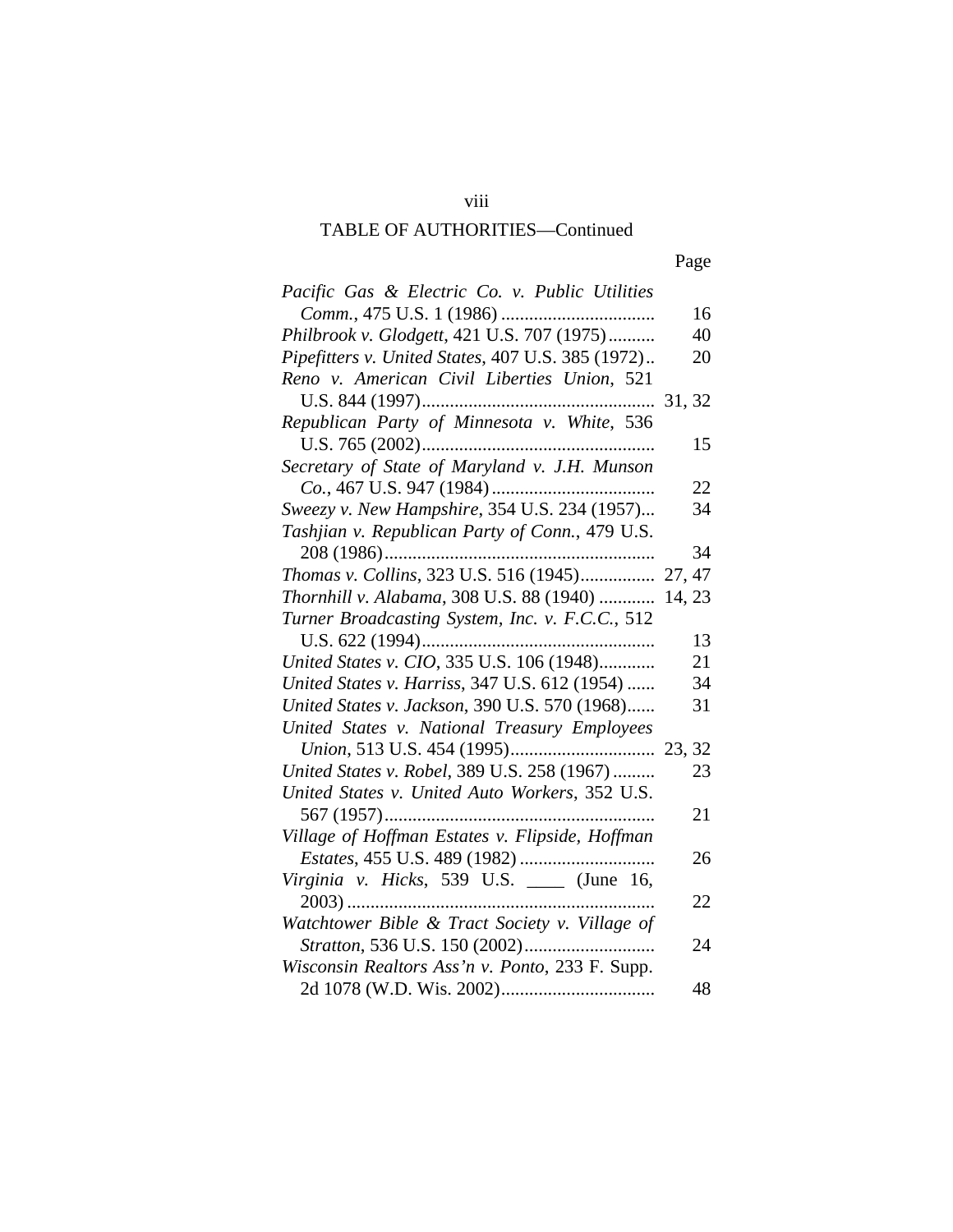## TABLE OF AUTHORITIES—Continued

| | Page |
|---|---|
| *Pacific Gas & Electric Co. v. Public Utilities Comm.*, 475 U.S. 1 (1986) | 16 |
| *Philbrook v. Glodgett*, 421 U.S. 707 (1975) | 40 |
| *Pipefitters v. United States*, 407 U.S. 385 (1972) | 20 |
| *Reno v. American Civil Liberties Union*, 521 U.S. 844 (1997) | 31, 32 |
| *Republican Party of Minnesota v. White*, 536 U.S. 765 (2002) | 15 |
| *Secretary of State of Maryland v. J.H. Munson Co.*, 467 U.S. 947 (1984) | 22 |
| *Sweezy v. New Hampshire*, 354 U.S. 234 (1957) | 34 |
| *Tashjian v. Republican Party of Conn.*, 479 U.S. 208 (1986) | 34 |
| *Thomas v. Collins*, 323 U.S. 516 (1945) | 27, 47 |
| *Thornhill v. Alabama*, 308 U.S. 88 (1940) | 14, 23 |
| *Turner Broadcasting System, Inc. v. F.C.C.*, 512 U.S. 622 (1994) | 13 |
| *United States v. CIO*, 335 U.S. 106 (1948) | 21 |
| *United States v. Harriss*, 347 U.S. 612 (1954) | 34 |
| *United States v. Jackson*, 390 U.S. 570 (1968) | 31 |
| *United States v. National Treasury Employees Union*, 513 U.S. 454 (1995) | 23, 32 |
| *United States v. Robel*, 389 U.S. 258 (1967) | 23 |
| *United States v. United Auto Workers*, 352 U.S. 567 (1957) | 21 |
| *Village of Hoffman Estates v. Flipside, Hoffman Estates*, 455 U.S. 489 (1982) | 26 |
| *Virginia v. Hicks*, 539 U.S. ____ (June 16, 2003) | 22 |
| *Watchtower Bible & Tract Society v. Village of Stratton*, 536 U.S. 150 (2002) | 24 |
| *Wisconsin Realtors Ass'n v. Ponto*, 233 F. Supp. 2d 1078 (W.D. Wis. 2002) | 48 |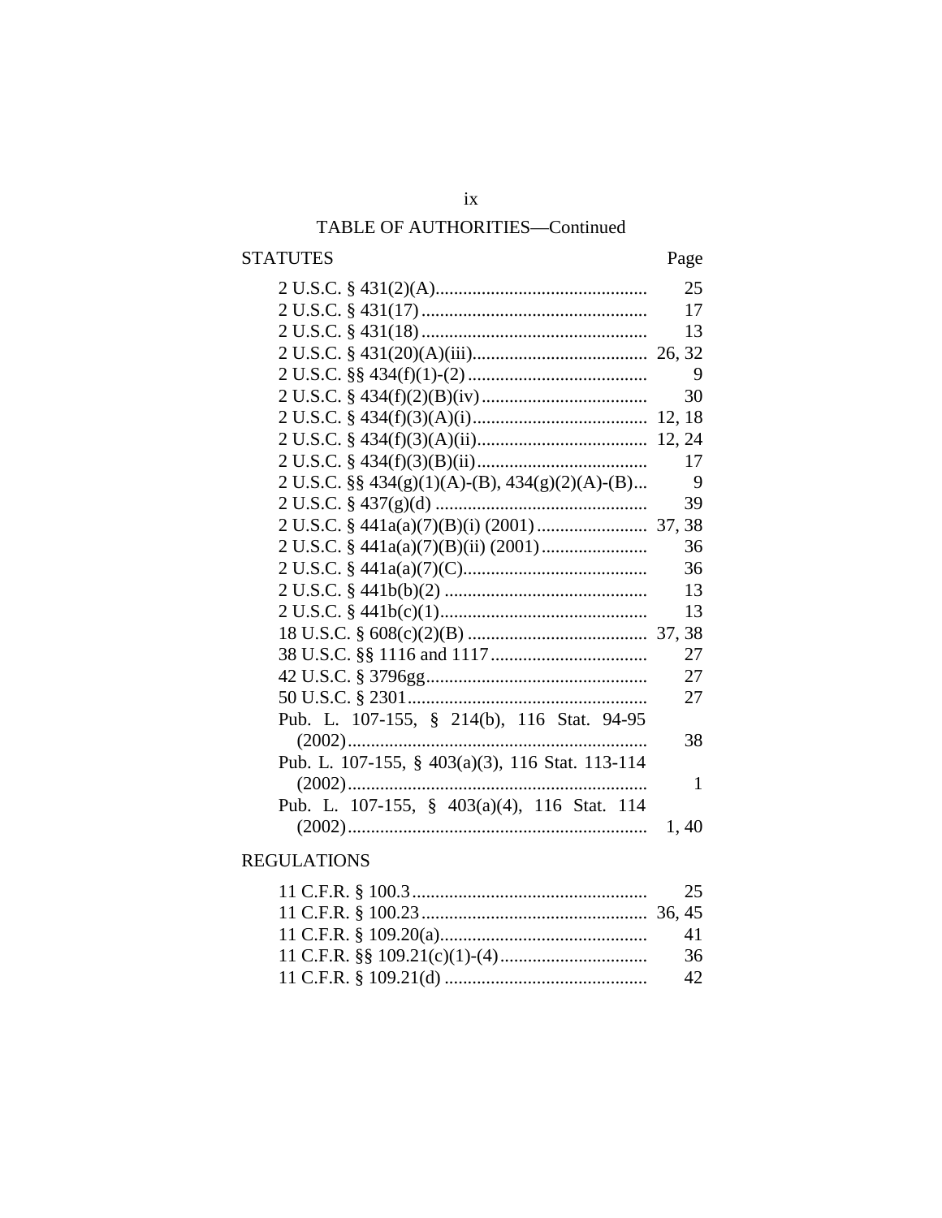## TABLE OF AUTHORITIES—Continued

| STATUTES | Page |
|---|---|
| 2 U.S.C. § 431(2)(A) | 25 |
| 2 U.S.C. § 431(17) | 17 |
| 2 U.S.C. § 431(18) | 13 |
| 2 U.S.C. § 431(20)(A)(iii) | 26, 32 |
| 2 U.S.C. §§ 434(f)(1)-(2) | 9 |
| 2 U.S.C. § 434(f)(2)(B)(iv) | 30 |
| 2 U.S.C. § 434(f)(3)(A)(i) | 12, 18 |
| 2 U.S.C. § 434(f)(3)(A)(ii) | 12, 24 |
| 2 U.S.C. § 434(f)(3)(B)(ii) | 17 |
| 2 U.S.C. §§ 434(g)(1)(A)-(B), 434(g)(2)(A)-(B) | 9 |
| 2 U.S.C. § 437(g)(d) | 39 |
| 2 U.S.C. § 441a(a)(7)(B)(i) (2001) | 37, 38 |
| 2 U.S.C. § 441a(a)(7)(B)(ii) (2001) | 36 |
| 2 U.S.C. § 441a(a)(7)(C) | 36 |
| 2 U.S.C. § 441b(b)(2) | 13 |
| 2 U.S.C. § 441b(c)(1) | 13 |
| 18 U.S.C. § 608(c)(2)(B) | 37, 38 |
| 38 U.S.C. §§ 1116 and 1117 | 27 |
| 42 U.S.C. § 3796gg | 27 |
| 50 U.S.C. § 2301 | 27 |
| Pub. L. 107-155, § 214(b), 116 Stat. 94-95 (2002) | 38 |
| Pub. L. 107-155, § 403(a)(3), 116 Stat. 113-114 (2002) | 1 |
| Pub. L. 107-155, § 403(a)(4), 116 Stat. 114 (2002) | 1, 40 |

| REGULATIONS | |
|---|---|
| 11 C.F.R. § 100.3 | 25 |
| 11 C.F.R. § 100.23 | 36, 45 |
| 11 C.F.R. § 109.20(a) | 41 |
| 11 C.F.R. §§ 109.21(c)(1)-(4) | 36 |
| 11 C.F.R. § 109.21(d) | 42 |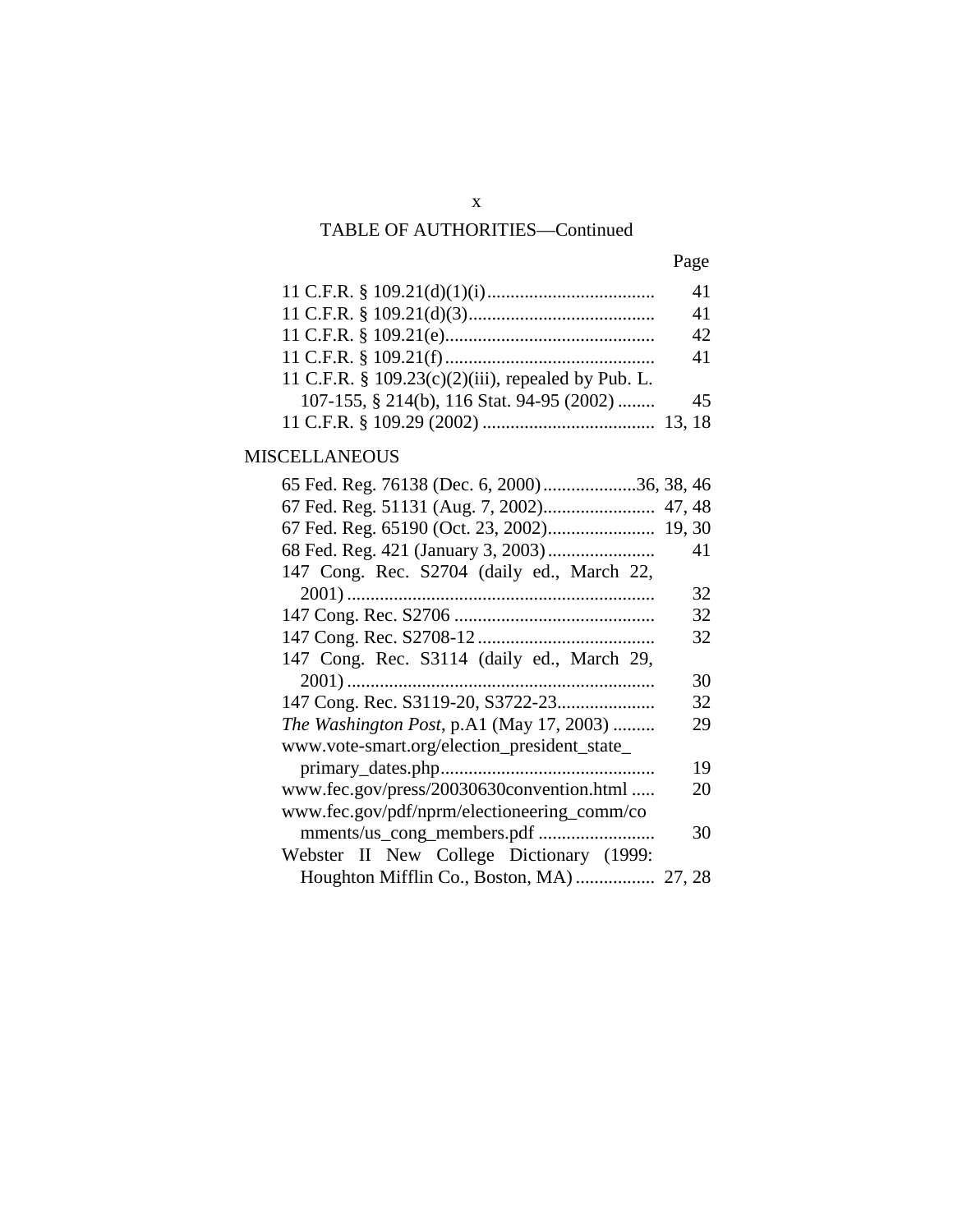TABLE OF AUTHORITIES—Continued

| | Page |
|---|---|
| 11 C.F.R. § 109.21(d)(1)(i) | 41 |
| 11 C.F.R. § 109.21(d)(3) | 41 |
| 11 C.F.R. § 109.21(e) | 42 |
| 11 C.F.R. § 109.21(f) | 41 |
| 11 C.F.R. § 109.23(c)(2)(iii), repealed by Pub. L. 107-155, § 214(b), 116 Stat. 94-95 (2002) | 45 |
| 11 C.F.R. § 109.29 (2002) | 13, 18 |

MISCELLANEOUS

| | |
|---|---|
| 65 Fed. Reg. 76138 (Dec. 6, 2000) | 36, 38, 46 |
| 67 Fed. Reg. 51131 (Aug. 7, 2002) | 47, 48 |
| 67 Fed. Reg. 65190 (Oct. 23, 2002) | 19, 30 |
| 68 Fed. Reg. 421 (January 3, 2003) | 41 |
| 147 Cong. Rec. S2704 (daily ed., March 22, 2001) | 32 |
| 147 Cong. Rec. S2706 | 32 |
| 147 Cong. Rec. S2708-12 | 32 |
| 147 Cong. Rec. S3114 (daily ed., March 29, 2001) | 30 |
| 147 Cong. Rec. S3119-20, S3722-23 | 32 |
| *The Washington Post*, p.A1 (May 17, 2003) | 29 |
| www.vote-smart.org/election_president_state_primary_dates.php | 19 |
| www.fec.gov/press/20030630convention.html | 20 |
| www.fec.gov/pdf/nprm/electioneering_comm/comments/us_cong_members.pdf | 30 |
| Webster II New College Dictionary (1999: Houghton Mifflin Co., Boston, MA) | 27, 28 |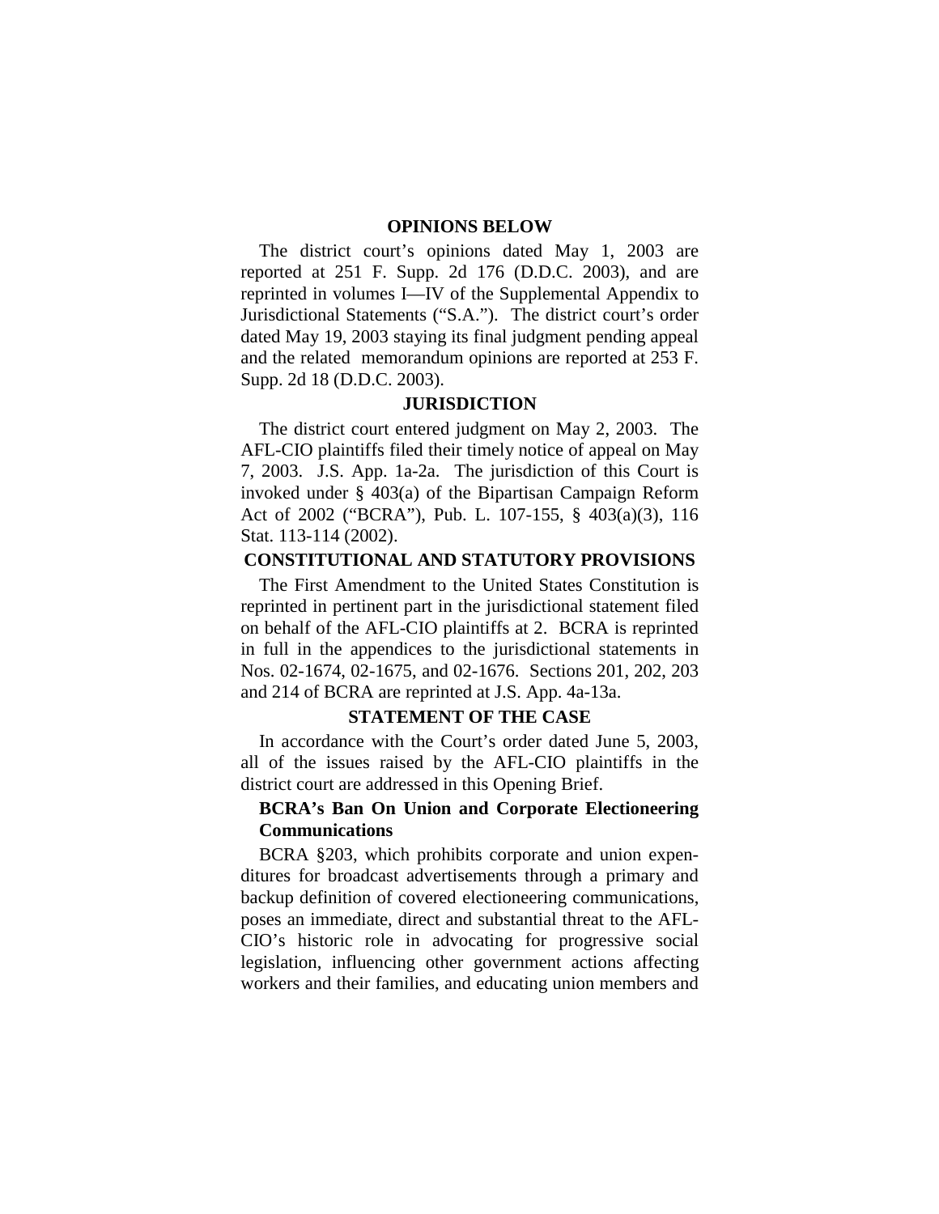## OPINIONS BELOW

The district court's opinions dated May 1, 2003 are reported at 251 F. Supp. 2d 176 (D.D.C. 2003), and are reprinted in volumes I—IV of the Supplemental Appendix to Jurisdictional Statements ("S.A."). The district court's order dated May 19, 2003 staying its final judgment pending appeal and the related memorandum opinions are reported at 253 F. Supp. 2d 18 (D.D.C. 2003).

## JURISDICTION

The district court entered judgment on May 2, 2003. The AFL-CIO plaintiffs filed their timely notice of appeal on May 7, 2003. J.S. App. 1a-2a. The jurisdiction of this Court is invoked under § 403(a) of the Bipartisan Campaign Reform Act of 2002 ("BCRA"), Pub. L. 107-155, § 403(a)(3), 116 Stat. 113-114 (2002).

## CONSTITUTIONAL AND STATUTORY PROVISIONS

The First Amendment to the United States Constitution is reprinted in pertinent part in the jurisdictional statement filed on behalf of the AFL-CIO plaintiffs at 2. BCRA is reprinted in full in the appendices to the jurisdictional statements in Nos. 02-1674, 02-1675, and 02-1676. Sections 201, 202, 203 and 214 of BCRA are reprinted at J.S. App. 4a-13a.

## STATEMENT OF THE CASE

In accordance with the Court's order dated June 5, 2003, all of the issues raised by the AFL-CIO plaintiffs in the district court are addressed in this Opening Brief.

### BCRA's Ban On Union and Corporate Electioneering Communications

BCRA §203, which prohibits corporate and union expenditures for broadcast advertisements through a primary and backup definition of covered electioneering communications, poses an immediate, direct and substantial threat to the AFL-CIO's historic role in advocating for progressive social legislation, influencing other government actions affecting workers and their families, and educating union members and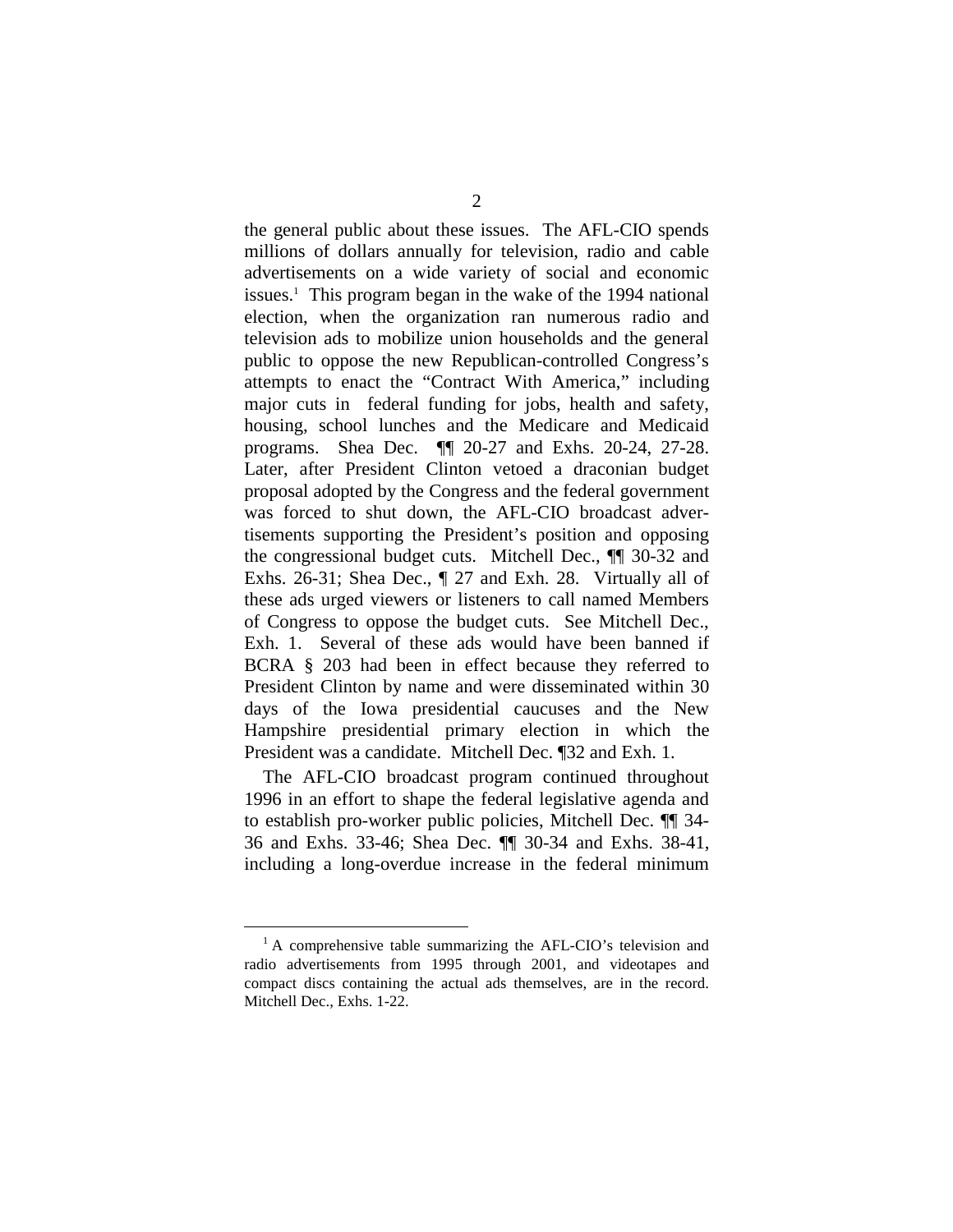the general public about these issues. The AFL-CIO spends millions of dollars annually for television, radio and cable advertisements on a wide variety of social and economic issues.[1] This program began in the wake of the 1994 national election, when the organization ran numerous radio and television ads to mobilize union households and the general public to oppose the new Republican-controlled Congress's attempts to enact the "Contract With America," including major cuts in federal funding for jobs, health and safety, housing, school lunches and the Medicare and Medicaid programs. Shea Dec. ¶¶ 20-27 and Exhs. 20-24, 27-28. Later, after President Clinton vetoed a draconian budget proposal adopted by the Congress and the federal government was forced to shut down, the AFL-CIO broadcast advertisements supporting the President's position and opposing the congressional budget cuts. Mitchell Dec., ¶¶ 30-32 and Exhs. 26-31; Shea Dec., ¶ 27 and Exh. 28. Virtually all of these ads urged viewers or listeners to call named Members of Congress to oppose the budget cuts. See Mitchell Dec., Exh. 1. Several of these ads would have been banned if BCRA § 203 had been in effect because they referred to President Clinton by name and were disseminated within 30 days of the Iowa presidential caucuses and the New Hampshire presidential primary election in which the President was a candidate. Mitchell Dec. ¶32 and Exh. 1.

The AFL-CIO broadcast program continued throughout 1996 in an effort to shape the federal legislative agenda and to establish pro-worker public policies, Mitchell Dec. ¶¶ 34-36 and Exhs. 33-46; Shea Dec. ¶¶ 30-34 and Exhs. 38-41, including a long-overdue increase in the federal minimum

---

[1] A comprehensive table summarizing the AFL-CIO's television and radio advertisements from 1995 through 2001, and videotapes and compact discs containing the actual ads themselves, are in the record. Mitchell Dec., Exhs. 1-22.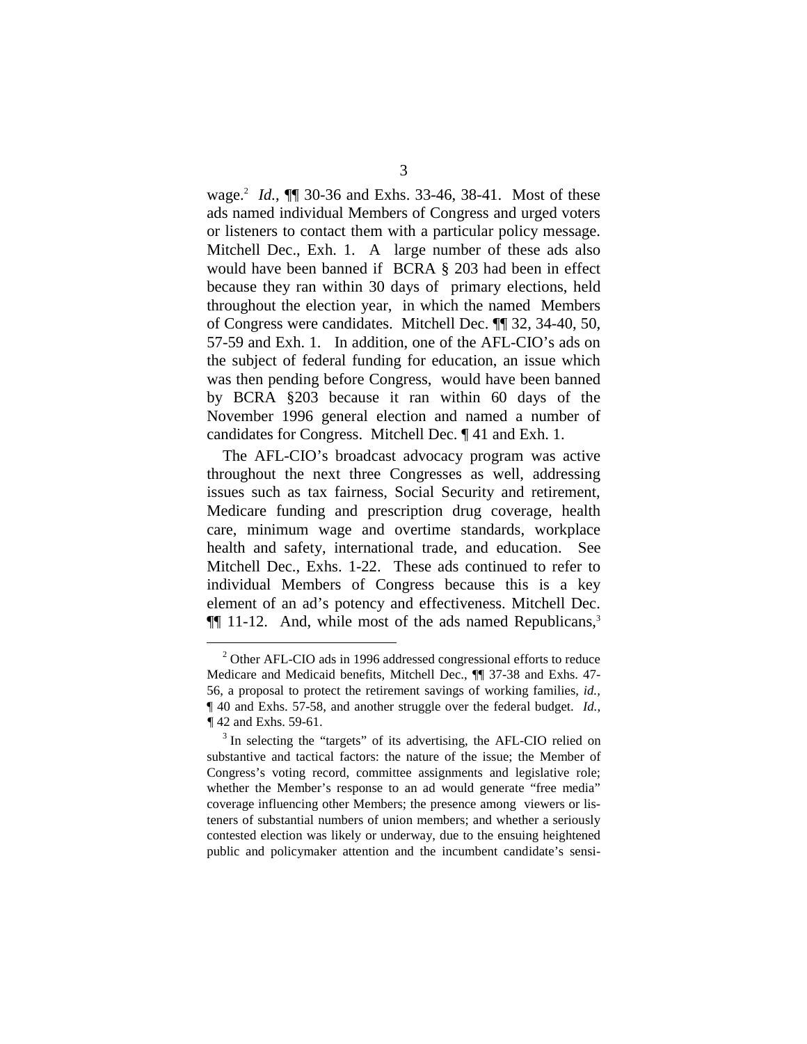wage.[2] *Id.*, ¶¶ 30-36 and Exhs. 33-46, 38-41. Most of these ads named individual Members of Congress and urged voters or listeners to contact them with a particular policy message. Mitchell Dec., Exh. 1. A large number of these ads also would have been banned if BCRA § 203 had been in effect because they ran within 30 days of primary elections, held throughout the election year, in which the named Members of Congress were candidates. Mitchell Dec. ¶¶ 32, 34-40, 50, 57-59 and Exh. 1. In addition, one of the AFL-CIO's ads on the subject of federal funding for education, an issue which was then pending before Congress, would have been banned by BCRA §203 because it ran within 60 days of the November 1996 general election and named a number of candidates for Congress. Mitchell Dec. ¶ 41 and Exh. 1.

The AFL-CIO's broadcast advocacy program was active throughout the next three Congresses as well, addressing issues such as tax fairness, Social Security and retirement, Medicare funding and prescription drug coverage, health care, minimum wage and overtime standards, workplace health and safety, international trade, and education. See Mitchell Dec., Exhs. 1-22. These ads continued to refer to individual Members of Congress because this is a key element of an ad's potency and effectiveness. Mitchell Dec. ¶¶ 11-12. And, while most of the ads named Republicans,[3]

---

[2] Other AFL-CIO ads in 1996 addressed congressional efforts to reduce Medicare and Medicaid benefits, Mitchell Dec., ¶¶ 37-38 and Exhs. 47-56, a proposal to protect the retirement savings of working families, *id.*, ¶ 40 and Exhs. 57-58, and another struggle over the federal budget. *Id.*, ¶ 42 and Exhs. 59-61.

[3] In selecting the "targets" of its advertising, the AFL-CIO relied on substantive and tactical factors: the nature of the issue; the Member of Congress's voting record, committee assignments and legislative role; whether the Member's response to an ad would generate "free media" coverage influencing other Members; the presence among viewers or listeners of substantial numbers of union members; and whether a seriously contested election was likely or underway, due to the ensuing heightened public and policymaker attention and the incumbent candidate's sensi-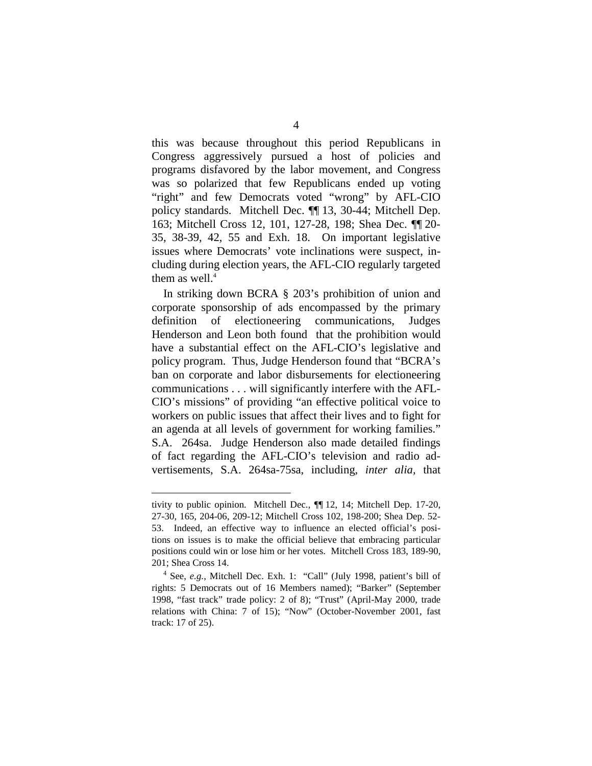this was because throughout this period Republicans in Congress aggressively pursued a host of policies and programs disfavored by the labor movement, and Congress was so polarized that few Republicans ended up voting "right" and few Democrats voted "wrong" by AFL-CIO policy standards. Mitchell Dec. ¶¶ 13, 30-44; Mitchell Dep. 163; Mitchell Cross 12, 101, 127-28, 198; Shea Dec. ¶¶ 20-35, 38-39, 42, 55 and Exh. 18. On important legislative issues where Democrats' vote inclinations were suspect, including during election years, the AFL-CIO regularly targeted them as well.[4]

In striking down BCRA § 203's prohibition of union and corporate sponsorship of ads encompassed by the primary definition of electioneering communications, Judges Henderson and Leon both found that the prohibition would have a substantial effect on the AFL-CIO's legislative and policy program. Thus, Judge Henderson found that "BCRA's ban on corporate and labor disbursements for electioneering communications . . . will significantly interfere with the AFL-CIO's missions" of providing "an effective political voice to workers on public issues that affect their lives and to fight for an agenda at all levels of government for working families." S.A. 264sa. Judge Henderson also made detailed findings of fact regarding the AFL-CIO's television and radio advertisements, S.A. 264sa-75sa, including, *inter alia*, that

---

tivity to public opinion. Mitchell Dec., ¶¶ 12, 14; Mitchell Dep. 17-20, 27-30, 165, 204-06, 209-12; Mitchell Cross 102, 198-200; Shea Dep. 52-53. Indeed, an effective way to influence an elected official's positions on issues is to make the official believe that embracing particular positions could win or lose him or her votes. Mitchell Cross 183, 189-90, 201; Shea Cross 14.

[4] See, *e.g.*, Mitchell Dec. Exh. 1: "Call" (July 1998, patient's bill of rights: 5 Democrats out of 16 Members named); "Barker" (September 1998, "fast track" trade policy: 2 of 8); "Trust" (April-May 2000, trade relations with China: 7 of 15); "Now" (October-November 2001, fast track: 17 of 25).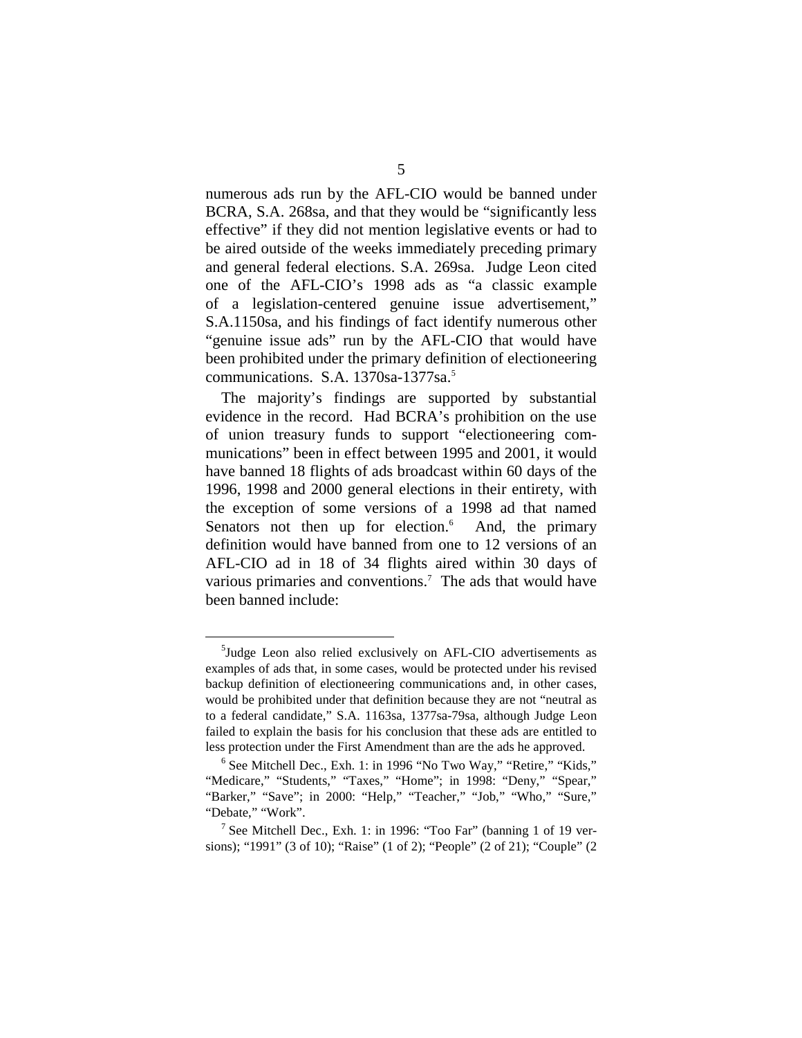numerous ads run by the AFL-CIO would be banned under BCRA, S.A. 268sa, and that they would be "significantly less effective" if they did not mention legislative events or had to be aired outside of the weeks immediately preceding primary and general federal elections. S.A. 269sa. Judge Leon cited one of the AFL-CIO's 1998 ads as "a classic example of a legislation-centered genuine issue advertisement," S.A.1150sa, and his findings of fact identify numerous other "genuine issue ads" run by the AFL-CIO that would have been prohibited under the primary definition of electioneering communications. S.A. 1370sa-1377sa.[5]

The majority's findings are supported by substantial evidence in the record. Had BCRA's prohibition on the use of union treasury funds to support "electioneering communications" been in effect between 1995 and 2001, it would have banned 18 flights of ads broadcast within 60 days of the 1996, 1998 and 2000 general elections in their entirety, with the exception of some versions of a 1998 ad that named Senators not then up for election.[6] And, the primary definition would have banned from one to 12 versions of an AFL-CIO ad in 18 of 34 flights aired within 30 days of various primaries and conventions.[7] The ads that would have been banned include:

---

[5] Judge Leon also relied exclusively on AFL-CIO advertisements as examples of ads that, in some cases, would be protected under his revised backup definition of electioneering communications and, in other cases, would be prohibited under that definition because they are not "neutral as to a federal candidate," S.A. 1163sa, 1377sa-79sa, although Judge Leon failed to explain the basis for his conclusion that these ads are entitled to less protection under the First Amendment than are the ads he approved.

[6] See Mitchell Dec., Exh. 1: in 1996 "No Two Way," "Retire," "Kids," "Medicare," "Students," "Taxes," "Home"; in 1998: "Deny," "Spear," "Barker," "Save"; in 2000: "Help," "Teacher," "Job," "Who," "Sure," "Debate," "Work".

[7] See Mitchell Dec., Exh. 1: in 1996: "Too Far" (banning 1 of 19 versions); "1991" (3 of 10); "Raise" (1 of 2); "People" (2 of 21); "Couple" (2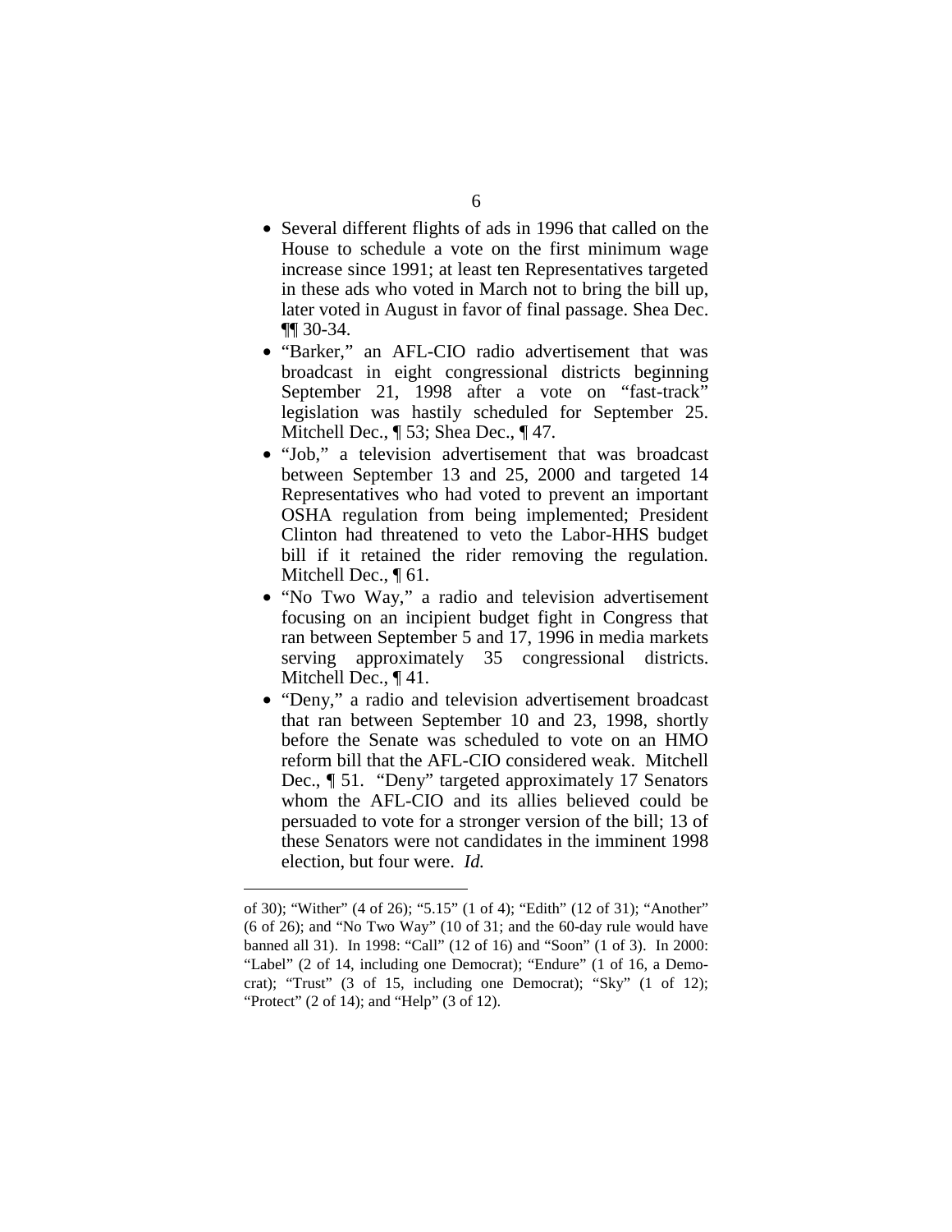- Several different flights of ads in 1996 that called on the House to schedule a vote on the first minimum wage increase since 1991; at least ten Representatives targeted in these ads who voted in March not to bring the bill up, later voted in August in favor of final passage. Shea Dec. ¶¶ 30-34.
- "Barker," an AFL-CIO radio advertisement that was broadcast in eight congressional districts beginning September 21, 1998 after a vote on "fast-track" legislation was hastily scheduled for September 25. Mitchell Dec., ¶ 53; Shea Dec., ¶ 47.
- "Job," a television advertisement that was broadcast between September 13 and 25, 2000 and targeted 14 Representatives who had voted to prevent an important OSHA regulation from being implemented; President Clinton had threatened to veto the Labor-HHS budget bill if it retained the rider removing the regulation. Mitchell Dec., ¶ 61.
- "No Two Way," a radio and television advertisement focusing on an incipient budget fight in Congress that ran between September 5 and 17, 1996 in media markets serving approximately 35 congressional districts. Mitchell Dec., ¶ 41.
- "Deny," a radio and television advertisement broadcast that ran between September 10 and 23, 1998, shortly before the Senate was scheduled to vote on an HMO reform bill that the AFL-CIO considered weak. Mitchell Dec., ¶ 51. "Deny" targeted approximately 17 Senators whom the AFL-CIO and its allies believed could be persuaded to vote for a stronger version of the bill; 13 of these Senators were not candidates in the imminent 1998 election, but four were. *Id.*

---

of 30); "Wither" (4 of 26); "5.15" (1 of 4); "Edith" (12 of 31); "Another" (6 of 26); and "No Two Way" (10 of 31; and the 60-day rule would have banned all 31). In 1998: "Call" (12 of 16) and "Soon" (1 of 3). In 2000: "Label" (2 of 14, including one Democrat); "Endure" (1 of 16, a Democrat); "Trust" (3 of 15, including one Democrat); "Sky" (1 of 12); "Protect" (2 of 14); and "Help" (3 of 12).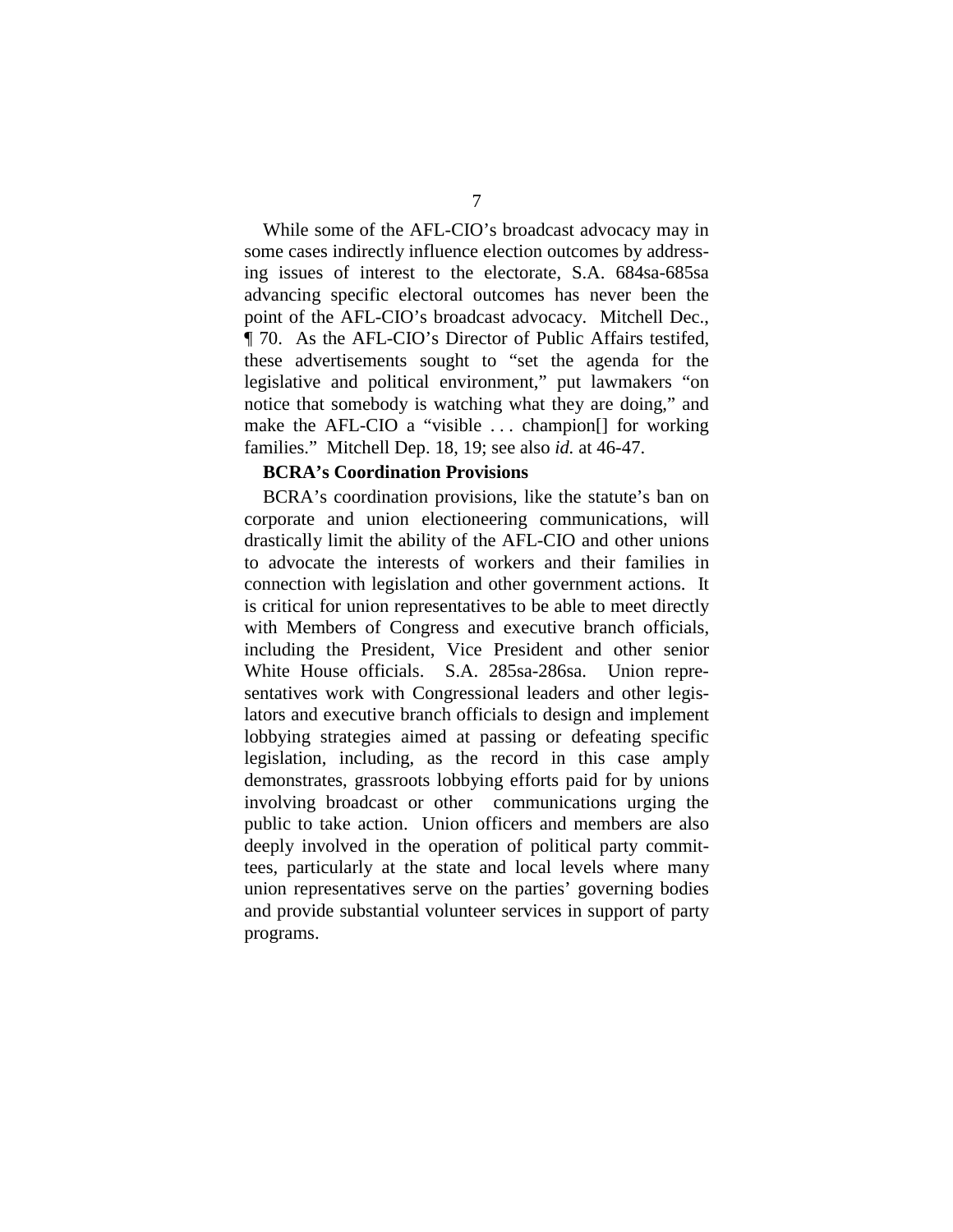While some of the AFL-CIO's broadcast advocacy may in some cases indirectly influence election outcomes by addressing issues of interest to the electorate, S.A. 684sa-685sa advancing specific electoral outcomes has never been the point of the AFL-CIO's broadcast advocacy. Mitchell Dec., ¶ 70. As the AFL-CIO's Director of Public Affairs testifed, these advertisements sought to "set the agenda for the legislative and political environment," put lawmakers "on notice that somebody is watching what they are doing," and make the AFL-CIO a "visible . . . champion[] for working families." Mitchell Dep. 18, 19; see also *id.* at 46-47.

**BCRA's Coordination Provisions**

BCRA's coordination provisions, like the statute's ban on corporate and union electioneering communications, will drastically limit the ability of the AFL-CIO and other unions to advocate the interests of workers and their families in connection with legislation and other government actions. It is critical for union representatives to be able to meet directly with Members of Congress and executive branch officials, including the President, Vice President and other senior White House officials. S.A. 285sa-286sa. Union representatives work with Congressional leaders and other legislators and executive branch officials to design and implement lobbying strategies aimed at passing or defeating specific legislation, including, as the record in this case amply demonstrates, grassroots lobbying efforts paid for by unions involving broadcast or other communications urging the public to take action. Union officers and members are also deeply involved in the operation of political party committees, particularly at the state and local levels where many union representatives serve on the parties' governing bodies and provide substantial volunteer services in support of party programs.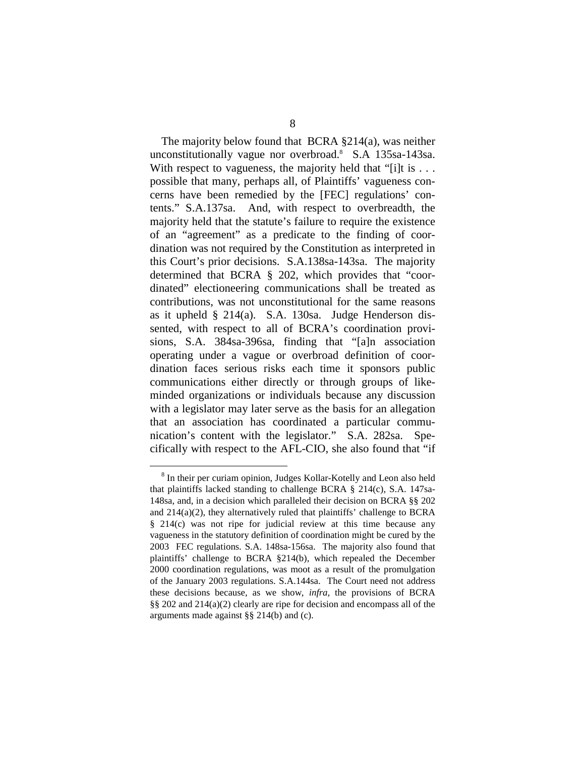The majority below found that BCRA §214(a), was neither unconstitutionally vague nor overbroad.[8] S.A 135sa-143sa. With respect to vagueness, the majority held that "[i]t is . . . possible that many, perhaps all, of Plaintiffs' vagueness concerns have been remedied by the [FEC] regulations' contents." S.A.137sa. And, with respect to overbreadth, the majority held that the statute's failure to require the existence of an "agreement" as a predicate to the finding of coordination was not required by the Constitution as interpreted in this Court's prior decisions. S.A.138sa-143sa. The majority determined that BCRA § 202, which provides that "coordinated" electioneering communications shall be treated as contributions, was not unconstitutional for the same reasons as it upheld § 214(a). S.A. 130sa. Judge Henderson dissented, with respect to all of BCRA's coordination provisions, S.A. 384sa-396sa, finding that "[a]n association operating under a vague or overbroad definition of coordination faces serious risks each time it sponsors public communications either directly or through groups of like-minded organizations or individuals because any discussion with a legislator may later serve as the basis for an allegation that an association has coordinated a particular communication's content with the legislator." S.A. 282sa. Specifically with respect to the AFL-CIO, she also found that "if

[8] In their per curiam opinion, Judges Kollar-Kotelly and Leon also held that plaintiffs lacked standing to challenge BCRA § 214(c), S.A. 147sa-148sa, and, in a decision which paralleled their decision on BCRA §§ 202 and 214(a)(2), they alternatively ruled that plaintiffs' challenge to BCRA § 214(c) was not ripe for judicial review at this time because any vagueness in the statutory definition of coordination might be cured by the 2003 FEC regulations. S.A. 148sa-156sa. The majority also found that plaintiffs' challenge to BCRA §214(b), which repealed the December 2000 coordination regulations, was moot as a result of the promulgation of the January 2003 regulations. S.A.144sa. The Court need not address these decisions because, as we show, *infra,* the provisions of BCRA §§ 202 and 214(a)(2) clearly are ripe for decision and encompass all of the arguments made against §§ 214(b) and (c).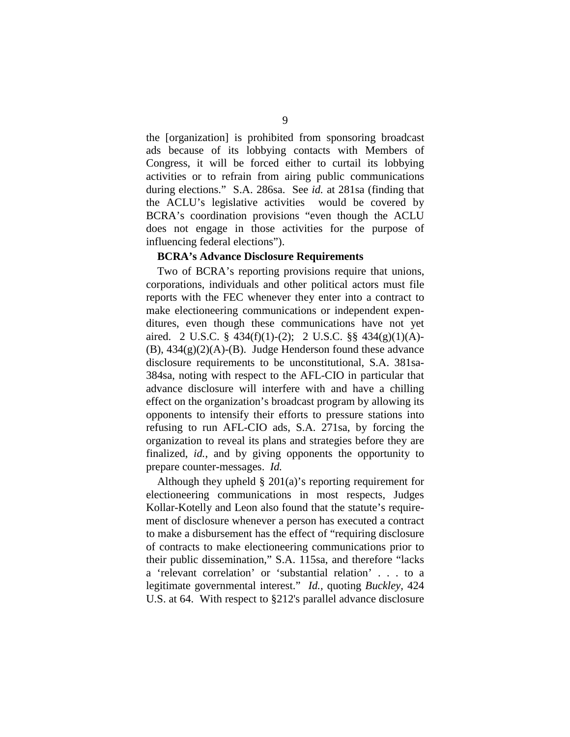the [organization] is prohibited from sponsoring broadcast ads because of its lobbying contacts with Members of Congress, it will be forced either to curtail its lobbying activities or to refrain from airing public communications during elections." S.A. 286sa. See *id.* at 281sa (finding that the ACLU's legislative activities would be covered by BCRA's coordination provisions "even though the ACLU does not engage in those activities for the purpose of influencing federal elections").

**BCRA's Advance Disclosure Requirements**

Two of BCRA's reporting provisions require that unions, corporations, individuals and other political actors must file reports with the FEC whenever they enter into a contract to make electioneering communications or independent expenditures, even though these communications have not yet aired. 2 U.S.C. § 434(f)(1)-(2); 2 U.S.C. §§ 434(g)(1)(A)-(B), 434(g)(2)(A)-(B). Judge Henderson found these advance disclosure requirements to be unconstitutional, S.A. 381sa-384sa, noting with respect to the AFL-CIO in particular that advance disclosure will interfere with and have a chilling effect on the organization's broadcast program by allowing its opponents to intensify their efforts to pressure stations into refusing to run AFL-CIO ads, S.A. 271sa, by forcing the organization to reveal its plans and strategies before they are finalized, *id.*, and by giving opponents the opportunity to prepare counter-messages. *Id.*

Although they upheld § 201(a)'s reporting requirement for electioneering communications in most respects, Judges Kollar-Kotelly and Leon also found that the statute's requirement of disclosure whenever a person has executed a contract to make a disbursement has the effect of "requiring disclosure of contracts to make electioneering communications prior to their public dissemination," S.A. 115sa, and therefore "lacks a 'relevant correlation' or 'substantial relation' . . . to a legitimate governmental interest." *Id.*, quoting *Buckley*, 424 U.S. at 64. With respect to §212's parallel advance disclosure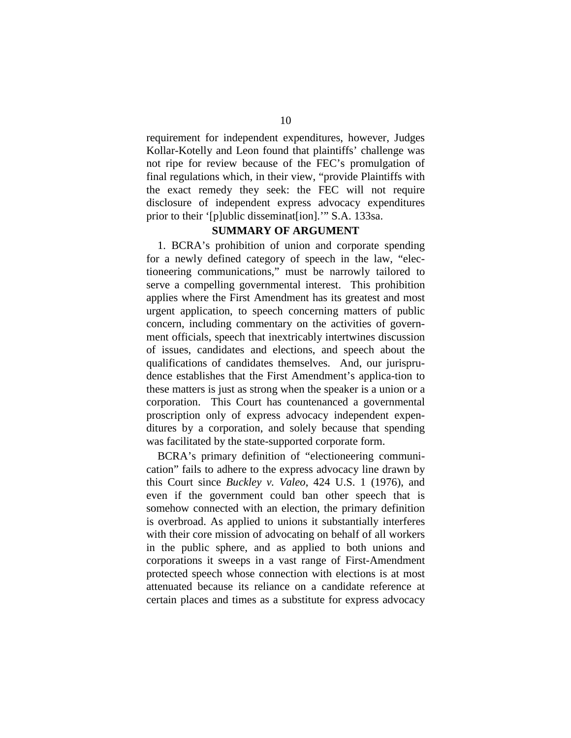requirement for independent expenditures, however, Judges Kollar-Kotelly and Leon found that plaintiffs' challenge was not ripe for review because of the FEC's promulgation of final regulations which, in their view, "provide Plaintiffs with the exact remedy they seek: the FEC will not require disclosure of independent express advocacy expenditures prior to their '[p]ublic disseminat[ion].'" S.A. 133sa.

## SUMMARY OF ARGUMENT

1. BCRA's prohibition of union and corporate spending for a newly defined category of speech in the law, "electioneering communications," must be narrowly tailored to serve a compelling governmental interest. This prohibition applies where the First Amendment has its greatest and most urgent application, to speech concerning matters of public concern, including commentary on the activities of government officials, speech that inextricably intertwines discussion of issues, candidates and elections, and speech about the qualifications of candidates themselves. And, our jurisprudence establishes that the First Amendment's application to these matters is just as strong when the speaker is a union or a corporation. This Court has countenanced a governmental proscription only of express advocacy independent expenditures by a corporation, and solely because that spending was facilitated by the state-supported corporate form.

BCRA's primary definition of "electioneering communication" fails to adhere to the express advocacy line drawn by this Court since *Buckley v. Valeo*, 424 U.S. 1 (1976), and even if the government could ban other speech that is somehow connected with an election, the primary definition is overbroad. As applied to unions it substantially interferes with their core mission of advocating on behalf of all workers in the public sphere, and as applied to both unions and corporations it sweeps in a vast range of First-Amendment protected speech whose connection with elections is at most attenuated because its reliance on a candidate reference at certain places and times as a substitute for express advocacy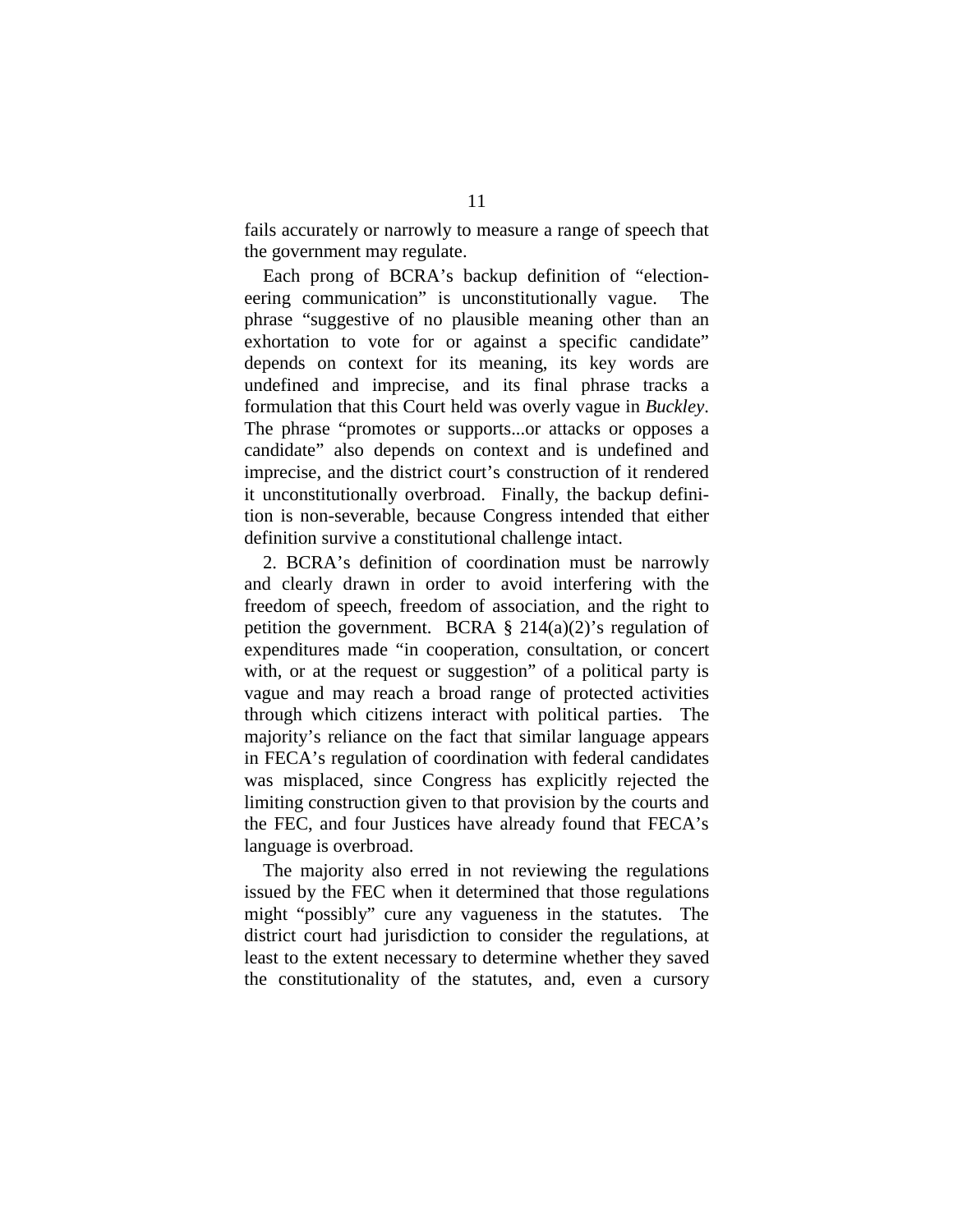fails accurately or narrowly to measure a range of speech that the government may regulate.

Each prong of BCRA's backup definition of "electioneering communication" is unconstitutionally vague. The phrase "suggestive of no plausible meaning other than an exhortation to vote for or against a specific candidate" depends on context for its meaning, its key words are undefined and imprecise, and its final phrase tracks a formulation that this Court held was overly vague in *Buckley*. The phrase "promotes or supports...or attacks or opposes a candidate" also depends on context and is undefined and imprecise, and the district court's construction of it rendered it unconstitutionally overbroad. Finally, the backup definition is non-severable, because Congress intended that either definition survive a constitutional challenge intact.

2. BCRA's definition of coordination must be narrowly and clearly drawn in order to avoid interfering with the freedom of speech, freedom of association, and the right to petition the government. BCRA § 214(a)(2)'s regulation of expenditures made "in cooperation, consultation, or concert with, or at the request or suggestion" of a political party is vague and may reach a broad range of protected activities through which citizens interact with political parties. The majority's reliance on the fact that similar language appears in FECA's regulation of coordination with federal candidates was misplaced, since Congress has explicitly rejected the limiting construction given to that provision by the courts and the FEC, and four Justices have already found that FECA's language is overbroad.

The majority also erred in not reviewing the regulations issued by the FEC when it determined that those regulations might "possibly" cure any vagueness in the statutes. The district court had jurisdiction to consider the regulations, at least to the extent necessary to determine whether they saved the constitutionality of the statutes, and, even a cursory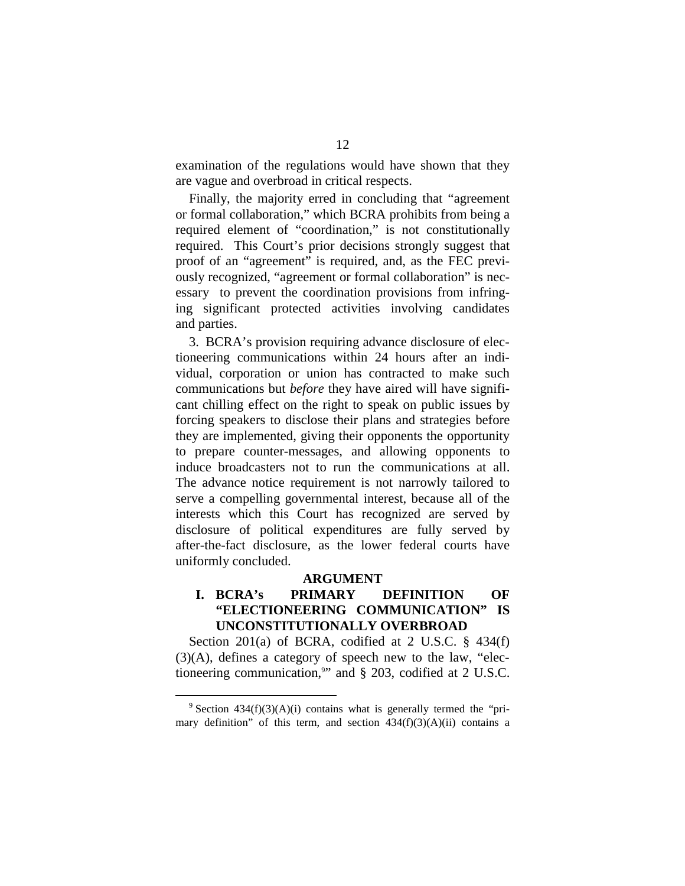examination of the regulations would have shown that they are vague and overbroad in critical respects.

Finally, the majority erred in concluding that "agreement or formal collaboration," which BCRA prohibits from being a required element of "coordination," is not constitutionally required. This Court's prior decisions strongly suggest that proof of an "agreement" is required, and, as the FEC previously recognized, "agreement or formal collaboration" is necessary to prevent the coordination provisions from infringing significant protected activities involving candidates and parties.

3. BCRA's provision requiring advance disclosure of electioneering communications within 24 hours after an individual, corporation or union has contracted to make such communications but *before* they have aired will have significant chilling effect on the right to speak on public issues by forcing speakers to disclose their plans and strategies before they are implemented, giving their opponents the opportunity to prepare counter-messages, and allowing opponents to induce broadcasters not to run the communications at all. The advance notice requirement is not narrowly tailored to serve a compelling governmental interest, because all of the interests which this Court has recognized are served by disclosure of political expenditures are fully served by after-the-fact disclosure, as the lower federal courts have uniformly concluded.

## ARGUMENT

### I. BCRA's PRIMARY DEFINITION OF "ELECTIONEERING COMMUNICATION" IS UNCONSTITUTIONALLY OVERBROAD

Section 201(a) of BCRA, codified at 2 U.S.C. § 434(f)(3)(A), defines a category of speech new to the law, "electioneering communication,[9]" and § 203, codified at 2 U.S.C.

[9] Section 434(f)(3)(A)(i) contains what is generally termed the "primary definition" of this term, and section 434(f)(3)(A)(ii) contains a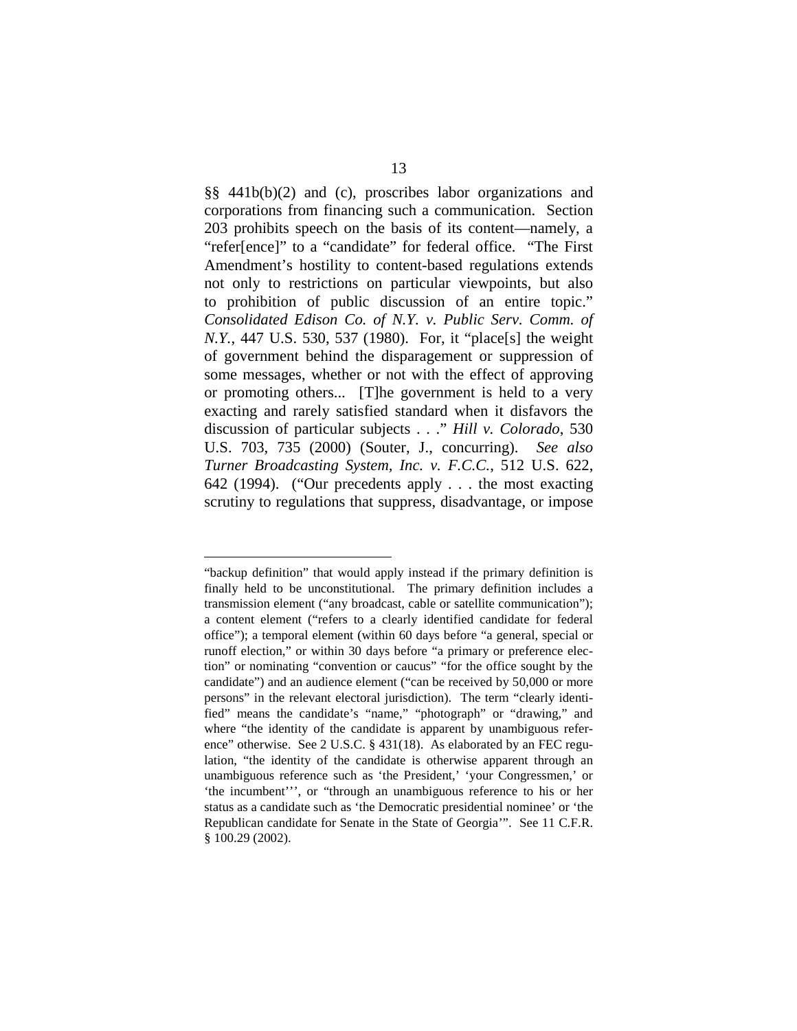§§ 441b(b)(2) and (c), proscribes labor organizations and corporations from financing such a communication. Section 203 prohibits speech on the basis of its content—namely, a "refer[ence]" to a "candidate" for federal office. "The First Amendment's hostility to content-based regulations extends not only to restrictions on particular viewpoints, but also to prohibition of public discussion of an entire topic." *Consolidated Edison Co. of N.Y. v. Public Serv. Comm. of N.Y.*, 447 U.S. 530, 537 (1980). For, it "place[s] the weight of government behind the disparagement or suppression of some messages, whether or not with the effect of approving or promoting others... [T]he government is held to a very exacting and rarely satisfied standard when it disfavors the discussion of particular subjects . . ." *Hill v. Colorado*, 530 U.S. 703, 735 (2000) (Souter, J., concurring). *See also Turner Broadcasting System, Inc. v. F.C.C.*, 512 U.S. 622, 642 (1994). ("Our precedents apply . . . the most exacting scrutiny to regulations that suppress, disadvantage, or impose

---

"backup definition" that would apply instead if the primary definition is finally held to be unconstitutional. The primary definition includes a transmission element ("any broadcast, cable or satellite communication"); a content element ("refers to a clearly identified candidate for federal office"); a temporal element (within 60 days before "a general, special or runoff election," or within 30 days before "a primary or preference election" or nominating "convention or caucus" "for the office sought by the candidate") and an audience element ("can be received by 50,000 or more persons" in the relevant electoral jurisdiction). The term "clearly identified" means the candidate's "name," "photograph" or "drawing," and where "the identity of the candidate is apparent by unambiguous reference" otherwise. See 2 U.S.C. § 431(18). As elaborated by an FEC regulation, "the identity of the candidate is otherwise apparent through an unambiguous reference such as 'the President,' 'your Congressmen,' or 'the incumbent''', or "through an unambiguous reference to his or her status as a candidate such as 'the Democratic presidential nominee' or 'the Republican candidate for Senate in the State of Georgia'". See 11 C.F.R. § 100.29 (2002).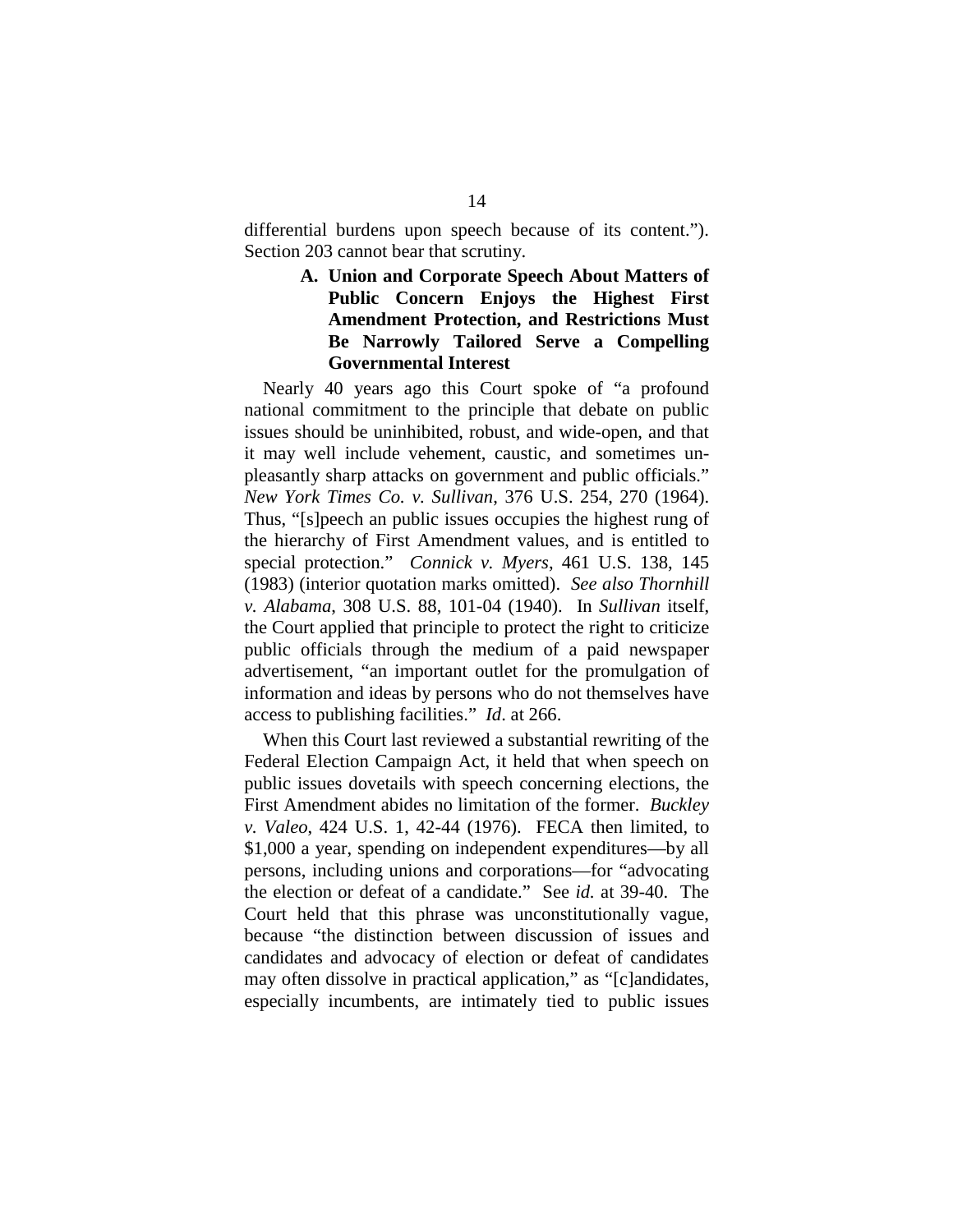differential burdens upon speech because of its content."). Section 203 cannot bear that scrutiny.

### A. Union and Corporate Speech About Matters of Public Concern Enjoys the Highest First Amendment Protection, and Restrictions Must Be Narrowly Tailored Serve a Compelling Governmental Interest

Nearly 40 years ago this Court spoke of "a profound national commitment to the principle that debate on public issues should be uninhibited, robust, and wide-open, and that it may well include vehement, caustic, and sometimes unpleasantly sharp attacks on government and public officials." *New York Times Co. v. Sullivan*, 376 U.S. 254, 270 (1964). Thus, "[s]peech an public issues occupies the highest rung of the hierarchy of First Amendment values, and is entitled to special protection." *Connick v. Myers*, 461 U.S. 138, 145 (1983) (interior quotation marks omitted). *See also Thornhill v. Alabama*, 308 U.S. 88, 101-04 (1940). In *Sullivan* itself, the Court applied that principle to protect the right to criticize public officials through the medium of a paid newspaper advertisement, "an important outlet for the promulgation of information and ideas by persons who do not themselves have access to publishing facilities." *Id*. at 266.

When this Court last reviewed a substantial rewriting of the Federal Election Campaign Act, it held that when speech on public issues dovetails with speech concerning elections, the First Amendment abides no limitation of the former. *Buckley v. Valeo*, 424 U.S. 1, 42-44 (1976). FECA then limited, to $1,000 a year, spending on independent expenditures—by all persons, including unions and corporations—for "advocating the election or defeat of a candidate." See *id.* at 39-40. The Court held that this phrase was unconstitutionally vague, because "the distinction between discussion of issues and candidates and advocacy of election or defeat of candidates may often dissolve in practical application," as "[c]andidates, especially incumbents, are intimately tied to public issues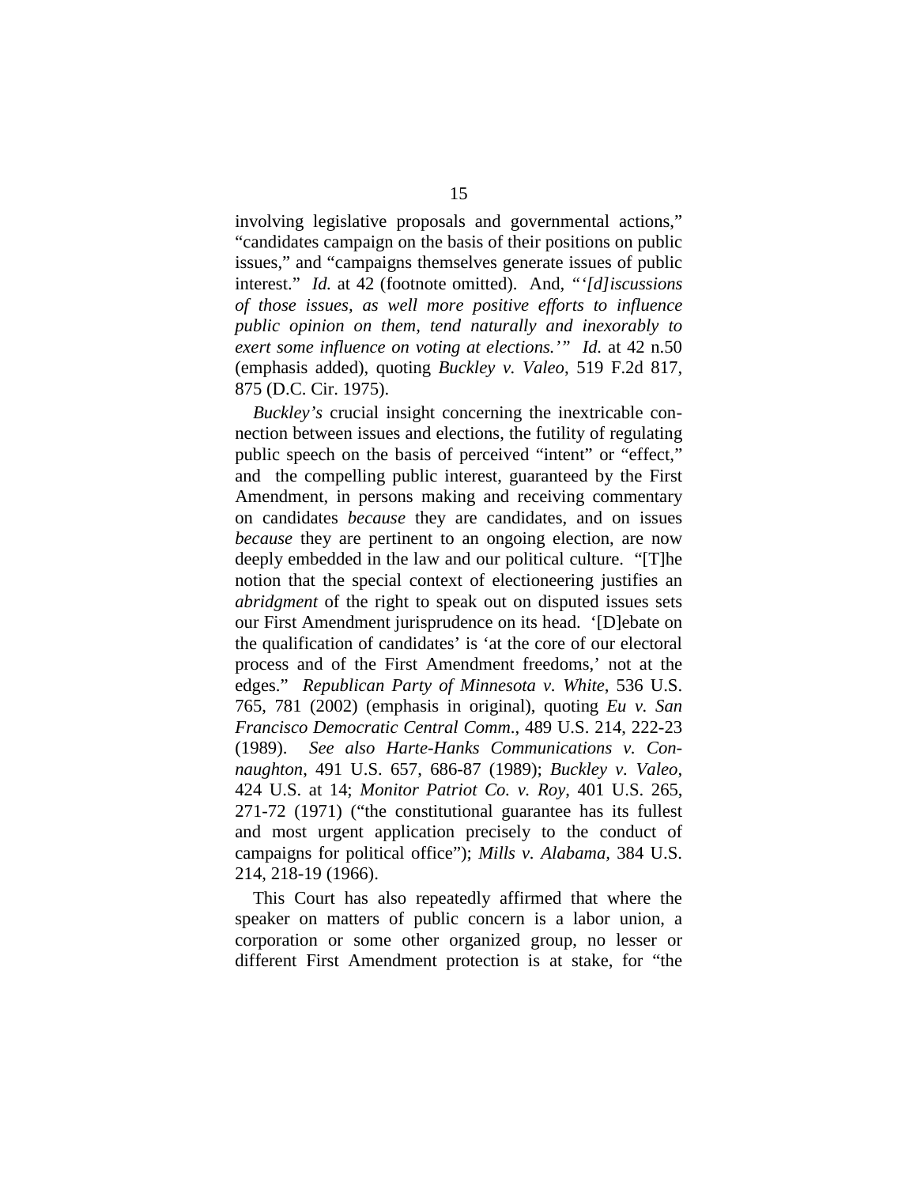involving legislative proposals and governmental actions," "candidates campaign on the basis of their positions on public issues," and "campaigns themselves generate issues of public interest." *Id.* at 42 (footnote omitted). And, "*'[d]iscussions of those issues, as well more positive efforts to influence public opinion on them, tend naturally and inexorably to exert some influence on voting at elections.'*" *Id.* at 42 n.50 (emphasis added), quoting *Buckley v. Valeo*, 519 F.2d 817, 875 (D.C. Cir. 1975).

*Buckley's* crucial insight concerning the inextricable connection between issues and elections, the futility of regulating public speech on the basis of perceived "intent" or "effect," and the compelling public interest, guaranteed by the First Amendment, in persons making and receiving commentary on candidates *because* they are candidates, and on issues *because* they are pertinent to an ongoing election, are now deeply embedded in the law and our political culture. "[T]he notion that the special context of electioneering justifies an *abridgment* of the right to speak out on disputed issues sets our First Amendment jurisprudence on its head. '[D]ebate on the qualification of candidates' is 'at the core of our electoral process and of the First Amendment freedoms,' not at the edges." *Republican Party of Minnesota v. White*, 536 U.S. 765, 781 (2002) (emphasis in original), quoting *Eu v. San Francisco Democratic Central Comm*., 489 U.S. 214, 222-23 (1989). *See also Harte-Hanks Communications v. Connaughton*, 491 U.S. 657, 686-87 (1989); *Buckley v. Valeo*, 424 U.S. at 14; *Monitor Patriot Co. v. Roy*, 401 U.S. 265, 271-72 (1971) ("the constitutional guarantee has its fullest and most urgent application precisely to the conduct of campaigns for political office"); *Mills v. Alabama*, 384 U.S. 214, 218-19 (1966).

This Court has also repeatedly affirmed that where the speaker on matters of public concern is a labor union, a corporation or some other organized group, no lesser or different First Amendment protection is at stake, for "the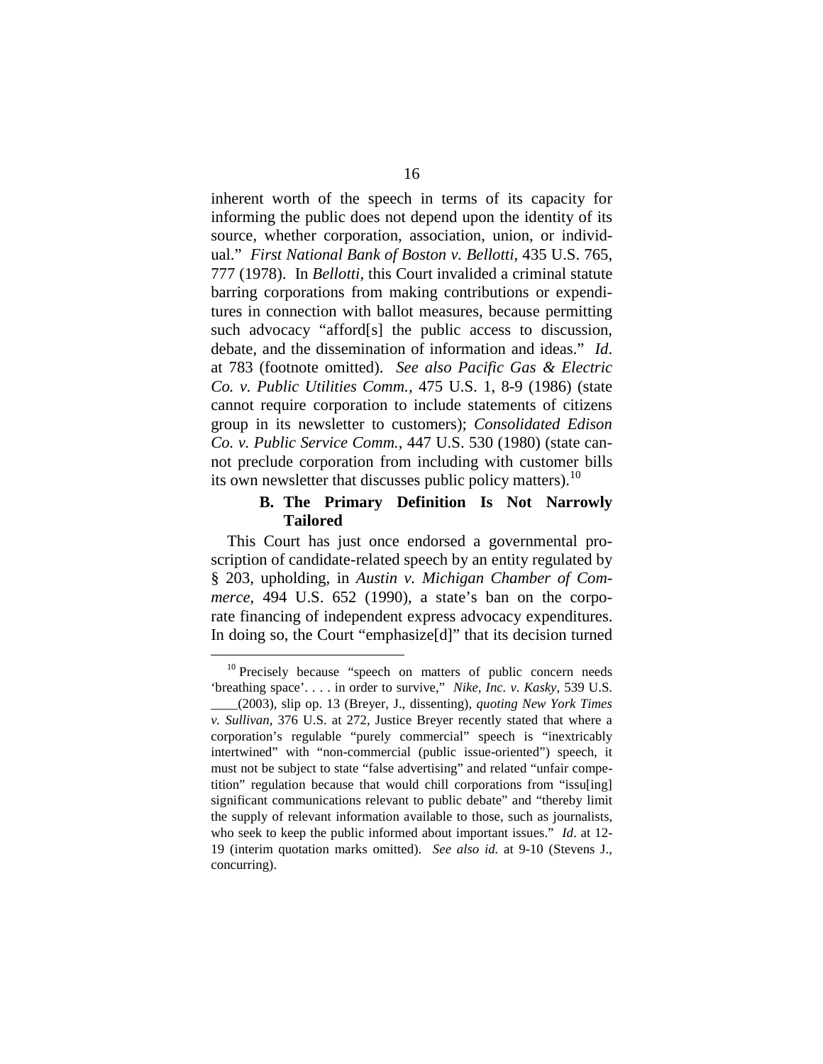inherent worth of the speech in terms of its capacity for informing the public does not depend upon the identity of its source, whether corporation, association, union, or individual." *First National Bank of Boston v. Bellotti*, 435 U.S. 765, 777 (1978). In *Bellotti*, this Court invalidated a criminal statute barring corporations from making contributions or expenditures in connection with ballot measures, because permitting such advocacy "afford[s] the public access to discussion, debate, and the dissemination of information and ideas." *Id*. at 783 (footnote omitted). *See also Pacific Gas & Electric Co. v. Public Utilities Comm.*, 475 U.S. 1, 8-9 (1986) (state cannot require corporation to include statements of citizens group in its newsletter to customers); *Consolidated Edison Co. v. Public Service Comm.*, 447 U.S. 530 (1980) (state cannot preclude corporation from including with customer bills its own newsletter that discusses public policy matters).[10]

### B. The Primary Definition Is Not Narrowly Tailored

This Court has just once endorsed a governmental proscription of candidate-related speech by an entity regulated by § 203, upholding, in *Austin v. Michigan Chamber of Commerce*, 494 U.S. 652 (1990), a state's ban on the corporate financing of independent express advocacy expenditures. In doing so, the Court "emphasize[d]" that its decision turned

---

[10] Precisely because "speech on matters of public concern needs 'breathing space'. . . . in order to survive," *Nike, Inc. v. Kasky*, 539 U.S. ____(2003), slip op. 13 (Breyer, J., dissenting), *quoting New York Times v. Sullivan*, 376 U.S. at 272, Justice Breyer recently stated that where a corporation's regulable "purely commercial" speech is "inextricably intertwined" with "non-commercial (public issue-oriented") speech, it must not be subject to state "false advertising" and related "unfair competition" regulation because that would chill corporations from "issu[ing] significant communications relevant to public debate" and "thereby limit the supply of relevant information available to those, such as journalists, who seek to keep the public informed about important issues." *Id*. at 12-19 (interim quotation marks omitted). *See also id.* at 9-10 (Stevens J., concurring).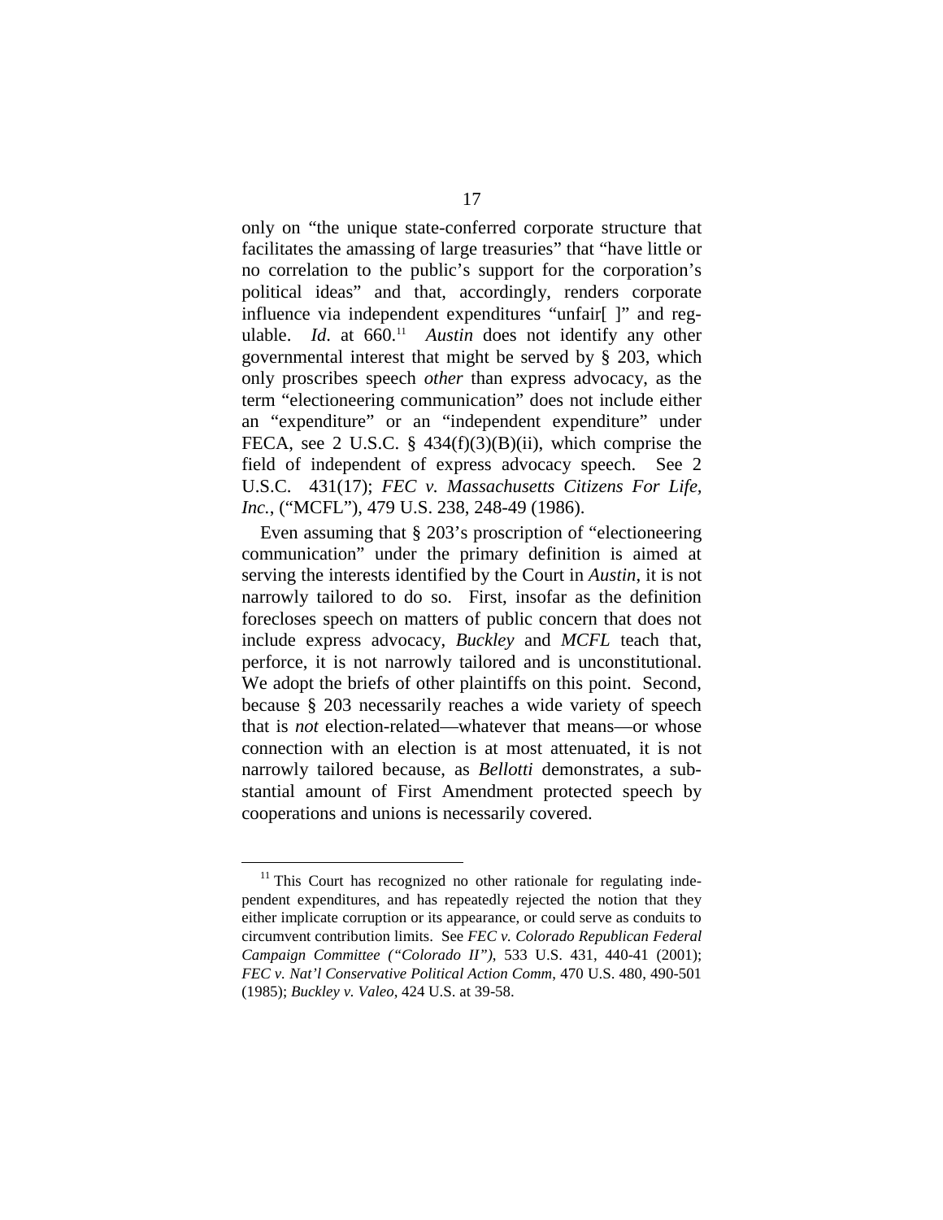only on "the unique state-conferred corporate structure that facilitates the amassing of large treasuries" that "have little or no correlation to the public's support for the corporation's political ideas" and that, accordingly, renders corporate influence via independent expenditures "unfair[ ]" and regulable. *Id.* at 660.[11] *Austin* does not identify any other governmental interest that might be served by § 203, which only proscribes speech *other* than express advocacy, as the term "electioneering communication" does not include either an "expenditure" or an "independent expenditure" under FECA, see 2 U.S.C. § 434(f)(3)(B)(ii), which comprise the field of independent of express advocacy speech. See 2 U.S.C. 431(17); *FEC v. Massachusetts Citizens For Life, Inc.*, ("MCFL"), 479 U.S. 238, 248-49 (1986).

Even assuming that § 203's proscription of "electioneering communication" under the primary definition is aimed at serving the interests identified by the Court in *Austin*, it is not narrowly tailored to do so. First, insofar as the definition forecloses speech on matters of public concern that does not include express advocacy, *Buckley* and *MCFL* teach that, perforce, it is not narrowly tailored and is unconstitutional. We adopt the briefs of other plaintiffs on this point. Second, because § 203 necessarily reaches a wide variety of speech that is *not* election-related—whatever that means—or whose connection with an election is at most attenuated, it is not narrowly tailored because, as *Bellotti* demonstrates, a substantial amount of First Amendment protected speech by cooperations and unions is necessarily covered.

[11] This Court has recognized no other rationale for regulating independent expenditures, and has repeatedly rejected the notion that they either implicate corruption or its appearance, or could serve as conduits to circumvent contribution limits. See *FEC v. Colorado Republican Federal Campaign Committee ("Colorado II")*, 533 U.S. 431, 440-41 (2001); *FEC v. Nat'l Conservative Political Action Comm*, 470 U.S. 480, 490-501 (1985); *Buckley v. Valeo*, 424 U.S. at 39-58.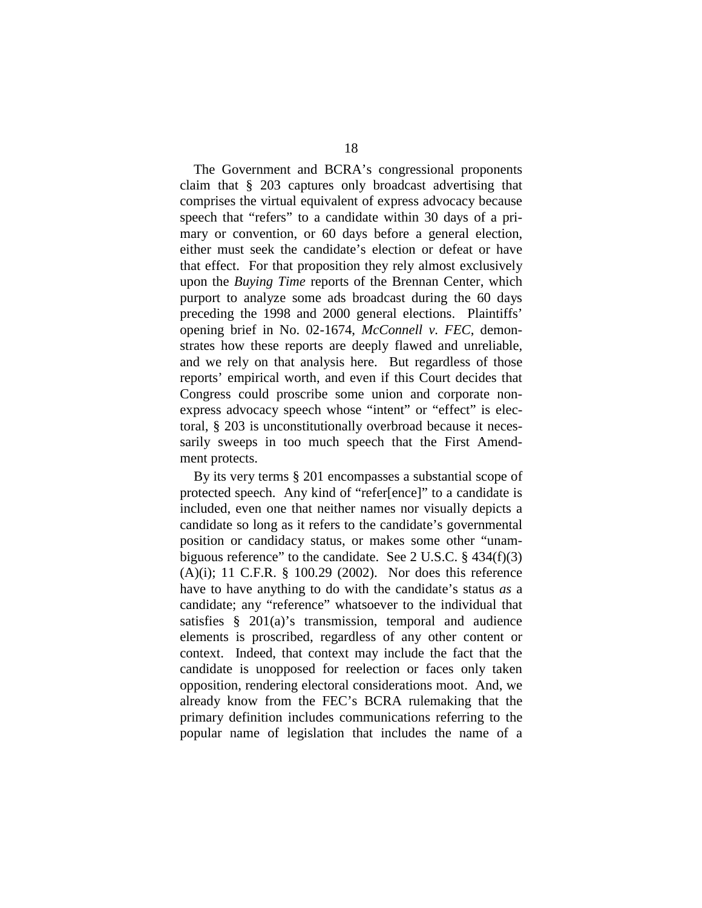The Government and BCRA's congressional proponents claim that § 203 captures only broadcast advertising that comprises the virtual equivalent of express advocacy because speech that "refers" to a candidate within 30 days of a primary or convention, or 60 days before a general election, either must seek the candidate's election or defeat or have that effect. For that proposition they rely almost exclusively upon the *Buying Time* reports of the Brennan Center, which purport to analyze some ads broadcast during the 60 days preceding the 1998 and 2000 general elections. Plaintiffs' opening brief in No. 02-1674, *McConnell v. FEC*, demonstrates how these reports are deeply flawed and unreliable, and we rely on that analysis here. But regardless of those reports' empirical worth, and even if this Court decides that Congress could proscribe some union and corporate non-express advocacy speech whose "intent" or "effect" is electoral, § 203 is unconstitutionally overbroad because it necessarily sweeps in too much speech that the First Amendment protects.

By its very terms § 201 encompasses a substantial scope of protected speech. Any kind of "refer[ence]" to a candidate is included, even one that neither names nor visually depicts a candidate so long as it refers to the candidate's governmental position or candidacy status, or makes some other "unambiguous reference" to the candidate. See 2 U.S.C. § 434(f)(3)(A)(i); 11 C.F.R. § 100.29 (2002). Nor does this reference have to have anything to do with the candidate's status *as* a candidate; any "reference" whatsoever to the individual that satisfies § 201(a)'s transmission, temporal and audience elements is proscribed, regardless of any other content or context. Indeed, that context may include the fact that the candidate is unopposed for reelection or faces only taken opposition, rendering electoral considerations moot. And, we already know from the FEC's BCRA rulemaking that the primary definition includes communications referring to the popular name of legislation that includes the name of a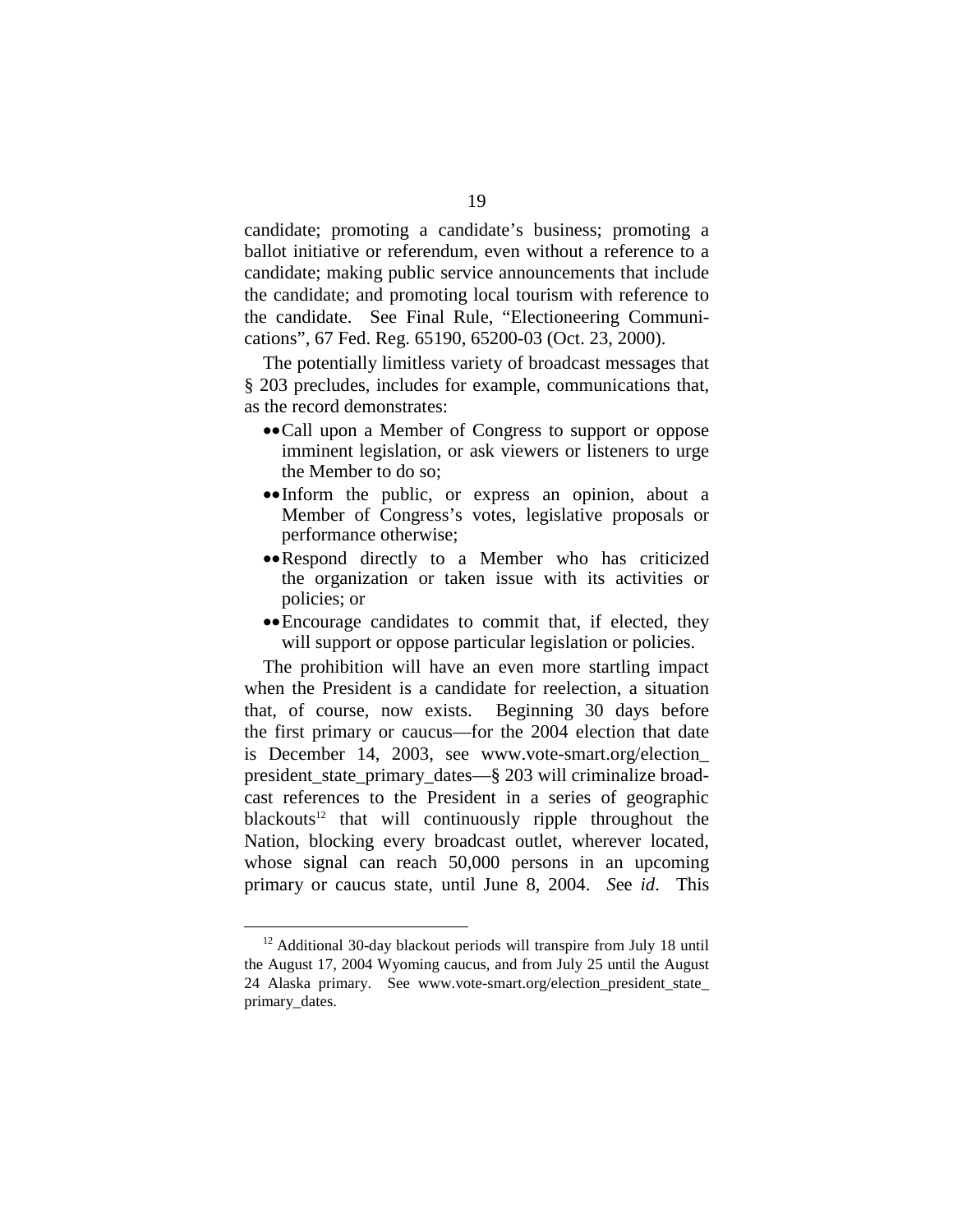candidate; promoting a candidate's business; promoting a ballot initiative or referendum, even without a reference to a candidate; making public service announcements that include the candidate; and promoting local tourism with reference to the candidate. See Final Rule, "Electioneering Communications", 67 Fed. Reg. 65190, 65200-03 (Oct. 23, 2000).

The potentially limitless variety of broadcast messages that § 203 precludes, includes for example, communications that, as the record demonstrates:

- Call upon a Member of Congress to support or oppose imminent legislation, or ask viewers or listeners to urge the Member to do so;
- Inform the public, or express an opinion, about a Member of Congress's votes, legislative proposals or performance otherwise;
- Respond directly to a Member who has criticized the organization or taken issue with its activities or policies; or
- Encourage candidates to commit that, if elected, they will support or oppose particular legislation or policies.

The prohibition will have an even more startling impact when the President is a candidate for reelection, a situation that, of course, now exists. Beginning 30 days before the first primary or caucus—for the 2004 election that date is December 14, 2003, see www.vote-smart.org/election_president_state_primary_dates—§ 203 will criminalize broadcast references to the President in a series of geographic blackouts[12] that will continuously ripple throughout the Nation, blocking every broadcast outlet, wherever located, whose signal can reach 50,000 persons in an upcoming primary or caucus state, until June 8, 2004. *S*ee *id*. This

[12] Additional 30-day blackout periods will transpire from July 18 until the August 17, 2004 Wyoming caucus, and from July 25 until the August 24 Alaska primary. See www.vote-smart.org/election_president_state_primary_dates.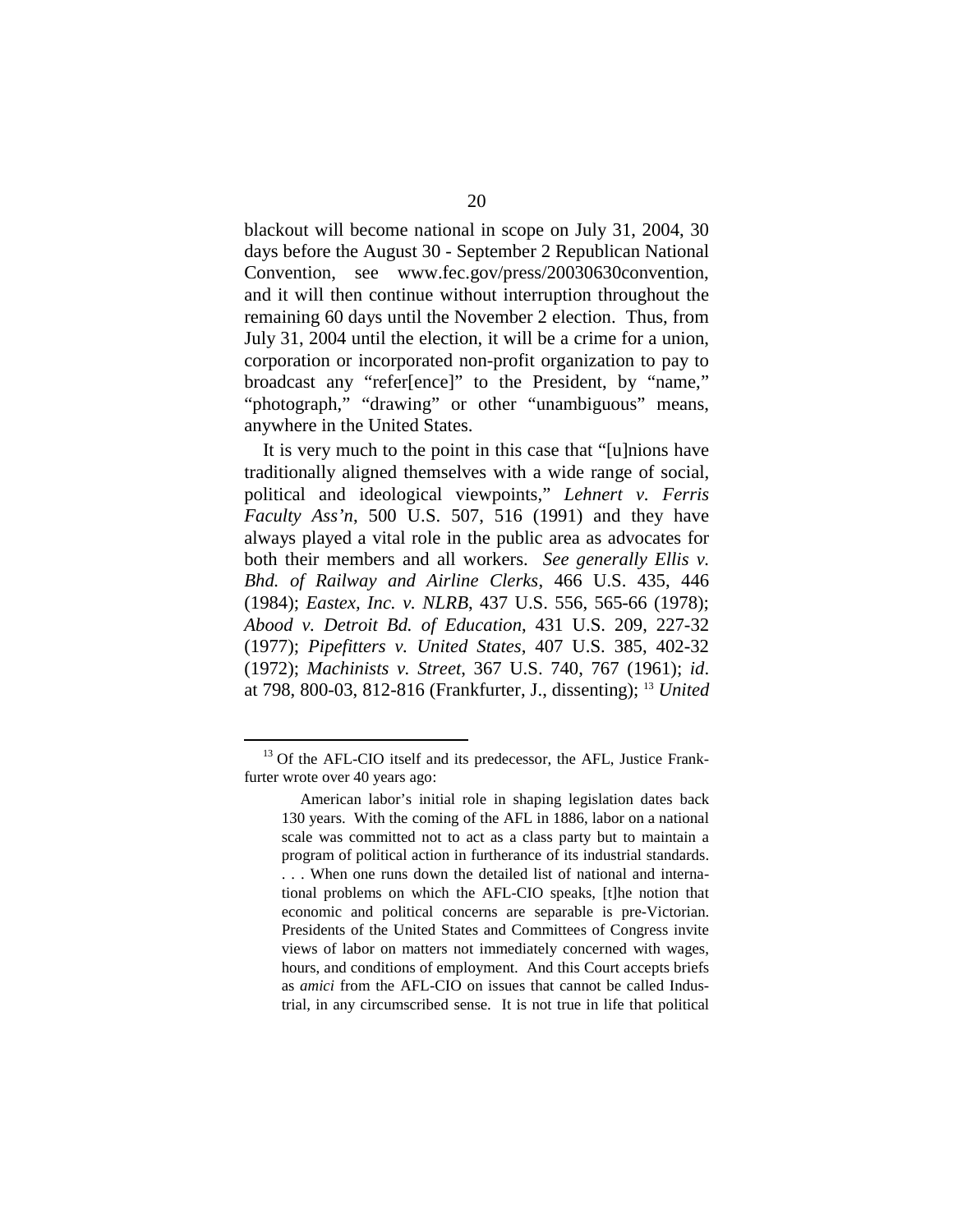blackout will become national in scope on July 31, 2004, 30 days before the August 30 - September 2 Republican National Convention, see www.fec.gov/press/20030630convention, and it will then continue without interruption throughout the remaining 60 days until the November 2 election. Thus, from July 31, 2004 until the election, it will be a crime for a union, corporation or incorporated non-profit organization to pay to broadcast any "refer[ence]" to the President, by "name," "photograph," "drawing" or other "unambiguous" means, anywhere in the United States.

It is very much to the point in this case that "[u]nions have traditionally aligned themselves with a wide range of social, political and ideological viewpoints," *Lehnert v. Ferris Faculty Ass'n*, 500 U.S. 507, 516 (1991) and they have always played a vital role in the public area as advocates for both their members and all workers. *See generally Ellis v. Bhd. of Railway and Airline Clerks*, 466 U.S. 435, 446 (1984); *Eastex, Inc. v. NLRB*, 437 U.S. 556, 565-66 (1978); *Abood v. Detroit Bd. of Education*, 431 U.S. 209, 227-32 (1977); *Pipefitters v. United States*, 407 U.S. 385, 402-32 (1972); *Machinists v. Street*, 367 U.S. 740, 767 (1961); *id*. at 798, 800-03, 812-816 (Frankfurter, J., dissenting); [13] *United*

---

[13] Of the AFL-CIO itself and its predecessor, the AFL, Justice Frankfurter wrote over 40 years ago:

> American labor's initial role in shaping legislation dates back 130 years. With the coming of the AFL in 1886, labor on a national scale was committed not to act as a class party but to maintain a program of political action in furtherance of its industrial standards. . . . When one runs down the detailed list of national and international problems on which the AFL-CIO speaks, [t]he notion that economic and political concerns are separable is pre-Victorian. Presidents of the United States and Committees of Congress invite views of labor on matters not immediately concerned with wages, hours, and conditions of employment. And this Court accepts briefs as *amici* from the AFL-CIO on issues that cannot be called Industrial, in any circumscribed sense. It is not true in life that political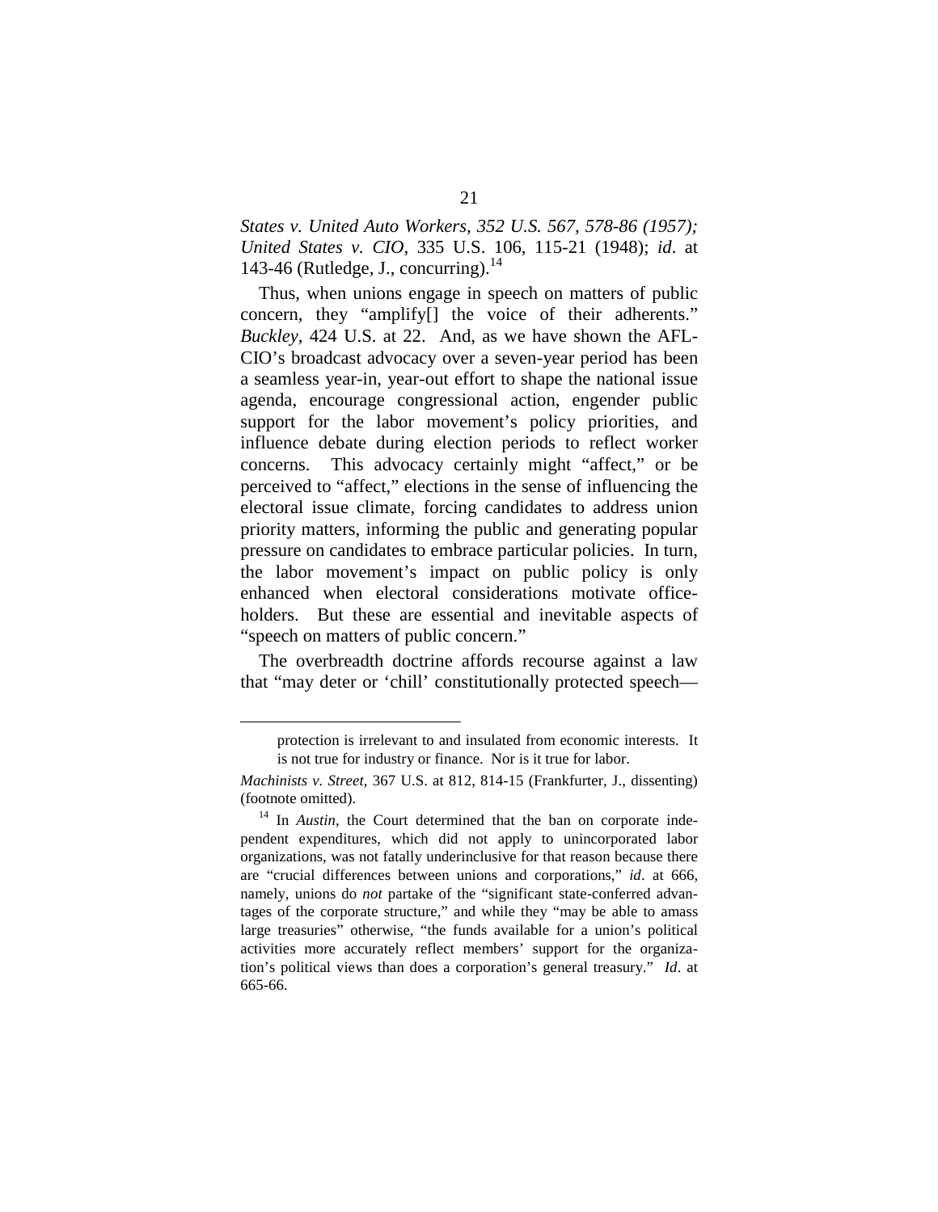*States v. United Auto Workers*, *352 U.S. 567, 578-86 (1957); United States v. CIO*, 335 U.S. 106, 115-21 (1948); *id*. at 143-46 (Rutledge, J., concurring).[14]

Thus, when unions engage in speech on matters of public concern, they "amplify[] the voice of their adherents." *Buckley*, 424 U.S. at 22. And, as we have shown the AFL-CIO's broadcast advocacy over a seven-year period has been a seamless year-in, year-out effort to shape the national issue agenda, encourage congressional action, engender public support for the labor movement's policy priorities, and influence debate during election periods to reflect worker concerns. This advocacy certainly might "affect," or be perceived to "affect," elections in the sense of influencing the electoral issue climate, forcing candidates to address union priority matters, informing the public and generating popular pressure on candidates to embrace particular policies. In turn, the labor movement's impact on public policy is only enhanced when electoral considerations motivate office-holders. But these are essential and inevitable aspects of "speech on matters of public concern."

The overbreadth doctrine affords recourse against a law that "may deter or 'chill' constitutionally protected speech—

---

> protection is irrelevant to and insulated from economic interests. It is not true for industry or finance. Nor is it true for labor.

*Machinists v. Street*, 367 U.S. at 812, 814-15 (Frankfurter, J., dissenting) (footnote omitted).

[14] In *Austin*, the Court determined that the ban on corporate independent expenditures, which did not apply to unincorporated labor organizations, was not fatally underinclusive for that reason because there are "crucial differences between unions and corporations," *id*. at 666, namely, unions do *not* partake of the "significant state-conferred advantages of the corporate structure," and while they "may be able to amass large treasuries" otherwise, "the funds available for a union's political activities more accurately reflect members' support for the organization's political views than does a corporation's general treasury." *Id*. at 665-66.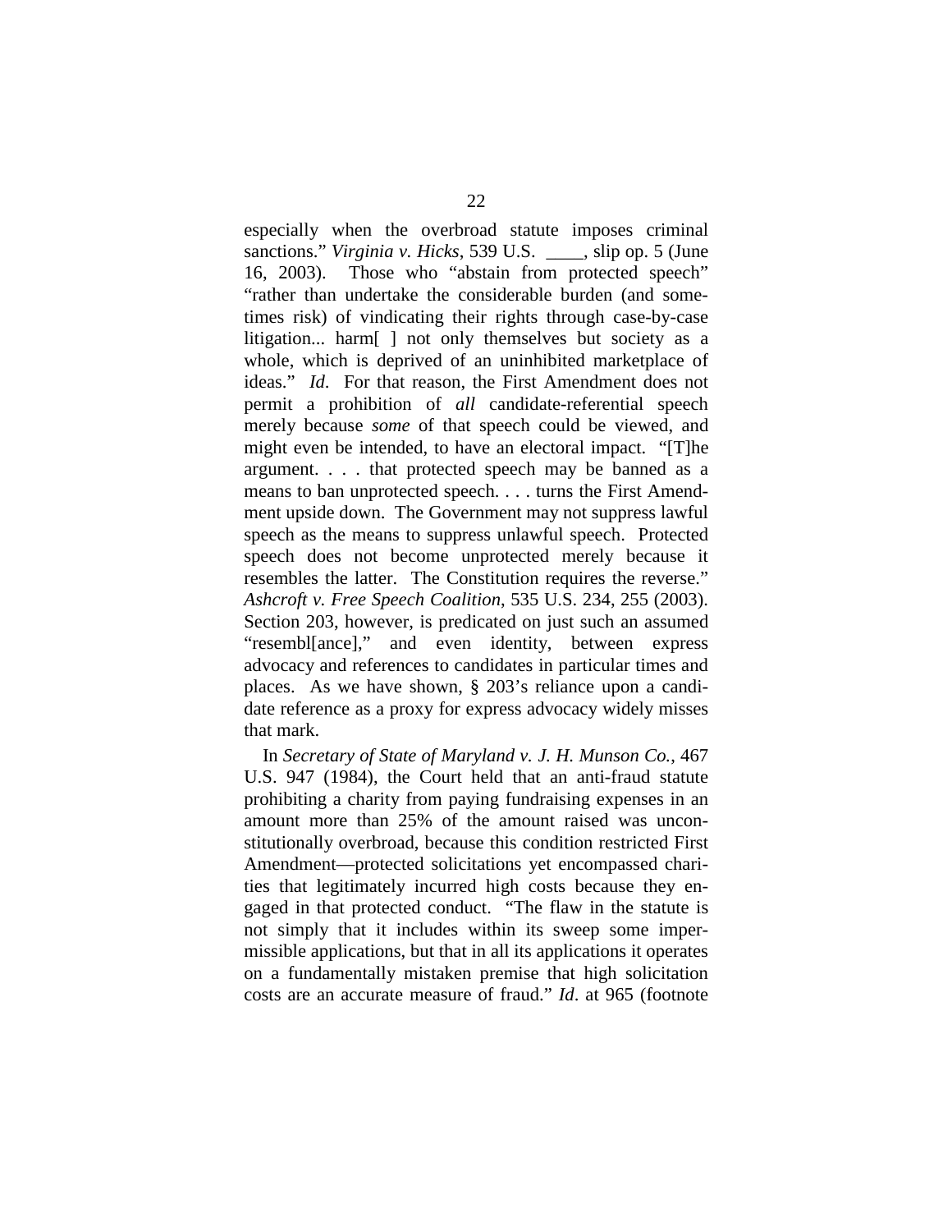especially when the overbroad statute imposes criminal sanctions." *Virginia v. Hicks*, 539 U.S. ____, slip op. 5 (June 16, 2003). Those who "abstain from protected speech" "rather than undertake the considerable burden (and sometimes risk) of vindicating their rights through case-by-case litigation... harm[ ] not only themselves but society as a whole, which is deprived of an uninhibited marketplace of ideas." *Id*. For that reason, the First Amendment does not permit a prohibition of *all* candidate-referential speech merely because *some* of that speech could be viewed, and might even be intended, to have an electoral impact. "[T]he argument. . . . that protected speech may be banned as a means to ban unprotected speech. . . . turns the First Amendment upside down. The Government may not suppress lawful speech as the means to suppress unlawful speech. Protected speech does not become unprotected merely because it resembles the latter. The Constitution requires the reverse." *Ashcroft v. Free Speech Coalition*, 535 U.S. 234, 255 (2003). Section 203, however, is predicated on just such an assumed "resembl[ance]," and even identity, between express advocacy and references to candidates in particular times and places. As we have shown, § 203's reliance upon a candidate reference as a proxy for express advocacy widely misses that mark.

In *Secretary of State of Maryland v. J. H. Munson Co.*, 467 U.S. 947 (1984), the Court held that an anti-fraud statute prohibiting a charity from paying fundraising expenses in an amount more than 25% of the amount raised was unconstitutionally overbroad, because this condition restricted First Amendment—protected solicitations yet encompassed charities that legitimately incurred high costs because they engaged in that protected conduct. "The flaw in the statute is not simply that it includes within its sweep some impermissible applications, but that in all its applications it operates on a fundamentally mistaken premise that high solicitation costs are an accurate measure of fraud." *Id*. at 965 (footnote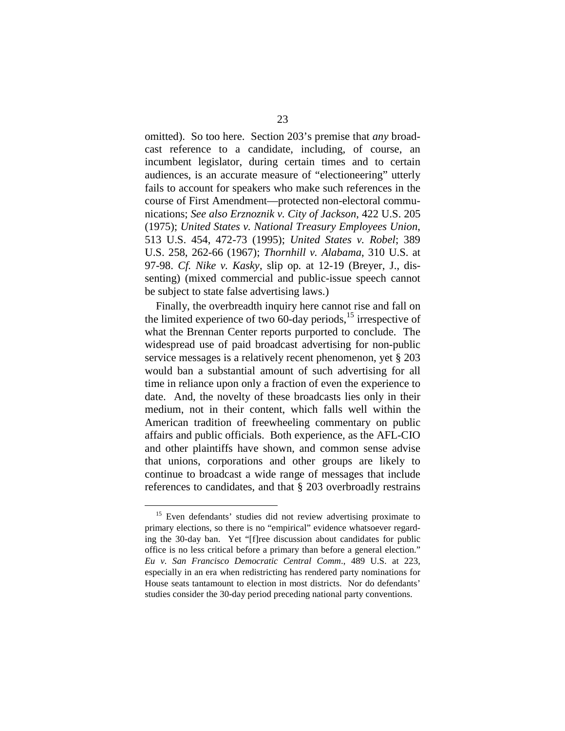omitted). So too here. Section 203's premise that *any* broadcast reference to a candidate, including, of course, an incumbent legislator, during certain times and to certain audiences, is an accurate measure of "electioneering" utterly fails to account for speakers who make such references in the course of First Amendment—protected non-electoral communications; *See also Erznoznik v. City of Jackson*, 422 U.S. 205 (1975); *United States v. National Treasury Employees Union*, 513 U.S. 454, 472-73 (1995); *United States v. Robel*; 389 U.S. 258, 262-66 (1967); *Thornhill v. Alabama*, 310 U.S. at 97-98. *Cf. Nike v. Kasky*, slip op. at 12-19 (Breyer, J., dissenting) (mixed commercial and public-issue speech cannot be subject to state false advertising laws.)

Finally, the overbreadth inquiry here cannot rise and fall on the limited experience of two 60-day periods,[15] irrespective of what the Brennan Center reports purported to conclude. The widespread use of paid broadcast advertising for non-public service messages is a relatively recent phenomenon, yet § 203 would ban a substantial amount of such advertising for all time in reliance upon only a fraction of even the experience to date. And, the novelty of these broadcasts lies only in their medium, not in their content, which falls well within the American tradition of freewheeling commentary on public affairs and public officials. Both experience, as the AFL-CIO and other plaintiffs have shown, and common sense advise that unions, corporations and other groups are likely to continue to broadcast a wide range of messages that include references to candidates, and that § 203 overbroadly restrains

[15] Even defendants' studies did not review advertising proximate to primary elections, so there is no "empirical" evidence whatsoever regarding the 30-day ban. Yet "[f]ree discussion about candidates for public office is no less critical before a primary than before a general election." *Eu v. San Francisco Democratic Central Comm*., 489 U.S. at 223, especially in an era when redistricting has rendered party nominations for House seats tantamount to election in most districts. Nor do defendants' studies consider the 30-day period preceding national party conventions.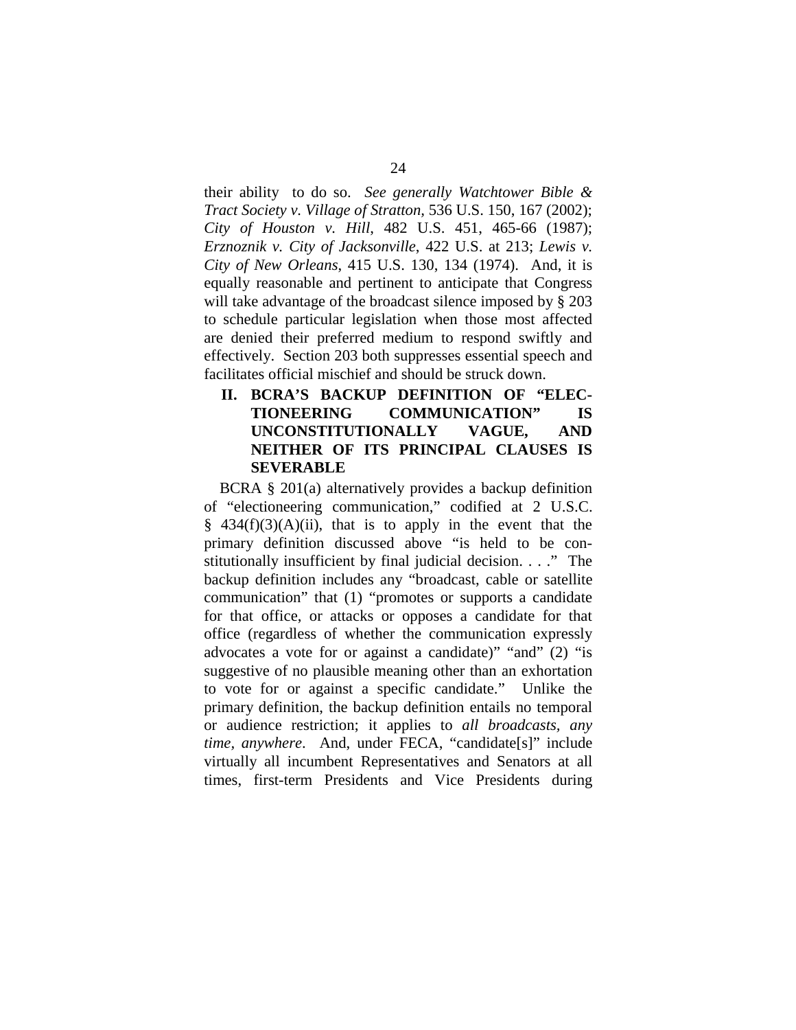their ability to do so. *See generally Watchtower Bible & Tract Society v. Village of Stratton*, 536 U.S. 150, 167 (2002); *City of Houston v. Hill*, 482 U.S. 451, 465-66 (1987); *Erznoznik v. City of Jacksonville*, 422 U.S. at 213; *Lewis v. City of New Orleans*, 415 U.S. 130, 134 (1974). And, it is equally reasonable and pertinent to anticipate that Congress will take advantage of the broadcast silence imposed by § 203 to schedule particular legislation when those most affected are denied their preferred medium to respond swiftly and effectively. Section 203 both suppresses essential speech and facilitates official mischief and should be struck down.

## II. BCRA'S BACKUP DEFINITION OF "ELECTIONEERING COMMUNICATION" IS UNCONSTITUTIONALLY VAGUE, AND NEITHER OF ITS PRINCIPAL CLAUSES IS SEVERABLE

BCRA § 201(a) alternatively provides a backup definition of "electioneering communication," codified at 2 U.S.C. § 434(f)(3)(A)(ii), that is to apply in the event that the primary definition discussed above "is held to be constitutionally insufficient by final judicial decision. . . ." The backup definition includes any "broadcast, cable or satellite communication" that (1) "promotes or supports a candidate for that office, or attacks or opposes a candidate for that office (regardless of whether the communication expressly advocates a vote for or against a candidate)" "and" (2) "is suggestive of no plausible meaning other than an exhortation to vote for or against a specific candidate." Unlike the primary definition, the backup definition entails no temporal or audience restriction; it applies to *all broadcasts, any time, anywhere*. And, under FECA, "candidate[s]" include virtually all incumbent Representatives and Senators at all times, first-term Presidents and Vice Presidents during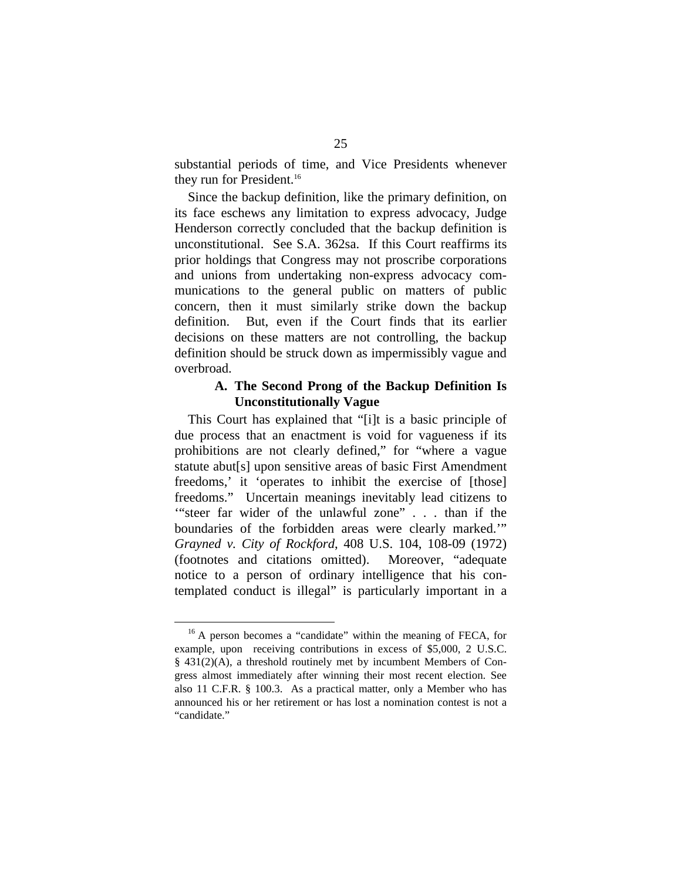substantial periods of time, and Vice Presidents whenever they run for President.[16]

Since the backup definition, like the primary definition, on its face eschews any limitation to express advocacy, Judge Henderson correctly concluded that the backup definition is unconstitutional. See S.A. 362sa. If this Court reaffirms its prior holdings that Congress may not proscribe corporations and unions from undertaking non-express advocacy communications to the general public on matters of public concern, then it must similarly strike down the backup definition. But, even if the Court finds that its earlier decisions on these matters are not controlling, the backup definition should be struck down as impermissibly vague and overbroad.

### A. The Second Prong of the Backup Definition Is Unconstitutionally Vague

This Court has explained that "[i]t is a basic principle of due process that an enactment is void for vagueness if its prohibitions are not clearly defined," for "where a vague statute abut[s] upon sensitive areas of basic First Amendment freedoms,' it 'operates to inhibit the exercise of [those] freedoms." Uncertain meanings inevitably lead citizens to '"steer far wider of the unlawful zone" . . . than if the boundaries of the forbidden areas were clearly marked.'" *Grayned v. City of Rockford*, 408 U.S. 104, 108-09 (1972) (footnotes and citations omitted). Moreover, "adequate notice to a person of ordinary intelligence that his contemplated conduct is illegal" is particularly important in a

---

[16] A person becomes a "candidate" within the meaning of FECA, for example, upon receiving contributions in excess of $5,000, 2 U.S.C. § 431(2)(A), a threshold routinely met by incumbent Members of Congress almost immediately after winning their most recent election. See also 11 C.F.R. § 100.3. As a practical matter, only a Member who has announced his or her retirement or has lost a nomination contest is not a "candidate."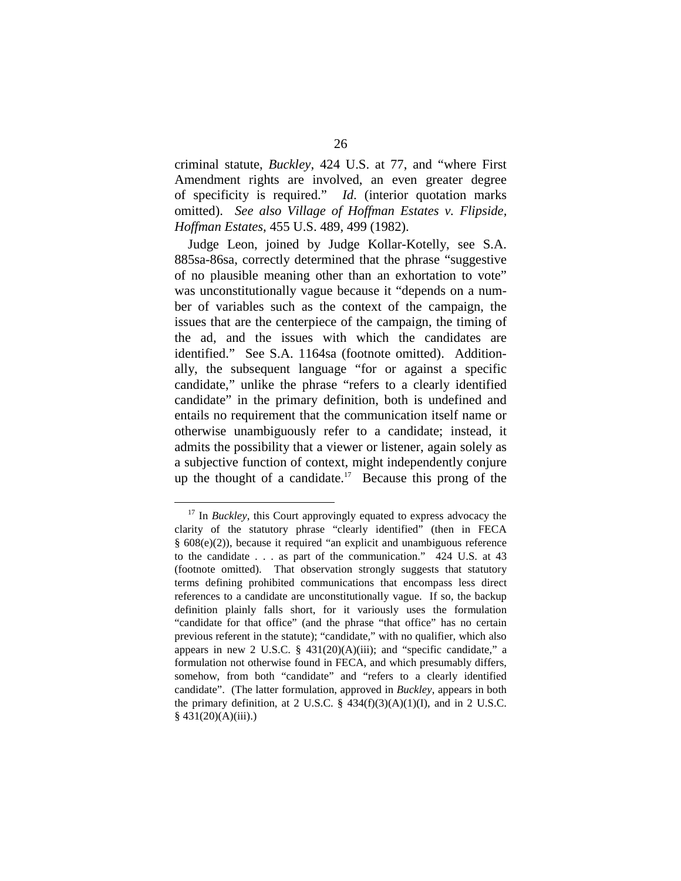criminal statute, *Buckley*, 424 U.S. at 77, and "where First Amendment rights are involved, an even greater degree of specificity is required." *Id.* (interior quotation marks omitted). *See also Village of Hoffman Estates v. Flipside, Hoffman Estates*, 455 U.S. 489, 499 (1982).

Judge Leon, joined by Judge Kollar-Kotelly, see S.A. 885sa-86sa, correctly determined that the phrase "suggestive of no plausible meaning other than an exhortation to vote" was unconstitutionally vague because it "depends on a number of variables such as the context of the campaign, the issues that are the centerpiece of the campaign, the timing of the ad, and the issues with which the candidates are identified." See S.A. 1164sa (footnote omitted). Additionally, the subsequent language "for or against a specific candidate," unlike the phrase "refers to a clearly identified candidate" in the primary definition, both is undefined and entails no requirement that the communication itself name or otherwise unambiguously refer to a candidate; instead, it admits the possibility that a viewer or listener, again solely as a subjective function of context, might independently conjure up the thought of a candidate.[17] Because this prong of the

---

[17] In *Buckley*, this Court approvingly equated to express advocacy the clarity of the statutory phrase "clearly identified" (then in FECA § 608(e)(2)), because it required "an explicit and unambiguous reference to the candidate . . . as part of the communication." 424 U.S. at 43 (footnote omitted). That observation strongly suggests that statutory terms defining prohibited communications that encompass less direct references to a candidate are unconstitutionally vague. If so, the backup definition plainly falls short, for it variously uses the formulation "candidate for that office" (and the phrase "that office" has no certain previous referent in the statute); "candidate," with no qualifier, which also appears in new 2 U.S.C. § 431(20)(A)(iii); and "specific candidate," a formulation not otherwise found in FECA, and which presumably differs, somehow, from both "candidate" and "refers to a clearly identified candidate". (The latter formulation, approved in *Buckley*, appears in both the primary definition, at 2 U.S.C. § 434(f)(3)(A)(1)(I), and in 2 U.S.C. § 431(20)(A)(iii).)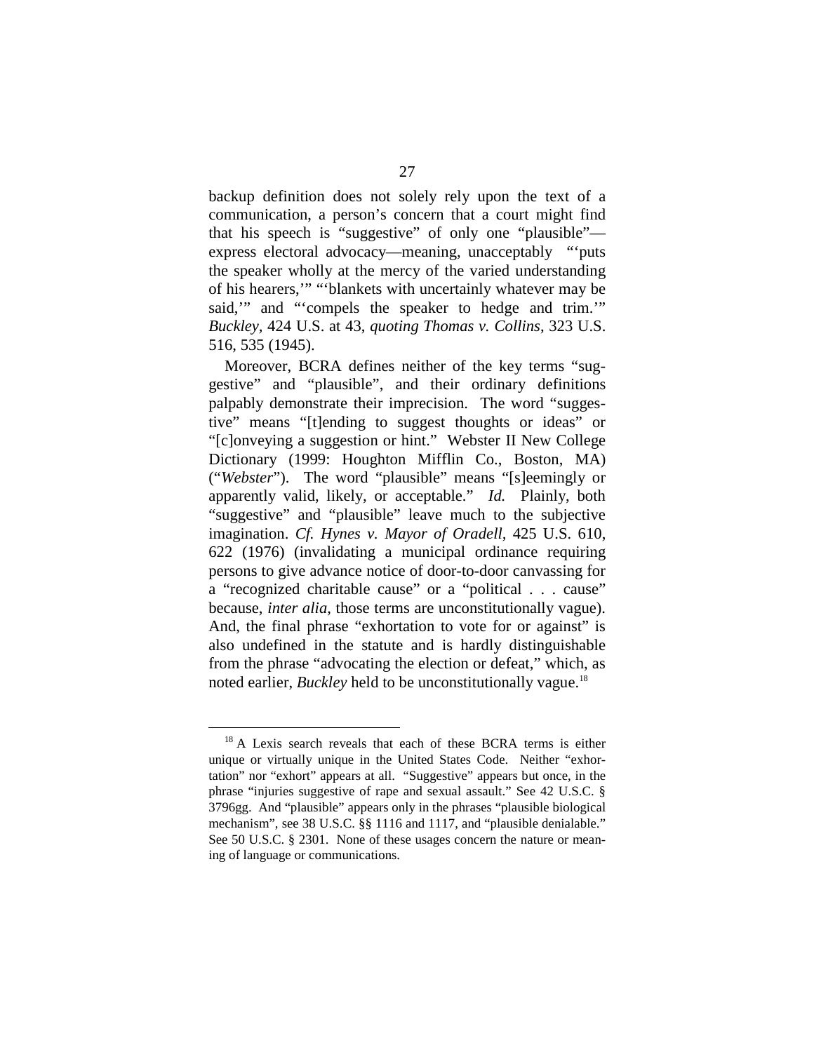backup definition does not solely rely upon the text of a communication, a person's concern that a court might find that his speech is "suggestive" of only one "plausible"—express electoral advocacy—meaning, unacceptably "'puts the speaker wholly at the mercy of the varied understanding of his hearers,'" "'blankets with uncertainly whatever may be said,'" and "'compels the speaker to hedge and trim.'" *Buckley*, 424 U.S. at 43, *quoting Thomas v. Collins*, 323 U.S. 516, 535 (1945).

Moreover, BCRA defines neither of the key terms "suggestive" and "plausible", and their ordinary definitions palpably demonstrate their imprecision. The word "suggestive" means "[t]ending to suggest thoughts or ideas" or "[c]onveying a suggestion or hint." Webster II New College Dictionary (1999: Houghton Mifflin Co., Boston, MA) ("*Webster*"). The word "plausible" means "[s]eemingly or apparently valid, likely, or acceptable." *Id.* Plainly, both "suggestive" and "plausible" leave much to the subjective imagination. *Cf. Hynes v. Mayor of Oradell*, 425 U.S. 610, 622 (1976) (invalidating a municipal ordinance requiring persons to give advance notice of door-to-door canvassing for a "recognized charitable cause" or a "political . . . cause" because, *inter alia*, those terms are unconstitutionally vague). And, the final phrase "exhortation to vote for or against" is also undefined in the statute and is hardly distinguishable from the phrase "advocating the election or defeat," which, as noted earlier, *Buckley* held to be unconstitutionally vague.[18]

---

[18] A Lexis search reveals that each of these BCRA terms is either unique or virtually unique in the United States Code. Neither "exhortation" nor "exhort" appears at all. "Suggestive" appears but once, in the phrase "injuries suggestive of rape and sexual assault." See 42 U.S.C. § 3796gg. And "plausible" appears only in the phrases "plausible biological mechanism", see 38 U.S.C. §§ 1116 and 1117, and "plausible denialable." See 50 U.S.C. § 2301. None of these usages concern the nature or meaning of language or communications.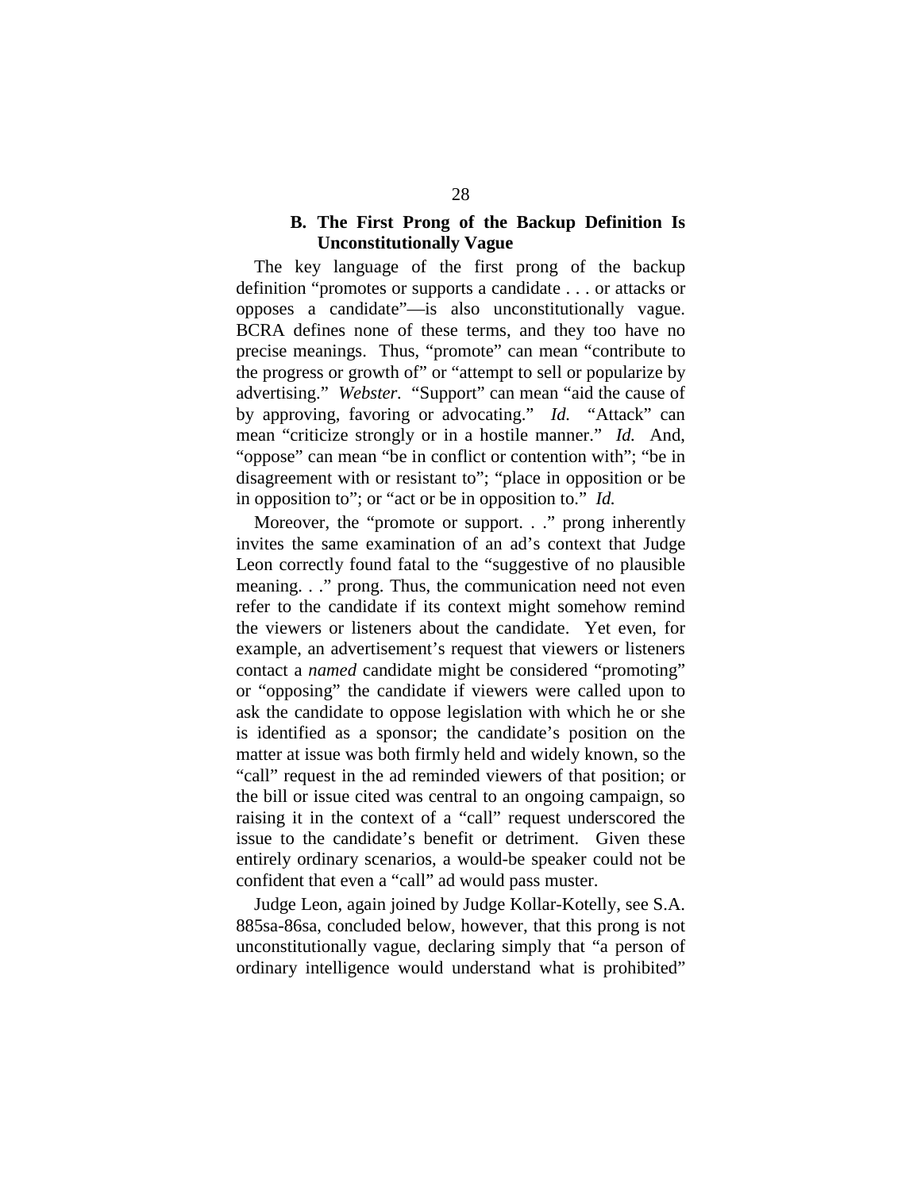### B. The First Prong of the Backup Definition Is Unconstitutionally Vague

The key language of the first prong of the backup definition "promotes or supports a candidate . . . or attacks or opposes a candidate"—is also unconstitutionally vague. BCRA defines none of these terms, and they too have no precise meanings. Thus, "promote" can mean "contribute to the progress or growth of" or "attempt to sell or popularize by advertising." *Webster*. "Support" can mean "aid the cause of by approving, favoring or advocating." *Id.* "Attack" can mean "criticize strongly or in a hostile manner." *Id.* And, "oppose" can mean "be in conflict or contention with"; "be in disagreement with or resistant to"; "place in opposition or be in opposition to"; or "act or be in opposition to." *Id.*

Moreover, the "promote or support. . ." prong inherently invites the same examination of an ad's context that Judge Leon correctly found fatal to the "suggestive of no plausible meaning. . ." prong. Thus, the communication need not even refer to the candidate if its context might somehow remind the viewers or listeners about the candidate. Yet even, for example, an advertisement's request that viewers or listeners contact a *named* candidate might be considered "promoting" or "opposing" the candidate if viewers were called upon to ask the candidate to oppose legislation with which he or she is identified as a sponsor; the candidate's position on the matter at issue was both firmly held and widely known, so the "call" request in the ad reminded viewers of that position; or the bill or issue cited was central to an ongoing campaign, so raising it in the context of a "call" request underscored the issue to the candidate's benefit or detriment. Given these entirely ordinary scenarios, a would-be speaker could not be confident that even a "call" ad would pass muster.

Judge Leon, again joined by Judge Kollar-Kotelly, see S.A. 885sa-86sa, concluded below, however, that this prong is not unconstitutionally vague, declaring simply that "a person of ordinary intelligence would understand what is prohibited"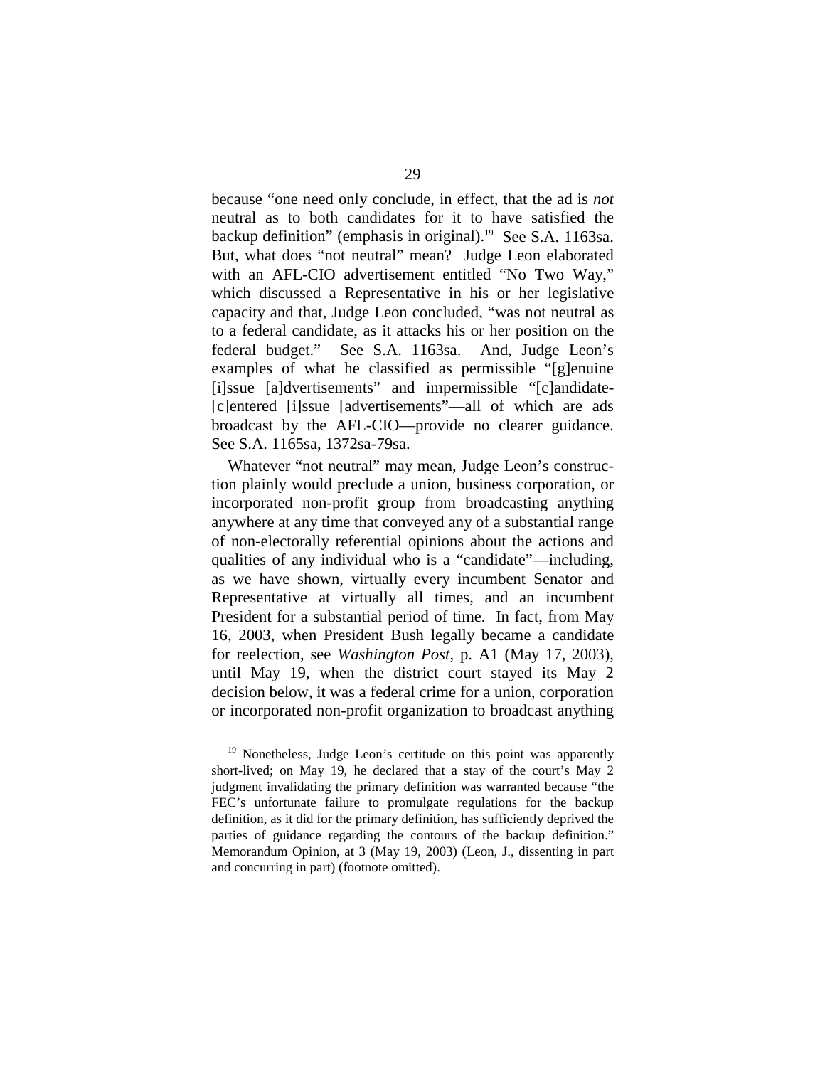because "one need only conclude, in effect, that the ad is *not* neutral as to both candidates for it to have satisfied the backup definition" (emphasis in original).[19] See S.A. 1163sa. But, what does "not neutral" mean? Judge Leon elaborated with an AFL-CIO advertisement entitled "No Two Way," which discussed a Representative in his or her legislative capacity and that, Judge Leon concluded, "was not neutral as to a federal candidate, as it attacks his or her position on the federal budget." See S.A. 1163sa. And, Judge Leon's examples of what he classified as permissible "[g]enuine [i]ssue [a]dvertisements" and impermissible "[c]andidate-[c]entered [i]ssue [advertisements"—all of which are ads broadcast by the AFL-CIO—provide no clearer guidance. See S.A. 1165sa, 1372sa-79sa.

Whatever "not neutral" may mean, Judge Leon's construction plainly would preclude a union, business corporation, or incorporated non-profit group from broadcasting anything anywhere at any time that conveyed any of a substantial range of non-electorally referential opinions about the actions and qualities of any individual who is a "candidate"—including, as we have shown, virtually every incumbent Senator and Representative at virtually all times, and an incumbent President for a substantial period of time. In fact, from May 16, 2003, when President Bush legally became a candidate for reelection, see *Washington Post*, p. A1 (May 17, 2003), until May 19, when the district court stayed its May 2 decision below, it was a federal crime for a union, corporation or incorporated non-profit organization to broadcast anything

---

[19] Nonetheless, Judge Leon's certitude on this point was apparently short-lived; on May 19, he declared that a stay of the court's May 2 judgment invalidating the primary definition was warranted because "the FEC's unfortunate failure to promulgate regulations for the backup definition, as it did for the primary definition, has sufficiently deprived the parties of guidance regarding the contours of the backup definition." Memorandum Opinion, at 3 (May 19, 2003) (Leon, J., dissenting in part and concurring in part) (footnote omitted).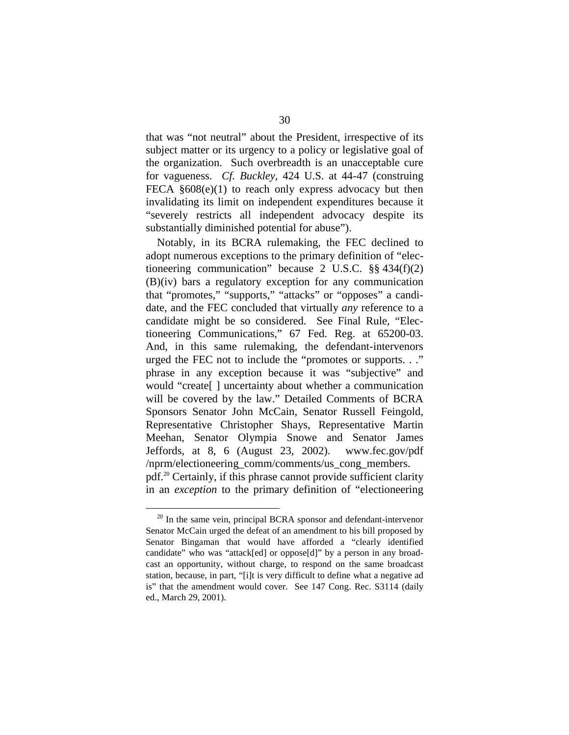that was "not neutral" about the President, irrespective of its subject matter or its urgency to a policy or legislative goal of the organization. Such overbreadth is an unacceptable cure for vagueness. *Cf. Buckley*, 424 U.S. at 44-47 (construing FECA §608(e)(1) to reach only express advocacy but then invalidating its limit on independent expenditures because it "severely restricts all independent advocacy despite its substantially diminished potential for abuse").

Notably, in its BCRA rulemaking, the FEC declined to adopt numerous exceptions to the primary definition of "electioneering communication" because 2 U.S.C. §§ 434(f)(2)(B)(iv) bars a regulatory exception for any communication that "promotes," "supports," "attacks" or "opposes" a candidate, and the FEC concluded that virtually *any* reference to a candidate might be so considered. See Final Rule, "Electioneering Communications," 67 Fed. Reg. at 65200-03. And, in this same rulemaking, the defendant-intervenors urged the FEC not to include the "promotes or supports. . ." phrase in any exception because it was "subjective" and would "create[ ] uncertainty about whether a communication will be covered by the law." Detailed Comments of BCRA Sponsors Senator John McCain, Senator Russell Feingold, Representative Christopher Shays, Representative Martin Meehan, Senator Olympia Snowe and Senator James Jeffords, at 8, 6 (August 23, 2002). www.fec.gov/pdf/nprm/electioneering_comm/comments/us_cong_members.pdf.[20] Certainly, if this phrase cannot provide sufficient clarity in an *exception* to the primary definition of "electioneering

[20] In the same vein, principal BCRA sponsor and defendant-intervenor Senator McCain urged the defeat of an amendment to his bill proposed by Senator Bingaman that would have afforded a "clearly identified candidate" who was "attack[ed] or oppose[d]" by a person in any broadcast an opportunity, without charge, to respond on the same broadcast station, because, in part, "[i]t is very difficult to define what a negative ad is" that the amendment would cover. See 147 Cong. Rec. S3114 (daily ed., March 29, 2001).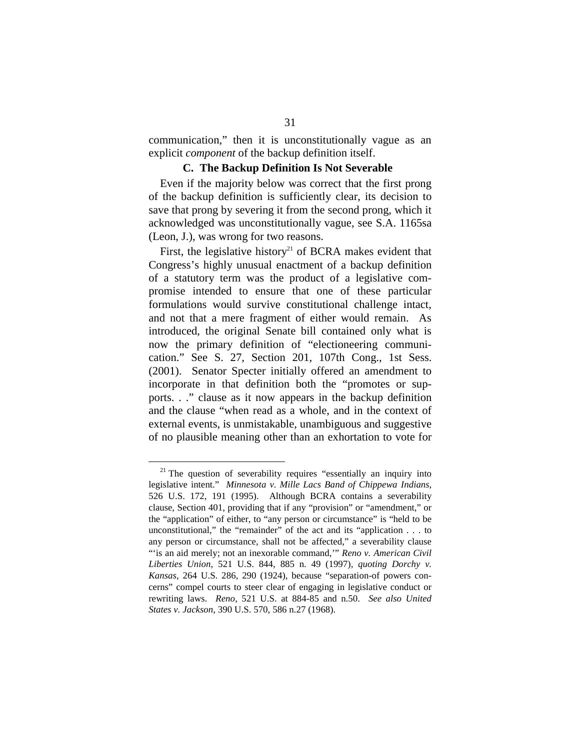communication," then it is unconstitutionally vague as an explicit *component* of the backup definition itself.

### C. The Backup Definition Is Not Severable

Even if the majority below was correct that the first prong of the backup definition is sufficiently clear, its decision to save that prong by severing it from the second prong, which it acknowledged was unconstitutionally vague, see S.A. 1165sa (Leon, J.), was wrong for two reasons.

First, the legislative history[21] of BCRA makes evident that Congress's highly unusual enactment of a backup definition of a statutory term was the product of a legislative compromise intended to ensure that one of these particular formulations would survive constitutional challenge intact, and not that a mere fragment of either would remain. As introduced, the original Senate bill contained only what is now the primary definition of "electioneering communication." See S. 27, Section 201, 107th Cong., 1st Sess. (2001). Senator Specter initially offered an amendment to incorporate in that definition both the "promotes or supports. . ." clause as it now appears in the backup definition and the clause "when read as a whole, and in the context of external events, is unmistakable, unambiguous and suggestive of no plausible meaning other than an exhortation to vote for

---

[21] The question of severability requires "essentially an inquiry into legislative intent." *Minnesota v. Mille Lacs Band of Chippewa Indians*, 526 U.S. 172, 191 (1995). Although BCRA contains a severability clause, Section 401, providing that if any "provision" or "amendment," or the "application" of either, to "any person or circumstance" is "held to be unconstitutional," the "remainder" of the act and its "application . . . to any person or circumstance, shall not be affected," a severability clause "'is an aid merely; not an inexorable command,'" *Reno v. American Civil Liberties Union*, 521 U.S. 844, 885 n. 49 (1997), *quoting Dorchy v. Kansas*, 264 U.S. 286, 290 (1924), because "separation-of powers concerns" compel courts to steer clear of engaging in legislative conduct or rewriting laws. *Reno*, 521 U.S. at 884-85 and n.50. *See also United States v. Jackson*, 390 U.S. 570, 586 n.27 (1968).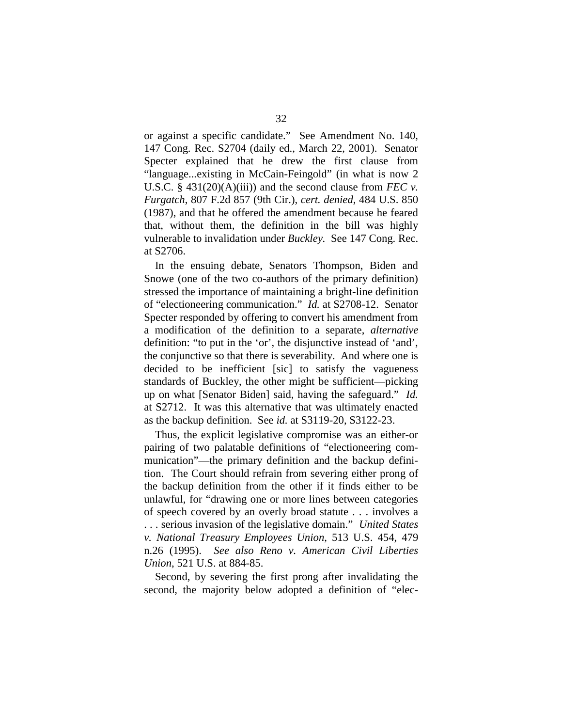or against a specific candidate." See Amendment No. 140, 147 Cong. Rec. S2704 (daily ed., March 22, 2001). Senator Specter explained that he drew the first clause from "language...existing in McCain-Feingold" (in what is now 2 U.S.C. § 431(20)(A)(iii)) and the second clause from *FEC v. Furgatch*, 807 F.2d 857 (9th Cir.), *cert. denied*, 484 U.S. 850 (1987), and that he offered the amendment because he feared that, without them, the definition in the bill was highly vulnerable to invalidation under *Buckley*. See 147 Cong. Rec. at S2706.

In the ensuing debate, Senators Thompson, Biden and Snowe (one of the two co-authors of the primary definition) stressed the importance of maintaining a bright-line definition of "electioneering communication." *Id.* at S2708-12. Senator Specter responded by offering to convert his amendment from a modification of the definition to a separate, *alternative* definition: "to put in the 'or', the disjunctive instead of 'and', the conjunctive so that there is severability. And where one is decided to be inefficient [sic] to satisfy the vagueness standards of Buckley, the other might be sufficient—picking up on what [Senator Biden] said, having the safeguard." *Id.* at S2712. It was this alternative that was ultimately enacted as the backup definition. See *id.* at S3119-20, S3122-23.

Thus, the explicit legislative compromise was an either-or pairing of two palatable definitions of "electioneering communication"—the primary definition and the backup definition. The Court should refrain from severing either prong of the backup definition from the other if it finds either to be unlawful, for "drawing one or more lines between categories of speech covered by an overly broad statute . . . involves a . . . serious invasion of the legislative domain." *United States v. National Treasury Employees Union*, 513 U.S. 454, 479 n.26 (1995). *See also Reno v. American Civil Liberties Union*, 521 U.S. at 884-85.

Second, by severing the first prong after invalidating the second, the majority below adopted a definition of "elec-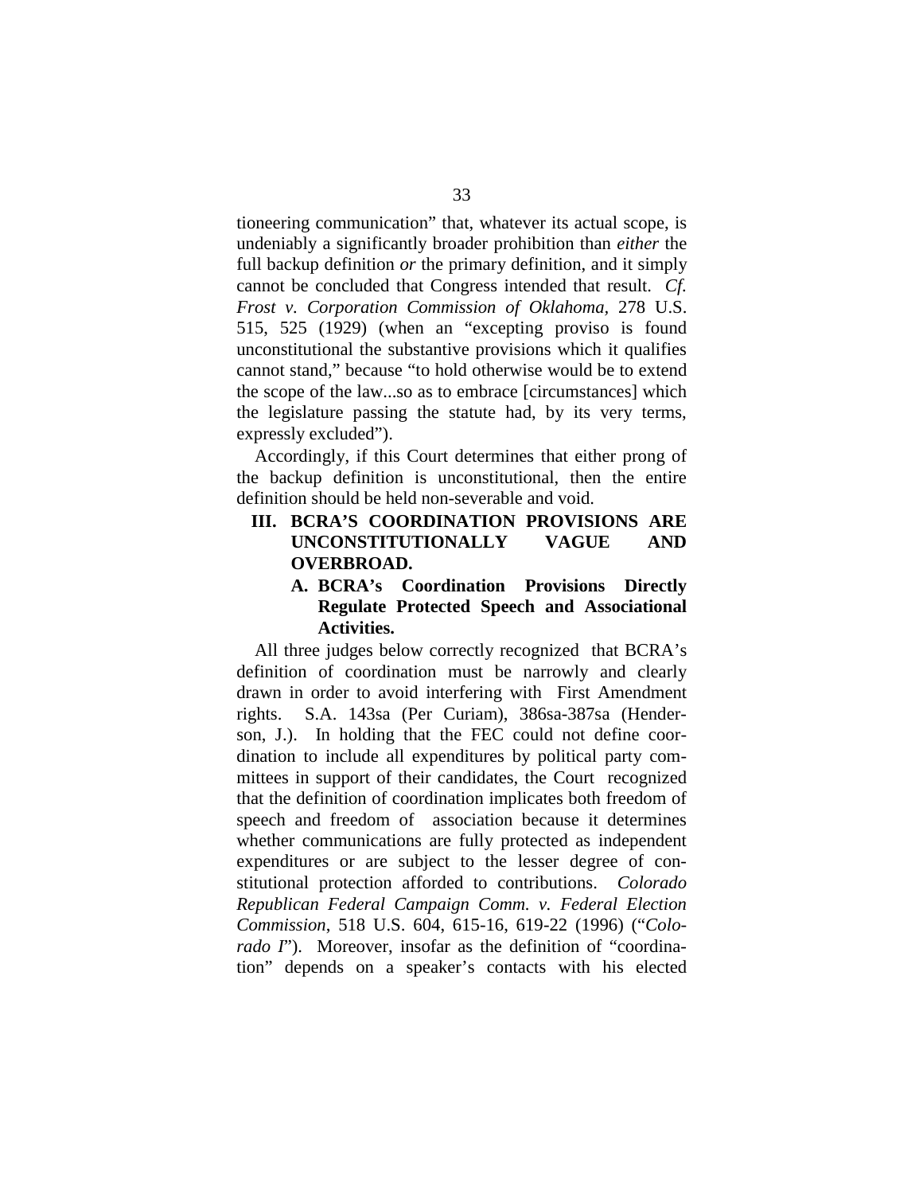tioneering communication" that, whatever its actual scope, is undeniably a significantly broader prohibition than *either* the full backup definition *or* the primary definition, and it simply cannot be concluded that Congress intended that result. *Cf. Frost v. Corporation Commission of Oklahoma*, 278 U.S. 515, 525 (1929) (when an "excepting proviso is found unconstitutional the substantive provisions which it qualifies cannot stand," because "to hold otherwise would be to extend the scope of the law...so as to embrace [circumstances] which the legislature passing the statute had, by its very terms, expressly excluded").

Accordingly, if this Court determines that either prong of the backup definition is unconstitutional, then the entire definition should be held non-severable and void.

## III. BCRA'S COORDINATION PROVISIONS ARE UNCONSTITUTIONALLY VAGUE AND OVERBROAD.

### A. BCRA's Coordination Provisions Directly Regulate Protected Speech and Associational Activities.

All three judges below correctly recognized that BCRA's definition of coordination must be narrowly and clearly drawn in order to avoid interfering with First Amendment rights. S.A. 143sa (Per Curiam), 386sa-387sa (Henderson, J.). In holding that the FEC could not define coordination to include all expenditures by political party committees in support of their candidates, the Court recognized that the definition of coordination implicates both freedom of speech and freedom of association because it determines whether communications are fully protected as independent expenditures or are subject to the lesser degree of constitutional protection afforded to contributions. *Colorado Republican Federal Campaign Comm. v. Federal Election Commission*, 518 U.S. 604, 615-16, 619-22 (1996) ("*Colorado I*"). Moreover, insofar as the definition of "coordination" depends on a speaker's contacts with his elected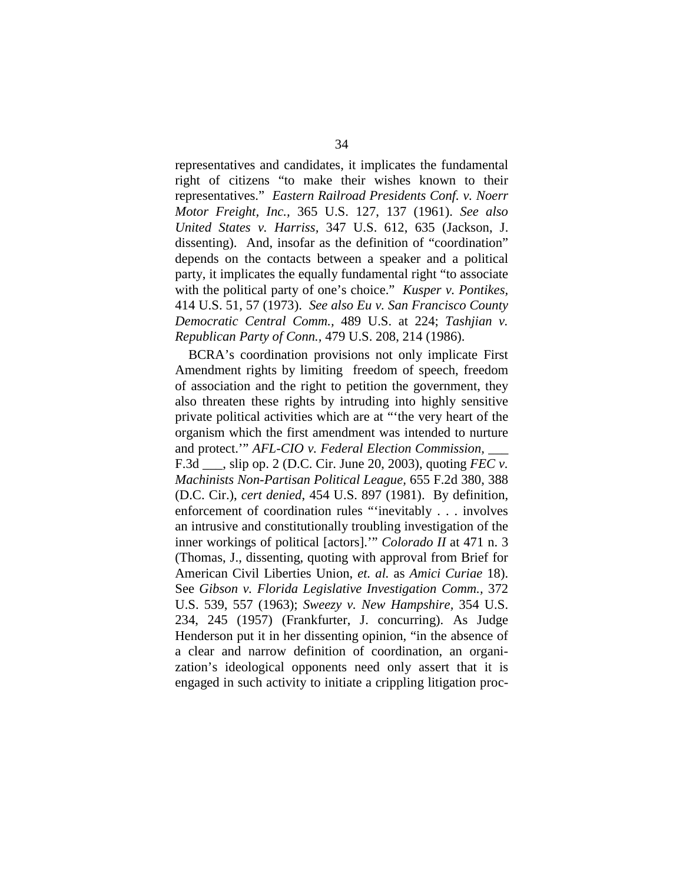representatives and candidates, it implicates the fundamental right of citizens "to make their wishes known to their representatives." *Eastern Railroad Presidents Conf. v. Noerr Motor Freight, Inc.*, 365 U.S. 127, 137 (1961). *See also United States v. Harriss*, 347 U.S. 612, 635 (Jackson, J. dissenting). And, insofar as the definition of "coordination" depends on the contacts between a speaker and a political party, it implicates the equally fundamental right "to associate with the political party of one's choice." *Kusper v. Pontikes*, 414 U.S. 51, 57 (1973). *See also Eu v. San Francisco County Democratic Central Comm.*, 489 U.S. at 224; *Tashjian v. Republican Party of Conn.*, 479 U.S. 208, 214 (1986).

BCRA's coordination provisions not only implicate First Amendment rights by limiting freedom of speech, freedom of association and the right to petition the government, they also threaten these rights by intruding into highly sensitive private political activities which are at "'the very heart of the organism which the first amendment was intended to nurture and protect.'" *AFL-CIO v. Federal Election Commission*, ___ F.3d ___, slip op. 2 (D.C. Cir. June 20, 2003), quoting *FEC v. Machinists Non-Partisan Political League*, 655 F.2d 380, 388 (D.C. Cir.), *cert denied*, 454 U.S. 897 (1981). By definition, enforcement of coordination rules "'inevitably . . . involves an intrusive and constitutionally troubling investigation of the inner workings of political [actors].'" *Colorado II* at 471 n. 3 (Thomas, J., dissenting, quoting with approval from Brief for American Civil Liberties Union, *et. al.* as *Amici Curiae* 18). See *Gibson v. Florida Legislative Investigation Comm.*, 372 U.S. 539, 557 (1963); *Sweezy v. New Hampshire*, 354 U.S. 234, 245 (1957) (Frankfurter, J. concurring). As Judge Henderson put it in her dissenting opinion, "in the absence of a clear and narrow definition of coordination, an organization's ideological opponents need only assert that it is engaged in such activity to initiate a crippling litigation proc-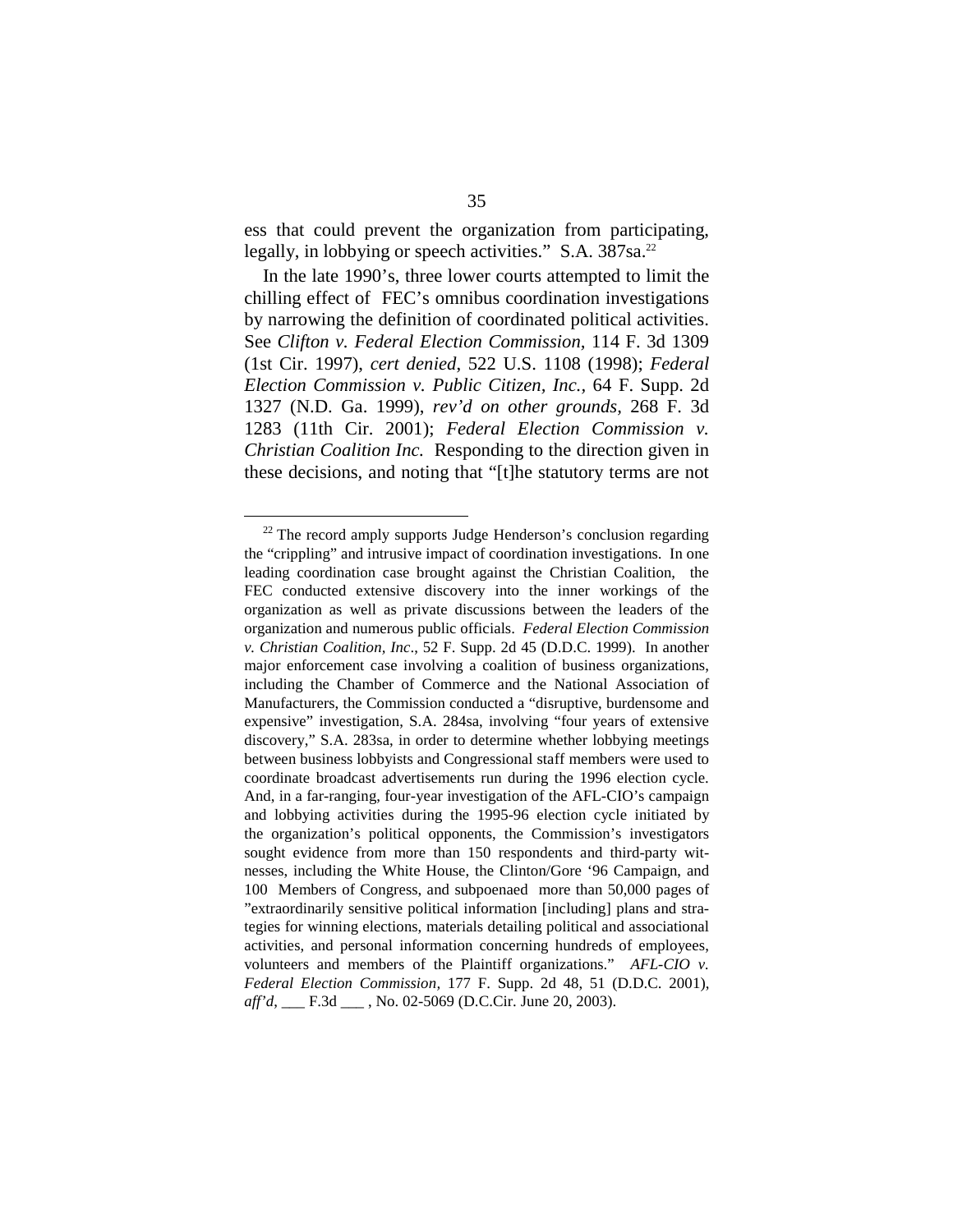ess that could prevent the organization from participating, legally, in lobbying or speech activities." S.A. 387sa.[22]

In the late 1990's, three lower courts attempted to limit the chilling effect of FEC's omnibus coordination investigations by narrowing the definition of coordinated political activities. See *Clifton v. Federal Election Commission*, 114 F. 3d 1309 (1st Cir. 1997), *cert denied*, 522 U.S. 1108 (1998); *Federal Election Commission v. Public Citizen, Inc.*, 64 F. Supp. 2d 1327 (N.D. Ga. 1999), *rev'd on other grounds*, 268 F. 3d 1283 (11th Cir. 2001); *Federal Election Commission v. Christian Coalition Inc.* Responding to the direction given in these decisions, and noting that "[t]he statutory terms are not

---

[22] The record amply supports Judge Henderson's conclusion regarding the "crippling" and intrusive impact of coordination investigations. In one leading coordination case brought against the Christian Coalition, the FEC conducted extensive discovery into the inner workings of the organization as well as private discussions between the leaders of the organization and numerous public officials. *Federal Election Commission v. Christian Coalition, Inc*., 52 F. Supp. 2d 45 (D.D.C. 1999). In another major enforcement case involving a coalition of business organizations, including the Chamber of Commerce and the National Association of Manufacturers, the Commission conducted a "disruptive, burdensome and expensive" investigation, S.A. 284sa, involving "four years of extensive discovery," S.A. 283sa, in order to determine whether lobbying meetings between business lobbyists and Congressional staff members were used to coordinate broadcast advertisements run during the 1996 election cycle. And, in a far-ranging, four-year investigation of the AFL-CIO's campaign and lobbying activities during the 1995-96 election cycle initiated by the organization's political opponents, the Commission's investigators sought evidence from more than 150 respondents and third-party witnesses, including the White House, the Clinton/Gore '96 Campaign, and 100 Members of Congress, and subpoenaed more than 50,000 pages of "extraordinarily sensitive political information [including] plans and strategies for winning elections, materials detailing political and associational activities, and personal information concerning hundreds of employees, volunteers and members of the Plaintiff organizations." *AFL-CIO v. Federal Election Commission*, 177 F. Supp. 2d 48, 51 (D.D.C. 2001), *aff'd*, ___ F.3d ___ , No. 02-5069 (D.C.Cir. June 20, 2003).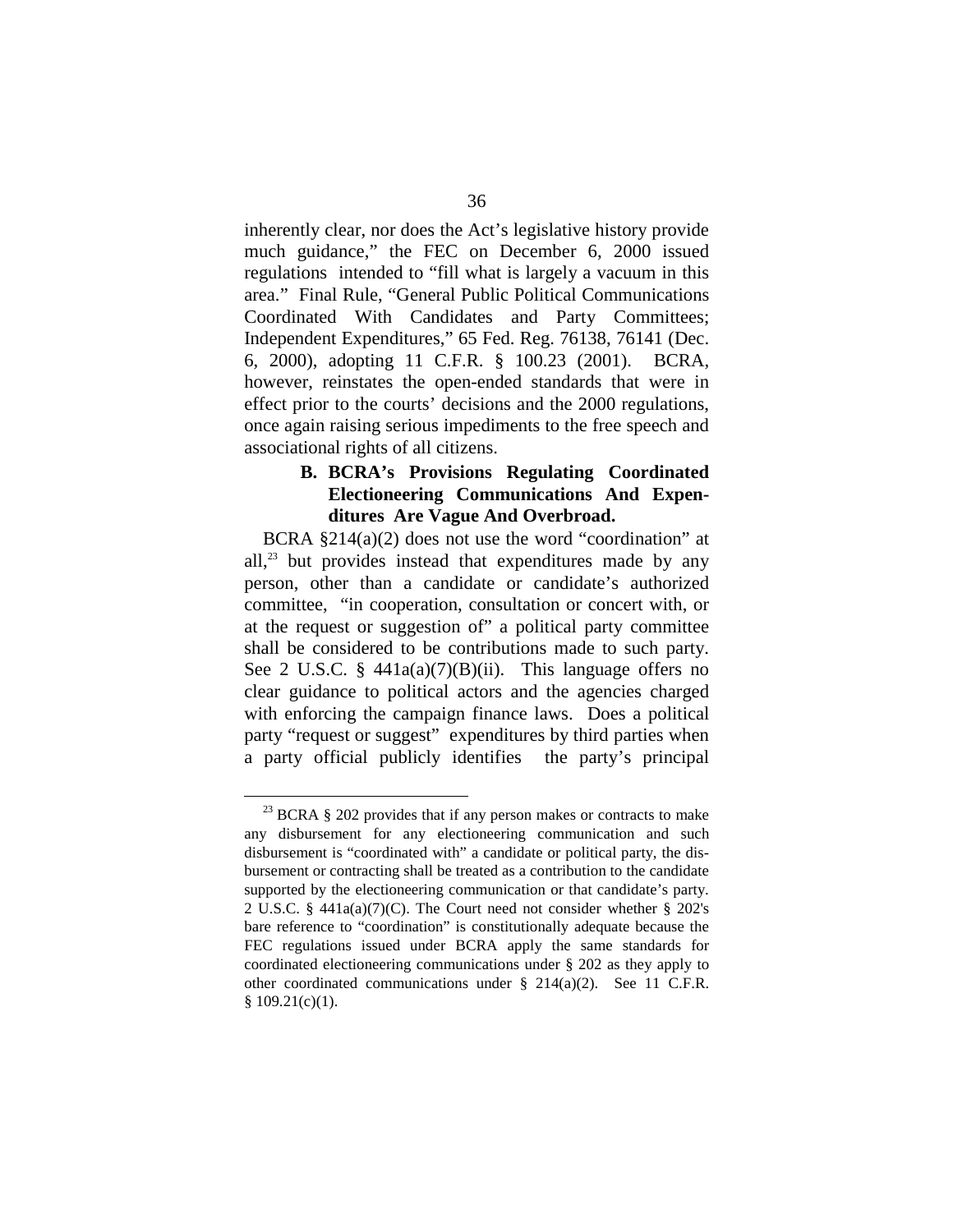inherently clear, nor does the Act's legislative history provide much guidance," the FEC on December 6, 2000 issued regulations intended to "fill what is largely a vacuum in this area." Final Rule, "General Public Political Communications Coordinated With Candidates and Party Committees; Independent Expenditures," 65 Fed. Reg. 76138, 76141 (Dec. 6, 2000), adopting 11 C.F.R. § 100.23 (2001). BCRA, however, reinstates the open-ended standards that were in effect prior to the courts' decisions and the 2000 regulations, once again raising serious impediments to the free speech and associational rights of all citizens.

### B. BCRA's Provisions Regulating Coordinated Electioneering Communications And Expenditures Are Vague And Overbroad.

BCRA §214(a)(2) does not use the word "coordination" at all,[23] but provides instead that expenditures made by any person, other than a candidate or candidate's authorized committee, "in cooperation, consultation or concert with, or at the request or suggestion of" a political party committee shall be considered to be contributions made to such party. See 2 U.S.C. § 441a(a)(7)(B)(ii). This language offers no clear guidance to political actors and the agencies charged with enforcing the campaign finance laws. Does a political party "request or suggest" expenditures by third parties when a party official publicly identifies the party's principal

---

[23] BCRA § 202 provides that if any person makes or contracts to make any disbursement for any electioneering communication and such disbursement is "coordinated with" a candidate or political party, the disbursement or contracting shall be treated as a contribution to the candidate supported by the electioneering communication or that candidate's party. 2 U.S.C. § 441a(a)(7)(C). The Court need not consider whether § 202's bare reference to "coordination" is constitutionally adequate because the FEC regulations issued under BCRA apply the same standards for coordinated electioneering communications under § 202 as they apply to other coordinated communications under § 214(a)(2). See 11 C.F.R. § 109.21(c)(1).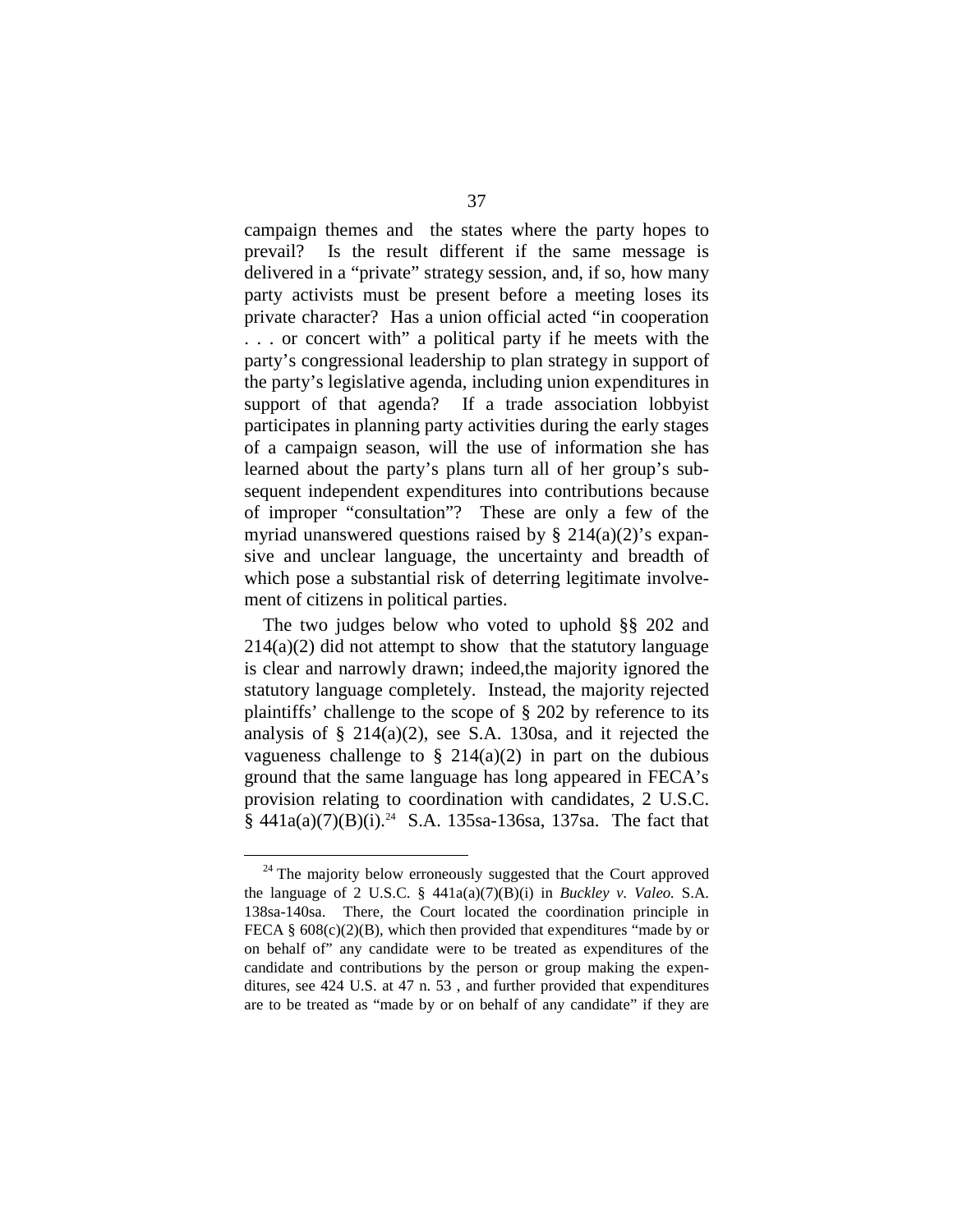campaign themes and the states where the party hopes to prevail? Is the result different if the same message is delivered in a "private" strategy session, and, if so, how many party activists must be present before a meeting loses its private character? Has a union official acted "in cooperation . . . or concert with" a political party if he meets with the party's congressional leadership to plan strategy in support of the party's legislative agenda, including union expenditures in support of that agenda? If a trade association lobbyist participates in planning party activities during the early stages of a campaign season, will the use of information she has learned about the party's plans turn all of her group's subsequent independent expenditures into contributions because of improper "consultation"? These are only a few of the myriad unanswered questions raised by § 214(a)(2)'s expansive and unclear language, the uncertainty and breadth of which pose a substantial risk of deterring legitimate involvement of citizens in political parties.

The two judges below who voted to uphold §§ 202 and 214(a)(2) did not attempt to show that the statutory language is clear and narrowly drawn; indeed,the majority ignored the statutory language completely. Instead, the majority rejected plaintiffs' challenge to the scope of § 202 by reference to its analysis of § 214(a)(2), see S.A. 130sa, and it rejected the vagueness challenge to § 214(a)(2) in part on the dubious ground that the same language has long appeared in FECA's provision relating to coordination with candidates, 2 U.S.C. § 441a(a)(7)(B)(i).[24] S.A. 135sa-136sa, 137sa. The fact that

[24] The majority below erroneously suggested that the Court approved the language of 2 U.S.C. § 441a(a)(7)(B)(i) in *Buckley v. Valeo.* S.A. 138sa-140sa. There, the Court located the coordination principle in FECA § 608(c)(2)(B), which then provided that expenditures "made by or on behalf of" any candidate were to be treated as expenditures of the candidate and contributions by the person or group making the expenditures, see 424 U.S. at 47 n. 53 , and further provided that expenditures are to be treated as "made by or on behalf of any candidate" if they are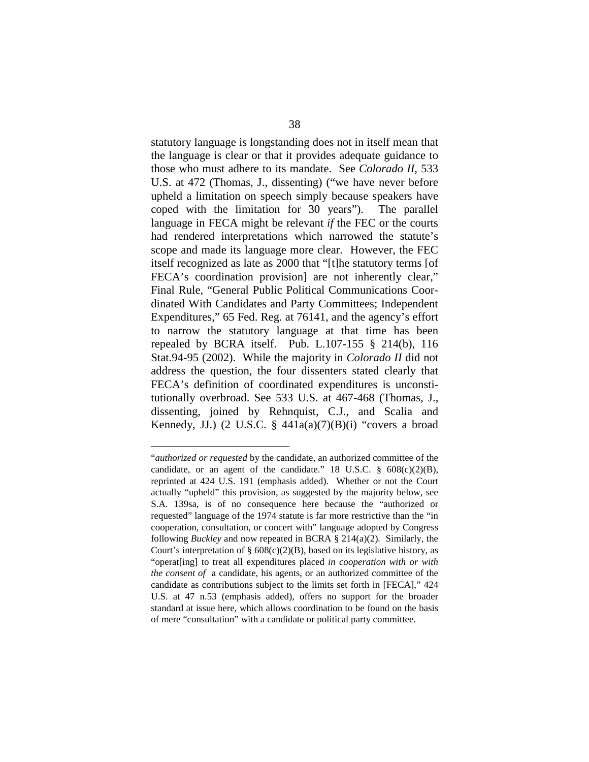statutory language is longstanding does not in itself mean that the language is clear or that it provides adequate guidance to those who must adhere to its mandate. See *Colorado II,* 533 U.S. at 472 (Thomas, J., dissenting) ("we have never before upheld a limitation on speech simply because speakers have coped with the limitation for 30 years"). The parallel language in FECA might be relevant *if* the FEC or the courts had rendered interpretations which narrowed the statute's scope and made its language more clear. However, the FEC itself recognized as late as 2000 that "[t]he statutory terms [of FECA's coordination provision] are not inherently clear," Final Rule, "General Public Political Communications Coordinated With Candidates and Party Committees; Independent Expenditures," 65 Fed. Reg. at 76141, and the agency's effort to narrow the statutory language at that time has been repealed by BCRA itself. Pub. L.107-155 § 214(b), 116 Stat.94-95 (2002). While the majority in *Colorado II* did not address the question, the four dissenters stated clearly that FECA's definition of coordinated expenditures is unconstitutionally overbroad. See 533 U.S. at 467-468 (Thomas, J., dissenting, joined by Rehnquist, C.J., and Scalia and Kennedy, JJ.) (2 U.S.C. § 441a(a)(7)(B)(i) "covers a broad

---

"*authorized or requested* by the candidate, an authorized committee of the candidate, or an agent of the candidate." 18 U.S.C. § 608(c)(2)(B), reprinted at 424 U.S. 191 (emphasis added). Whether or not the Court actually "upheld" this provision, as suggested by the majority below, see S.A. 139sa, is of no consequence here because the "authorized or requested" language of the 1974 statute is far more restrictive than the "in cooperation, consultation, or concert with" language adopted by Congress following *Buckley* and now repeated in BCRA § 214(a)(2). Similarly, the Court's interpretation of § 608(c)(2)(B), based on its legislative history, as "operat[ing] to treat all expenditures placed *in cooperation with or with the consent of* a candidate, his agents, or an authorized committee of the candidate as contributions subject to the limits set forth in [FECA]," 424 U.S. at 47 n.53 (emphasis added), offers no support for the broader standard at issue here, which allows coordination to be found on the basis of mere "consultation" with a candidate or political party committee.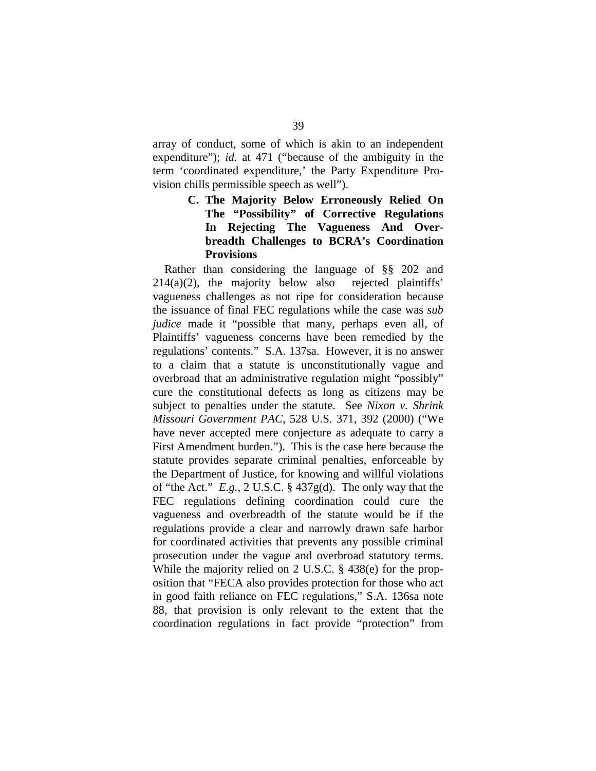array of conduct, some of which is akin to an independent expenditure"); *id.* at 471 ("because of the ambiguity in the term 'coordinated expenditure,' the Party Expenditure Provision chills permissible speech as well").

### C. The Majority Below Erroneously Relied On The "Possibility" of Corrective Regulations In Rejecting The Vagueness And Overbreadth Challenges to BCRA's Coordination Provisions

Rather than considering the language of §§ 202 and 214(a)(2), the majority below also rejected plaintiffs' vagueness challenges as not ripe for consideration because the issuance of final FEC regulations while the case was *sub judice* made it "possible that many, perhaps even all, of Plaintiffs' vagueness concerns have been remedied by the regulations' contents." S.A. 137sa. However, it is no answer to a claim that a statute is unconstitutionally vague and overbroad that an administrative regulation might "possibly" cure the constitutional defects as long as citizens may be subject to penalties under the statute. See *Nixon v. Shrink Missouri Government PAC,* 528 U.S. 371, 392 (2000) ("We have never accepted mere conjecture as adequate to carry a First Amendment burden."). This is the case here because the statute provides separate criminal penalties, enforceable by the Department of Justice, for knowing and willful violations of "the Act." *E.g.*, 2 U.S.C. § 437g(d). The only way that the FEC regulations defining coordination could cure the vagueness and overbreadth of the statute would be if the regulations provide a clear and narrowly drawn safe harbor for coordinated activities that prevents any possible criminal prosecution under the vague and overbroad statutory terms. While the majority relied on 2 U.S.C. § 438(e) for the proposition that "FECA also provides protection for those who act in good faith reliance on FEC regulations," S.A. 136sa note 88, that provision is only relevant to the extent that the coordination regulations in fact provide "protection" from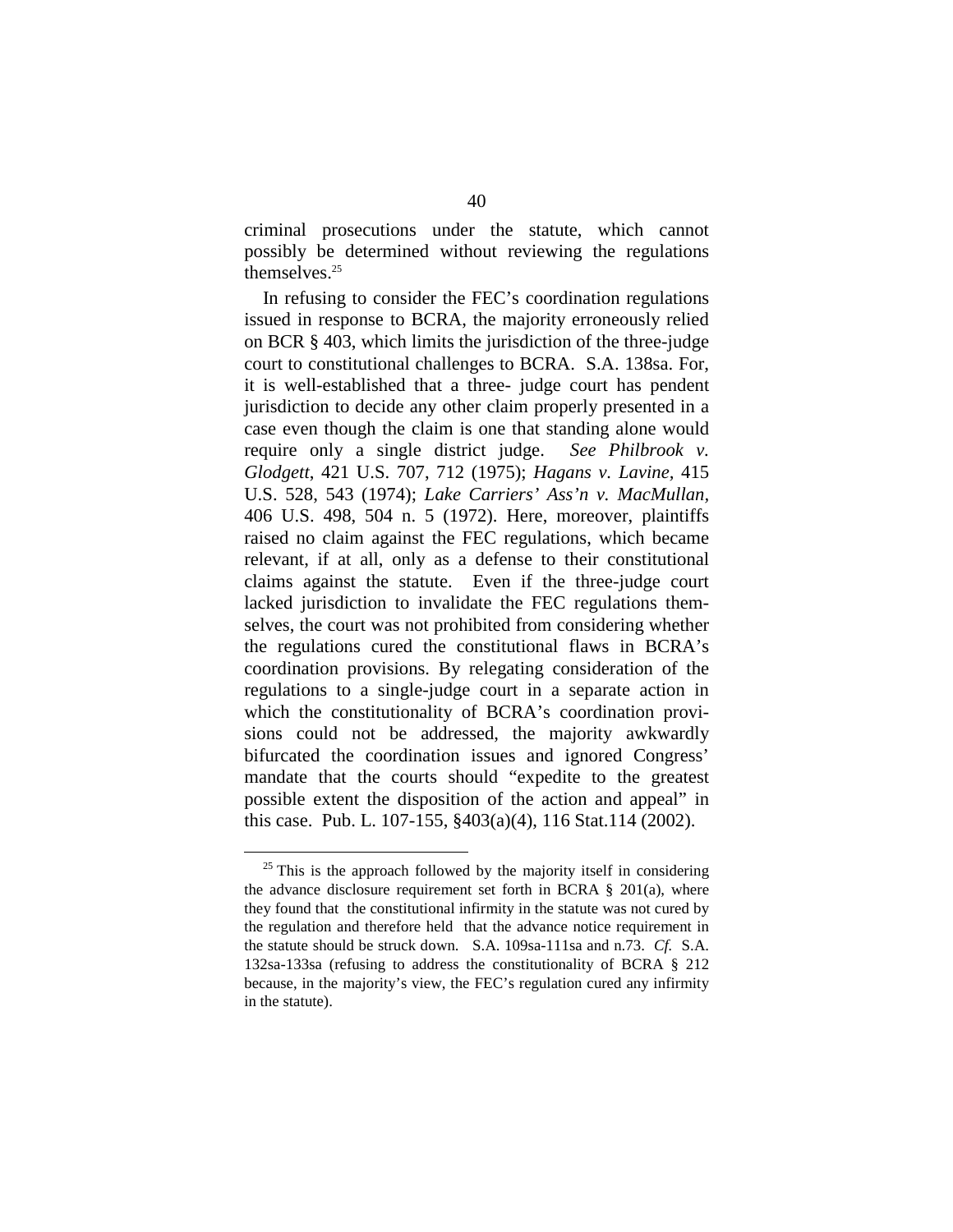criminal prosecutions under the statute, which cannot possibly be determined without reviewing the regulations themselves.[25]

In refusing to consider the FEC's coordination regulations issued in response to BCRA, the majority erroneously relied on BCR § 403, which limits the jurisdiction of the three-judge court to constitutional challenges to BCRA. S.A. 138sa. For, it is well-established that a three- judge court has pendent jurisdiction to decide any other claim properly presented in a case even though the claim is one that standing alone would require only a single district judge. *See Philbrook v. Glodgett*, 421 U.S. 707, 712 (1975); *Hagans v. Lavine*, 415 U.S. 528, 543 (1974); *Lake Carriers' Ass'n v. MacMullan*, 406 U.S. 498, 504 n. 5 (1972). Here, moreover, plaintiffs raised no claim against the FEC regulations, which became relevant, if at all, only as a defense to their constitutional claims against the statute. Even if the three-judge court lacked jurisdiction to invalidate the FEC regulations themselves, the court was not prohibited from considering whether the regulations cured the constitutional flaws in BCRA's coordination provisions. By relegating consideration of the regulations to a single-judge court in a separate action in which the constitutionality of BCRA's coordination provisions could not be addressed, the majority awkwardly bifurcated the coordination issues and ignored Congress' mandate that the courts should "expedite to the greatest possible extent the disposition of the action and appeal" in this case. Pub. L. 107-155, §403(a)(4), 116 Stat.114 (2002).

---

[25] This is the approach followed by the majority itself in considering the advance disclosure requirement set forth in BCRA § 201(a), where they found that the constitutional infirmity in the statute was not cured by the regulation and therefore held that the advance notice requirement in the statute should be struck down. S.A. 109sa-111sa and n.73. *Cf.* S.A. 132sa-133sa (refusing to address the constitutionality of BCRA § 212 because, in the majority's view, the FEC's regulation cured any infirmity in the statute).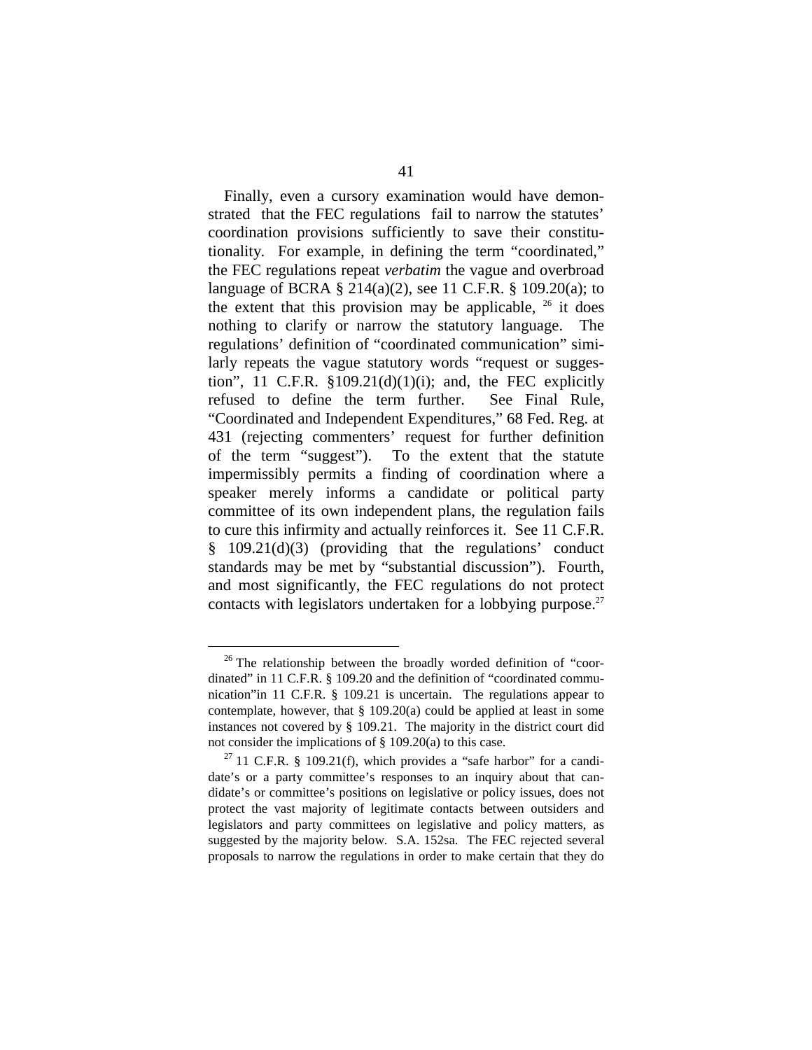Finally, even a cursory examination would have demonstrated that the FEC regulations fail to narrow the statutes' coordination provisions sufficiently to save their constitutionality. For example, in defining the term "coordinated," the FEC regulations repeat *verbatim* the vague and overbroad language of BCRA § 214(a)(2), see 11 C.F.R. § 109.20(a); to the extent that this provision may be applicable, [26] it does nothing to clarify or narrow the statutory language. The regulations' definition of "coordinated communication" similarly repeats the vague statutory words "request or suggestion", 11 C.F.R. §109.21(d)(1)(i); and, the FEC explicitly refused to define the term further. See Final Rule, "Coordinated and Independent Expenditures," 68 Fed. Reg. at 431 (rejecting commenters' request for further definition of the term "suggest"). To the extent that the statute impermissibly permits a finding of coordination where a speaker merely informs a candidate or political party committee of its own independent plans, the regulation fails to cure this infirmity and actually reinforces it. See 11 C.F.R. § 109.21(d)(3) (providing that the regulations' conduct standards may be met by "substantial discussion"). Fourth, and most significantly, the FEC regulations do not protect contacts with legislators undertaken for a lobbying purpose.[27]

---

[26] The relationship between the broadly worded definition of "coordinated" in 11 C.F.R. § 109.20 and the definition of "coordinated communication"in 11 C.F.R. § 109.21 is uncertain. The regulations appear to contemplate, however, that § 109.20(a) could be applied at least in some instances not covered by § 109.21. The majority in the district court did not consider the implications of § 109.20(a) to this case.

[27] 11 C.F.R. § 109.21(f), which provides a "safe harbor" for a candidate's or a party committee's responses to an inquiry about that candidate's or committee's positions on legislative or policy issues, does not protect the vast majority of legitimate contacts between outsiders and legislators and party committees on legislative and policy matters, as suggested by the majority below. S.A. 152sa. The FEC rejected several proposals to narrow the regulations in order to make certain that they do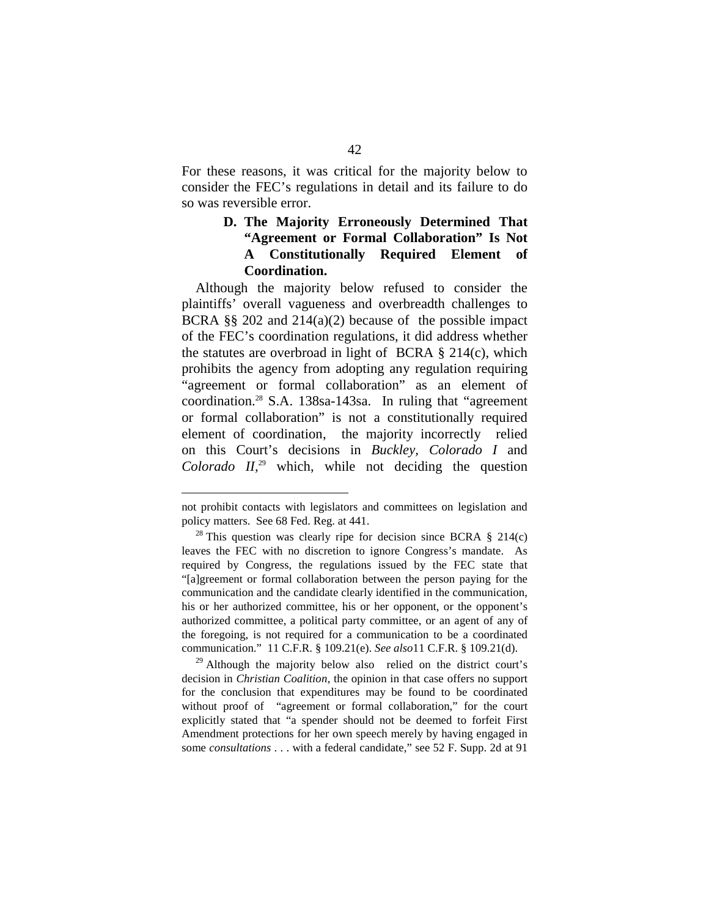For these reasons, it was critical for the majority below to consider the FEC's regulations in detail and its failure to do so was reversible error.

### D. The Majority Erroneously Determined That "Agreement or Formal Collaboration" Is Not A Constitutionally Required Element of Coordination.

Although the majority below refused to consider the plaintiffs' overall vagueness and overbreadth challenges to BCRA §§ 202 and 214(a)(2) because of the possible impact of the FEC's coordination regulations, it did address whether the statutes are overbroad in light of BCRA § 214(c), which prohibits the agency from adopting any regulation requiring "agreement or formal collaboration" as an element of coordination.[28] S.A. 138sa-143sa. In ruling that "agreement or formal collaboration" is not a constitutionally required element of coordination, the majority incorrectly relied on this Court's decisions in *Buckley*, *Colorado I* and *Colorado II*,[29] which, while not deciding the question

---

not prohibit contacts with legislators and committees on legislation and policy matters. See 68 Fed. Reg. at 441.

[28] This question was clearly ripe for decision since BCRA § 214(c) leaves the FEC with no discretion to ignore Congress's mandate. As required by Congress, the regulations issued by the FEC state that "[a]greement or formal collaboration between the person paying for the communication and the candidate clearly identified in the communication, his or her authorized committee, his or her opponent, or the opponent's authorized committee, a political party committee, or an agent of any of the foregoing, is not required for a communication to be a coordinated communication." 11 C.F.R. § 109.21(e). *See also* 11 C.F.R. § 109.21(d).

[29] Although the majority below also relied on the district court's decision in *Christian Coalition*, the opinion in that case offers no support for the conclusion that expenditures may be found to be coordinated without proof of "agreement or formal collaboration," for the court explicitly stated that "a spender should not be deemed to forfeit First Amendment protections for her own speech merely by having engaged in some *consultations* . . . with a federal candidate," see 52 F. Supp. 2d at 91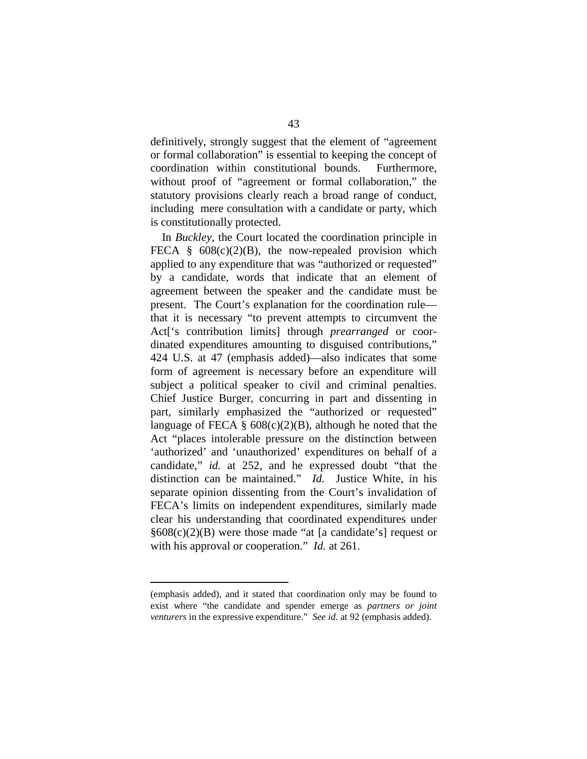definitively, strongly suggest that the element of "agreement or formal collaboration" is essential to keeping the concept of coordination within constitutional bounds. Furthermore, without proof of "agreement or formal collaboration," the statutory provisions clearly reach a broad range of conduct, including mere consultation with a candidate or party, which is constitutionally protected.

In *Buckley*, the Court located the coordination principle in FECA § 608(c)(2)(B), the now-repealed provision which applied to any expenditure that was "authorized or requested" by a candidate, words that indicate that an element of agreement between the speaker and the candidate must be present. The Court's explanation for the coordination rule—that it is necessary "to prevent attempts to circumvent the Act['s contribution limits] through *prearranged* or coordinated expenditures amounting to disguised contributions," 424 U.S. at 47 (emphasis added)—also indicates that some form of agreement is necessary before an expenditure will subject a political speaker to civil and criminal penalties. Chief Justice Burger, concurring in part and dissenting in part, similarly emphasized the "authorized or requested" language of FECA § 608(c)(2)(B), although he noted that the Act "places intolerable pressure on the distinction between 'authorized' and 'unauthorized' expenditures on behalf of a candidate," *id.* at 252, and he expressed doubt "that the distinction can be maintained." *Id.* Justice White, in his separate opinion dissenting from the Court's invalidation of FECA's limits on independent expenditures, similarly made clear his understanding that coordinated expenditures under §608(c)(2)(B) were those made "at [a candidate's] request or with his approval or cooperation." *Id.* at 261.

---

(emphasis added), and it stated that coordination only may be found to exist where "the candidate and spender emerge as *partners or joint venturers* in the expressive expenditure." *See id.* at 92 (emphasis added).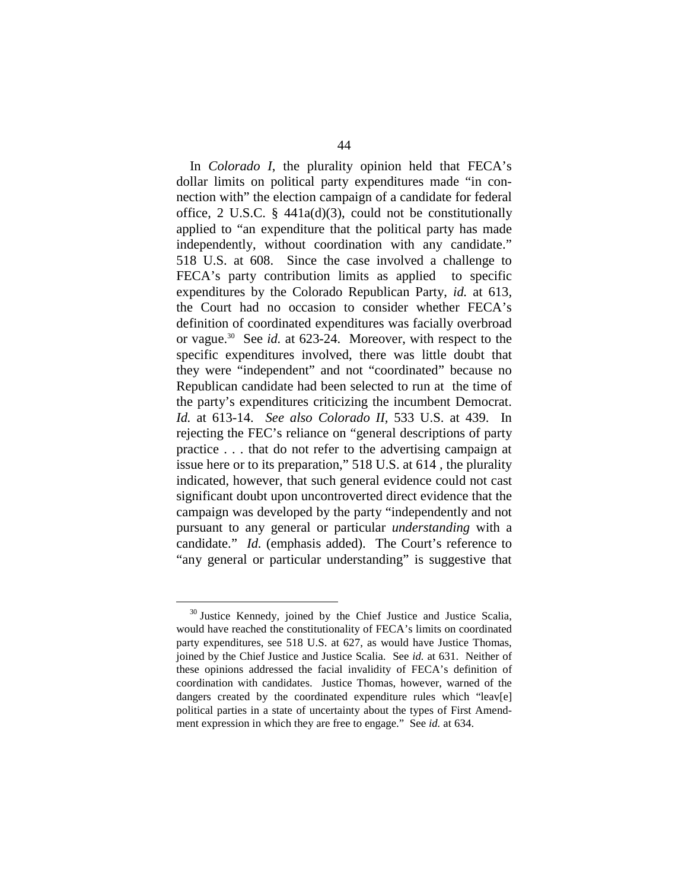In *Colorado I*, the plurality opinion held that FECA's dollar limits on political party expenditures made "in connection with" the election campaign of a candidate for federal office, 2 U.S.C. § 441a(d)(3), could not be constitutionally applied to "an expenditure that the political party has made independently, without coordination with any candidate." 518 U.S. at 608. Since the case involved a challenge to FECA's party contribution limits as applied to specific expenditures by the Colorado Republican Party, *id.* at 613, the Court had no occasion to consider whether FECA's definition of coordinated expenditures was facially overbroad or vague.[30] See *id.* at 623-24. Moreover, with respect to the specific expenditures involved, there was little doubt that they were "independent" and not "coordinated" because no Republican candidate had been selected to run at the time of the party's expenditures criticizing the incumbent Democrat. *Id.* at 613-14. *See also Colorado II,* 533 U.S. at 439. In rejecting the FEC's reliance on "general descriptions of party practice . . . that do not refer to the advertising campaign at issue here or to its preparation," 518 U.S. at 614 , the plurality indicated, however, that such general evidence could not cast significant doubt upon uncontroverted direct evidence that the campaign was developed by the party "independently and not pursuant to any general or particular *understanding* with a candidate." *Id.* (emphasis added). The Court's reference to "any general or particular understanding" is suggestive that

[30] Justice Kennedy, joined by the Chief Justice and Justice Scalia, would have reached the constitutionality of FECA's limits on coordinated party expenditures, see 518 U.S. at 627, as would have Justice Thomas, joined by the Chief Justice and Justice Scalia. See *id.* at 631. Neither of these opinions addressed the facial invalidity of FECA's definition of coordination with candidates. Justice Thomas, however, warned of the dangers created by the coordinated expenditure rules which "leav[e] political parties in a state of uncertainty about the types of First Amendment expression in which they are free to engage." See *id.* at 634.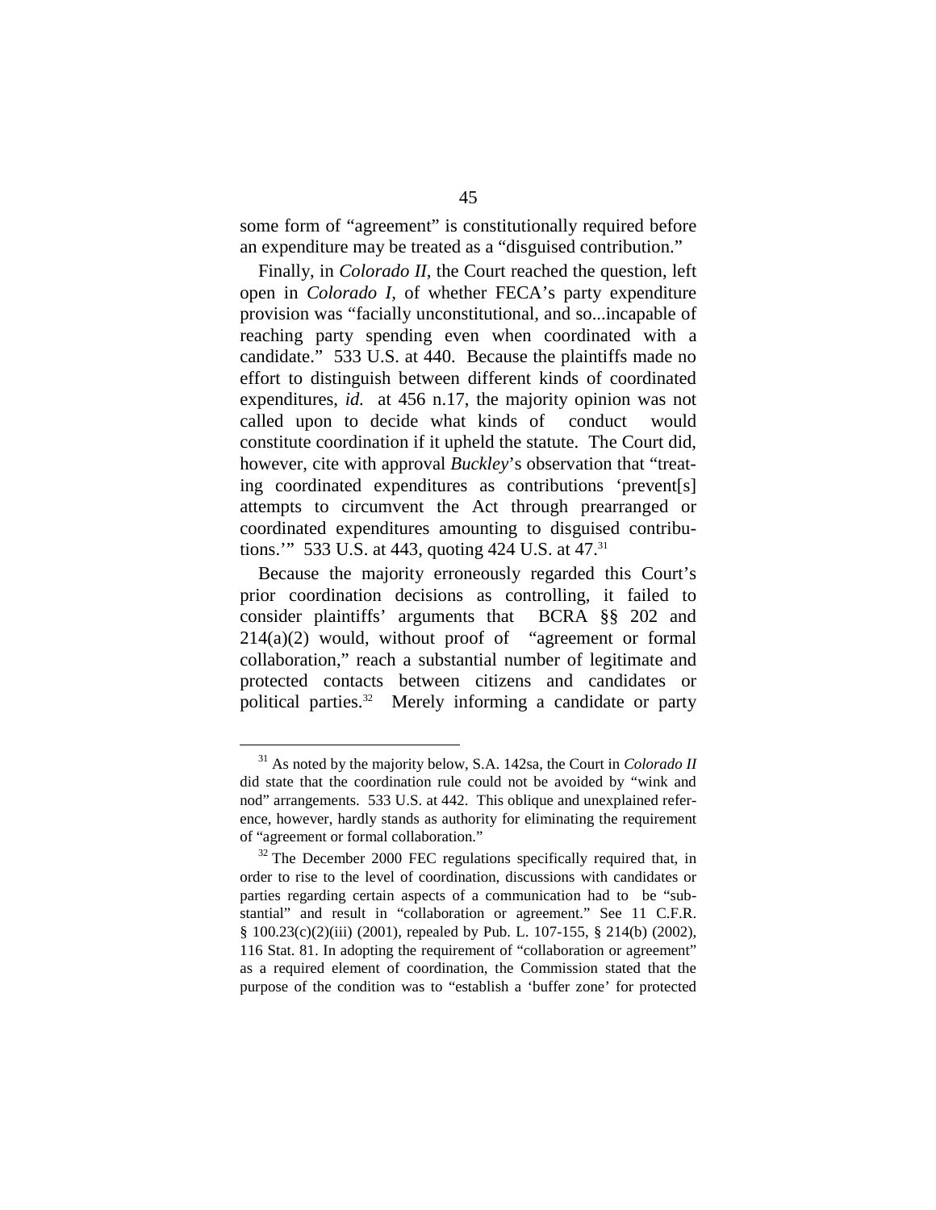some form of "agreement" is constitutionally required before an expenditure may be treated as a "disguised contribution."

Finally, in *Colorado II*, the Court reached the question, left open in *Colorado I*, of whether FECA's party expenditure provision was "facially unconstitutional, and so...incapable of reaching party spending even when coordinated with a candidate." 533 U.S. at 440. Because the plaintiffs made no effort to distinguish between different kinds of coordinated expenditures, *id.* at 456 n.17, the majority opinion was not called upon to decide what kinds of conduct would constitute coordination if it upheld the statute. The Court did, however, cite with approval *Buckley*'s observation that "treating coordinated expenditures as contributions 'prevent[s] attempts to circumvent the Act through prearranged or coordinated expenditures amounting to disguised contributions.'" 533 U.S. at 443, quoting 424 U.S. at 47.[31]

Because the majority erroneously regarded this Court's prior coordination decisions as controlling, it failed to consider plaintiffs' arguments that BCRA §§ 202 and 214(a)(2) would, without proof of "agreement or formal collaboration," reach a substantial number of legitimate and protected contacts between citizens and candidates or political parties.[32] Merely informing a candidate or party

---

[31] As noted by the majority below, S.A. 142sa, the Court in *Colorado II* did state that the coordination rule could not be avoided by "wink and nod" arrangements. 533 U.S. at 442. This oblique and unexplained reference, however, hardly stands as authority for eliminating the requirement of "agreement or formal collaboration."

[32] The December 2000 FEC regulations specifically required that, in order to rise to the level of coordination, discussions with candidates or parties regarding certain aspects of a communication had to be "substantial" and result in "collaboration or agreement." See 11 C.F.R. § 100.23(c)(2)(iii) (2001), repealed by Pub. L. 107-155, § 214(b) (2002), 116 Stat. 81. In adopting the requirement of "collaboration or agreement" as a required element of coordination, the Commission stated that the purpose of the condition was to "establish a 'buffer zone' for protected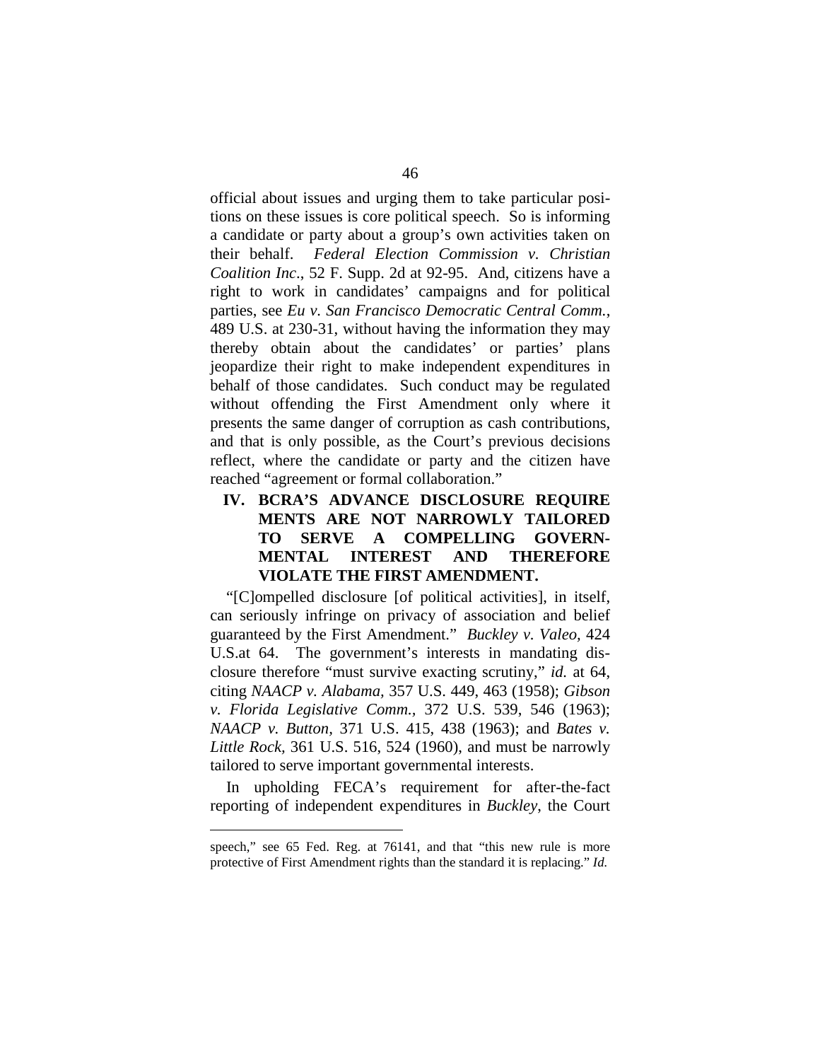official about issues and urging them to take particular positions on these issues is core political speech. So is informing a candidate or party about a group's own activities taken on their behalf. *Federal Election Commission v. Christian Coalition Inc*., 52 F. Supp. 2d at 92-95. And, citizens have a right to work in candidates' campaigns and for political parties, see *Eu v. San Francisco Democratic Central Comm.*, 489 U.S. at 230-31, without having the information they may thereby obtain about the candidates' or parties' plans jeopardize their right to make independent expenditures in behalf of those candidates. Such conduct may be regulated without offending the First Amendment only where it presents the same danger of corruption as cash contributions, and that is only possible, as the Court's previous decisions reflect, where the candidate or party and the citizen have reached "agreement or formal collaboration."

## IV. BCRA'S ADVANCE DISCLOSURE REQUIREMENTS ARE NOT NARROWLY TAILORED TO SERVE A COMPELLING GOVERNMENTAL INTEREST AND THEREFORE VIOLATE THE FIRST AMENDMENT.

"[C]ompelled disclosure [of political activities], in itself, can seriously infringe on privacy of association and belief guaranteed by the First Amendment." *Buckley v. Valeo,* 424 U.S.at 64. The government's interests in mandating disclosure therefore "must survive exacting scrutiny," *id.* at 64, citing *NAACP v. Alabama*, 357 U.S. 449, 463 (1958); *Gibson v. Florida Legislative Comm.*, 372 U.S. 539, 546 (1963); *NAACP v. Button*, 371 U.S. 415, 438 (1963); and *Bates v. Little Rock*, 361 U.S. 516, 524 (1960), and must be narrowly tailored to serve important governmental interests.

In upholding FECA's requirement for after-the-fact reporting of independent expenditures in *Buckley*, the Court

---

speech," see 65 Fed. Reg. at 76141, and that "this new rule is more protective of First Amendment rights than the standard it is replacing." *Id.*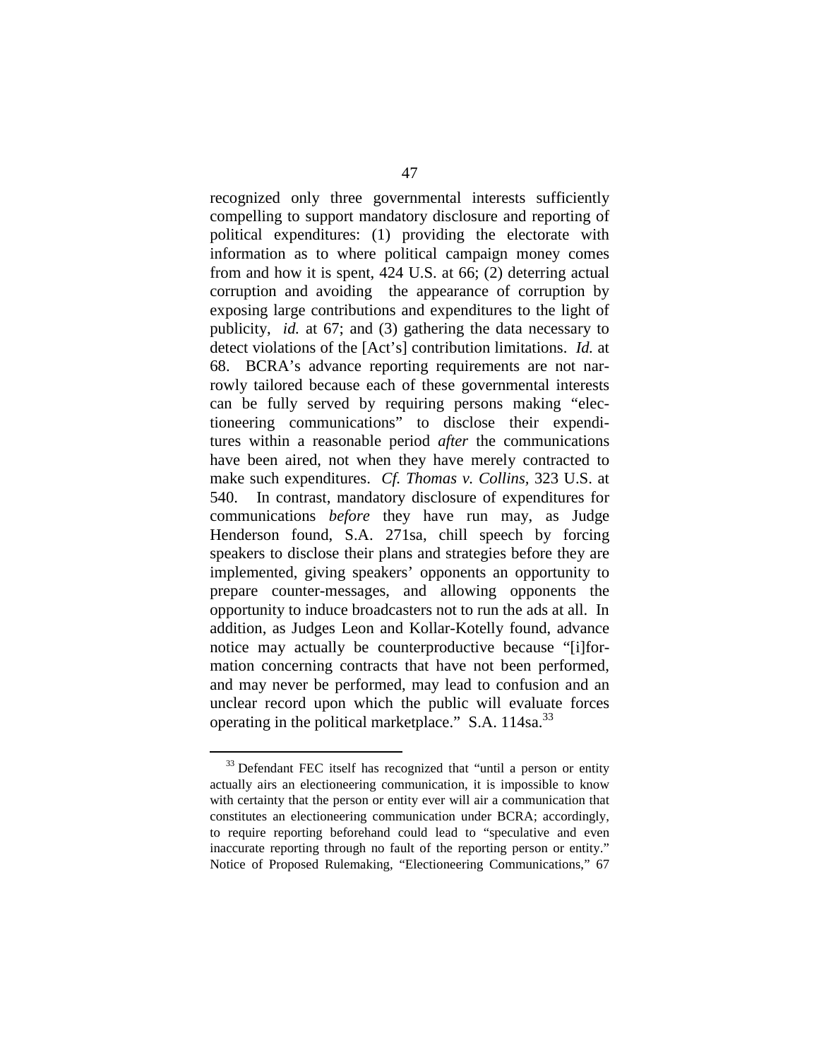recognized only three governmental interests sufficiently compelling to support mandatory disclosure and reporting of political expenditures: (1) providing the electorate with information as to where political campaign money comes from and how it is spent, 424 U.S. at 66; (2) deterring actual corruption and avoiding the appearance of corruption by exposing large contributions and expenditures to the light of publicity, *id.* at 67; and (3) gathering the data necessary to detect violations of the [Act's] contribution limitations. *Id.* at 68. BCRA's advance reporting requirements are not narrowly tailored because each of these governmental interests can be fully served by requiring persons making "electioneering communications" to disclose their expenditures within a reasonable period *after* the communications have been aired, not when they have merely contracted to make such expenditures. *Cf. Thomas v. Collins*, 323 U.S. at 540. In contrast, mandatory disclosure of expenditures for communications *before* they have run may, as Judge Henderson found, S.A. 271sa, chill speech by forcing speakers to disclose their plans and strategies before they are implemented, giving speakers' opponents an opportunity to prepare counter-messages, and allowing opponents the opportunity to induce broadcasters not to run the ads at all. In addition, as Judges Leon and Kollar-Kotelly found, advance notice may actually be counterproductive because "[i]nformation concerning contracts that have not been performed, and may never be performed, may lead to confusion and an unclear record upon which the public will evaluate forces operating in the political marketplace." S.A. 114sa.[33]

---

[33] Defendant FEC itself has recognized that "until a person or entity actually airs an electioneering communication, it is impossible to know with certainty that the person or entity ever will air a communication that constitutes an electioneering communication under BCRA; accordingly, to require reporting beforehand could lead to "speculative and even inaccurate reporting through no fault of the reporting person or entity." Notice of Proposed Rulemaking, "Electioneering Communications," 67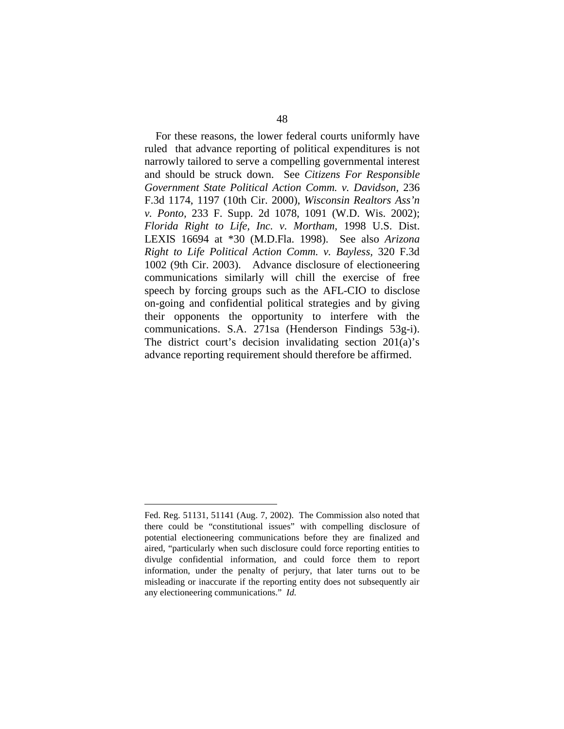For these reasons, the lower federal courts uniformly have ruled that advance reporting of political expenditures is not narrowly tailored to serve a compelling governmental interest and should be struck down. See *Citizens For Responsible Government State Political Action Comm. v. Davidson*, 236 F.3d 1174, 1197 (10th Cir. 2000), *Wisconsin Realtors Ass'n v. Ponto*, 233 F. Supp. 2d 1078, 1091 (W.D. Wis. 2002); *Florida Right to Life, Inc. v. Mortham*, 1998 U.S. Dist. LEXIS 16694 at *30 (M.D.Fla. 1998). See also *Arizona Right to Life Political Action Comm. v. Bayless*, 320 F.3d 1002 (9th Cir. 2003). Advance disclosure of electioneering communications similarly will chill the exercise of free speech by forcing groups such as the AFL-CIO to disclose on-going and confidential political strategies and by giving their opponents the opportunity to interfere with the communications. S.A. 271sa (Henderson Findings 53g-i). The district court's decision invalidating section 201(a)'s advance reporting requirement should therefore be affirmed.

---

Fed. Reg. 51131, 51141 (Aug. 7, 2002). The Commission also noted that there could be "constitutional issues" with compelling disclosure of potential electioneering communications before they are finalized and aired, "particularly when such disclosure could force reporting entities to divulge confidential information, and could force them to report information, under the penalty of perjury, that later turns out to be misleading or inaccurate if the reporting entity does not subsequently air any electioneering communications." *Id.*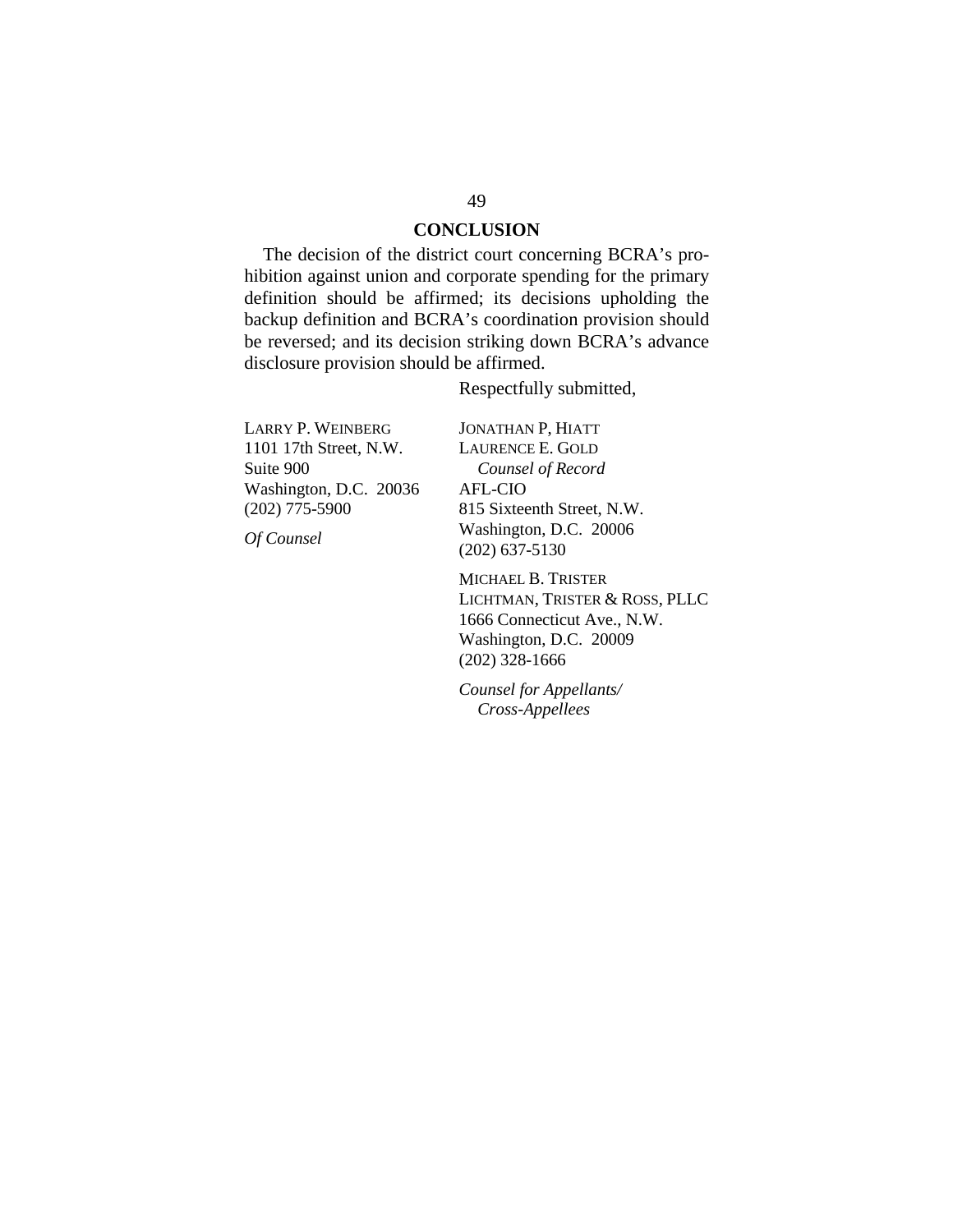## CONCLUSION

The decision of the district court concerning BCRA's prohibition against union and corporate spending for the primary definition should be affirmed; its decisions upholding the backup definition and BCRA's coordination provision should be reversed; and its decision striking down BCRA's advance disclosure provision should be affirmed.

Respectfully submitted,

LARRY P. WEINBERG
1101 17th Street, N.W.
Suite 900
Washington, D.C. 20036
(202) 775-5900

*Of Counsel*

JONATHAN P, HIATT
LAURENCE E. GOLD
*Counsel of Record*
AFL-CIO
815 Sixteenth Street, N.W.
Washington, D.C. 20006
(202) 637-5130

MICHAEL B. TRISTER
LICHTMAN, TRISTER & ROSS, PLLC
1666 Connecticut Ave., N.W.
Washington, D.C. 20009
(202) 328-1666

*Counsel for Appellants/ Cross-Appellees*